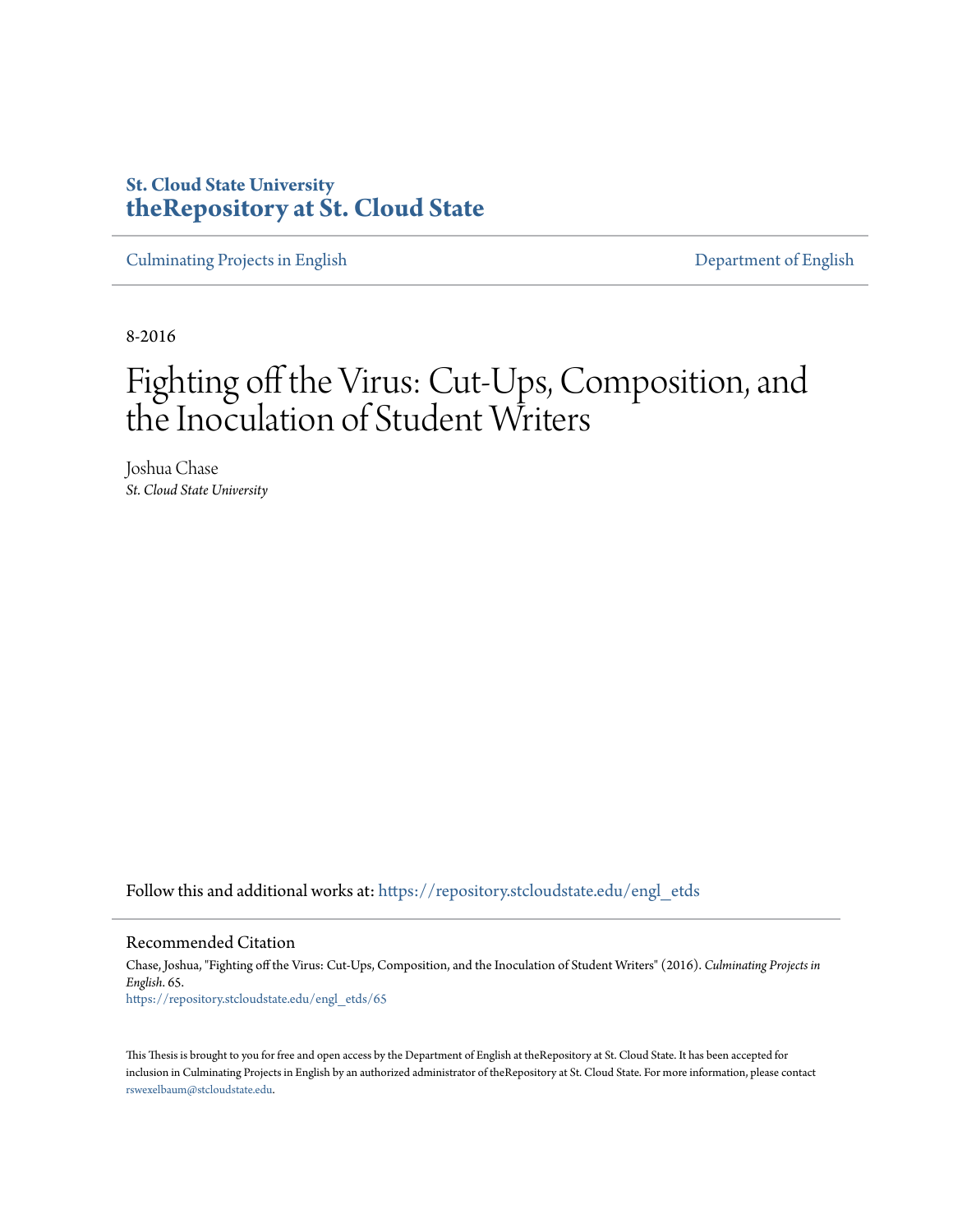**St. Cloud State University**
**theRepository at St. Cloud State**

Culminating Projects in English | Department of English

8-2016

# Fighting off the Virus: Cut-Ups, Composition, and the Inoculation of Student Writers

Joshua Chase
*St. Cloud State University*

Follow this and additional works at: https://repository.stcloudstate.edu/engl_etds

## Recommended Citation

Chase, Joshua, "Fighting off the Virus: Cut-Ups, Composition, and the Inoculation of Student Writers" (2016). *Culminating Projects in English*. 65.
https://repository.stcloudstate.edu/engl_etds/65

This Thesis is brought to you for free and open access by the Department of English at theRepository at St. Cloud State. It has been accepted for inclusion in Culminating Projects in English by an authorized administrator of theRepository at St. Cloud State. For more information, please contact rswexelbaum@stcloudstate.edu.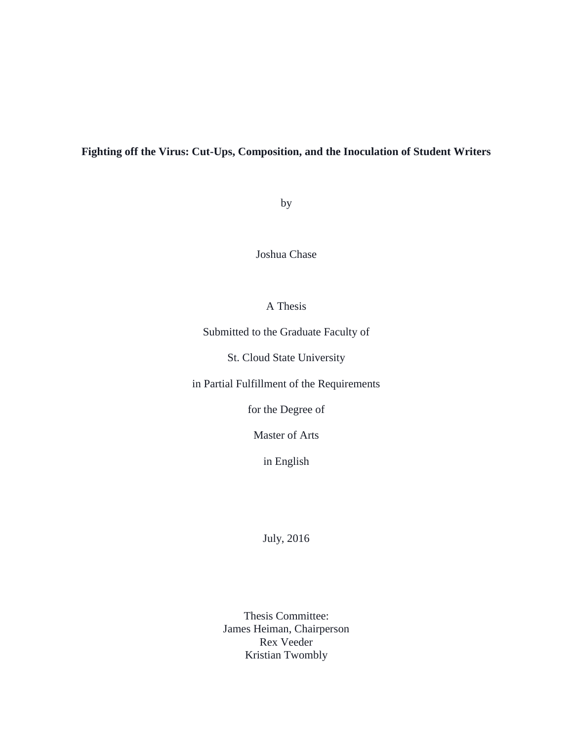**Fighting off the Virus: Cut-Ups, Composition, and the Inoculation of Student Writers**

by

Joshua Chase

A Thesis

Submitted to the Graduate Faculty of

St. Cloud State University

in Partial Fulfillment of the Requirements

for the Degree of

Master of Arts

in English

July, 2016

Thesis Committee:
James Heiman, Chairperson
Rex Veeder
Kristian Twombly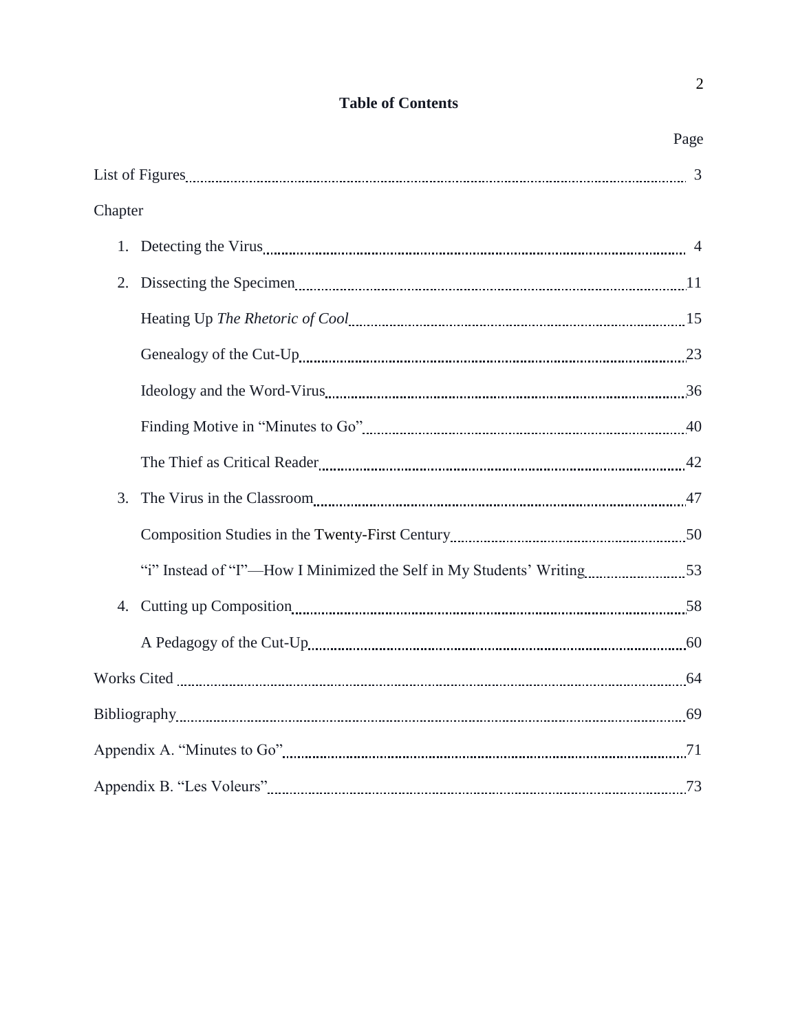# Table of Contents

Page

List of Figures 3

Chapter

1. Detecting the Virus 4
2. Dissecting the Specimen 11

   Heating Up *The Rhetoric of Cool* 15

   Genealogy of the Cut-Up 23

   Ideology and the Word-Virus 36

   Finding Motive in "Minutes to Go" 40

   The Thief as Critical Reader 42
3. The Virus in the Classroom 47

   Composition Studies in the Twenty-First Century 50

   "i" Instead of "I"—How I Minimized the Self in My Students' Writing 53
4. Cutting up Composition 58

   A Pedagogy of the Cut-Up 60

Works Cited 64

Bibliography 69

Appendix A. "Minutes to Go" 71

Appendix B. "Les Voleurs" 73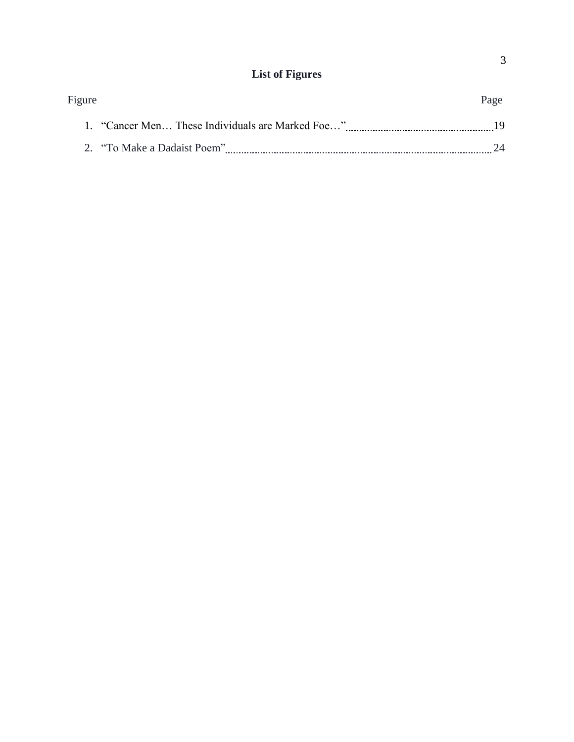# List of Figures

Figure | Page

1. "Cancer Men… These Individuals are Marked Foe…" 19
2. "To Make a Dadaist Poem" 24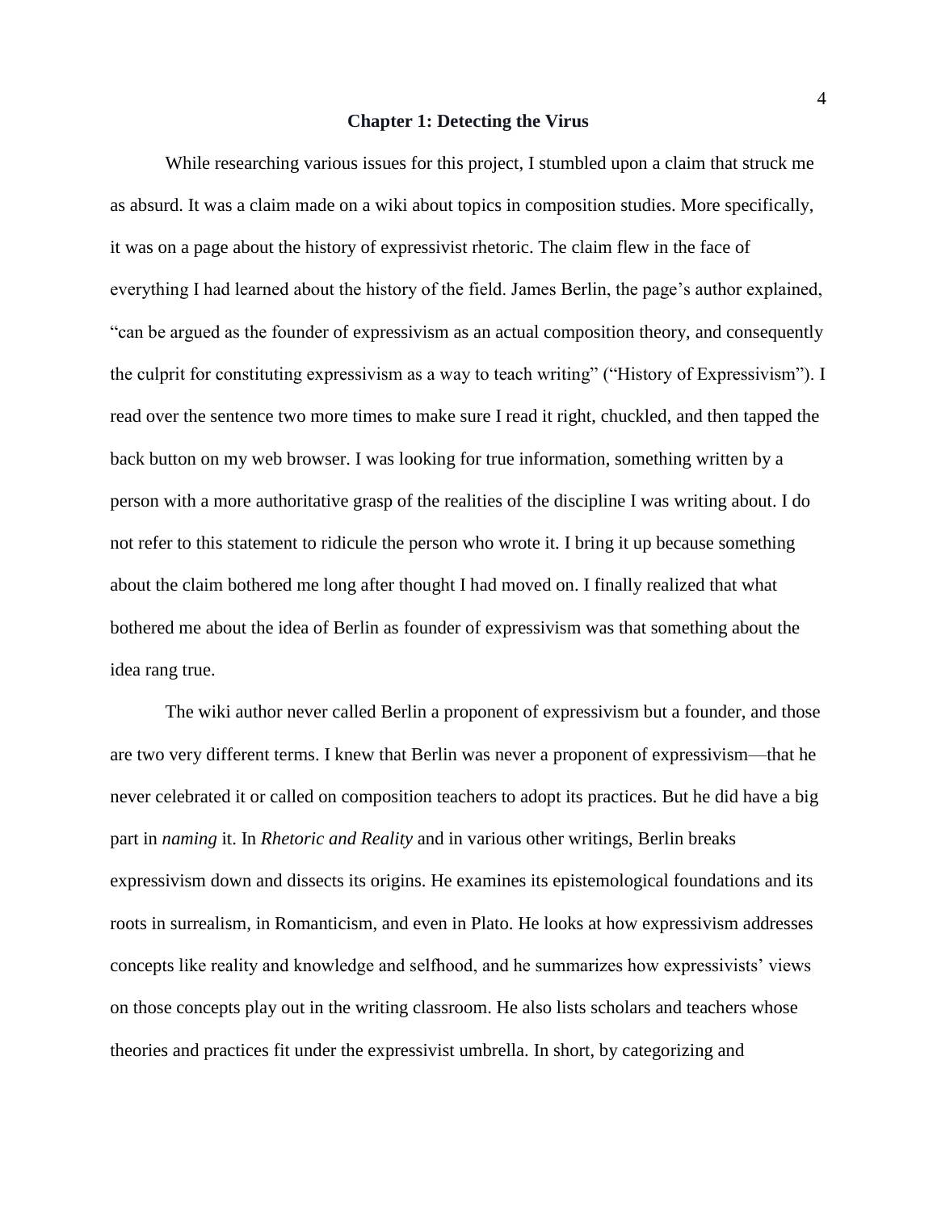## Chapter 1: Detecting the Virus

While researching various issues for this project, I stumbled upon a claim that struck me as absurd. It was a claim made on a wiki about topics in composition studies. More specifically, it was on a page about the history of expressivist rhetoric. The claim flew in the face of everything I had learned about the history of the field. James Berlin, the page's author explained, "can be argued as the founder of expressivism as an actual composition theory, and consequently the culprit for constituting expressivism as a way to teach writing" ("History of Expressivism"). I read over the sentence two more times to make sure I read it right, chuckled, and then tapped the back button on my web browser. I was looking for true information, something written by a person with a more authoritative grasp of the realities of the discipline I was writing about. I do not refer to this statement to ridicule the person who wrote it. I bring it up because something about the claim bothered me long after thought I had moved on. I finally realized that what bothered me about the idea of Berlin as founder of expressivism was that something about the idea rang true.

The wiki author never called Berlin a proponent of expressivism but a founder, and those are two very different terms. I knew that Berlin was never a proponent of expressivism—that he never celebrated it or called on composition teachers to adopt its practices. But he did have a big part in *naming* it. In *Rhetoric and Reality* and in various other writings, Berlin breaks expressivism down and dissects its origins. He examines its epistemological foundations and its roots in surrealism, in Romanticism, and even in Plato. He looks at how expressivism addresses concepts like reality and knowledge and selfhood, and he summarizes how expressivists' views on those concepts play out in the writing classroom. He also lists scholars and teachers whose theories and practices fit under the expressivist umbrella. In short, by categorizing and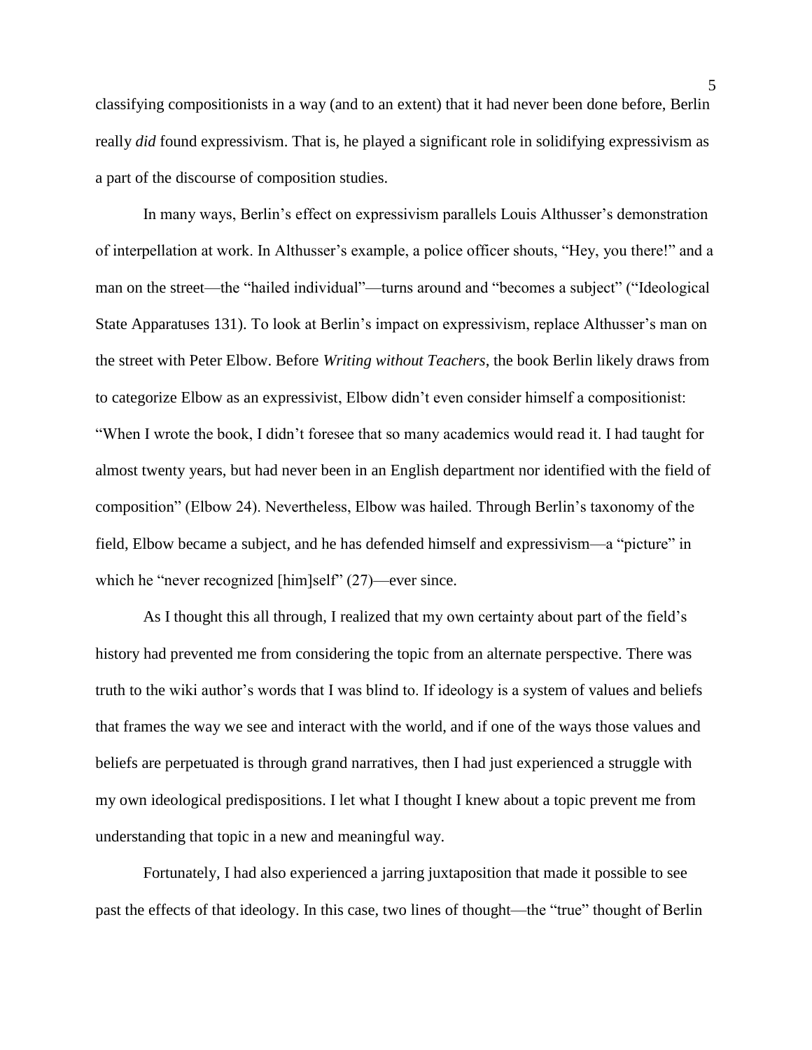classifying compositionists in a way (and to an extent) that it had never been done before, Berlin really *did* found expressivism. That is, he played a significant role in solidifying expressivism as a part of the discourse of composition studies.

In many ways, Berlin's effect on expressivism parallels Louis Althusser's demonstration of interpellation at work. In Althusser's example, a police officer shouts, "Hey, you there!" and a man on the street—the "hailed individual"—turns around and "becomes a subject" ("Ideological State Apparatuses 131). To look at Berlin's impact on expressivism, replace Althusser's man on the street with Peter Elbow. Before *Writing without Teachers*, the book Berlin likely draws from to categorize Elbow as an expressivist, Elbow didn't even consider himself a compositionist: "When I wrote the book, I didn't foresee that so many academics would read it. I had taught for almost twenty years, but had never been in an English department nor identified with the field of composition" (Elbow 24). Nevertheless, Elbow was hailed. Through Berlin's taxonomy of the field, Elbow became a subject, and he has defended himself and expressivism—a "picture" in which he "never recognized [him]self" (27)—ever since.

As I thought this all through, I realized that my own certainty about part of the field's history had prevented me from considering the topic from an alternate perspective. There was truth to the wiki author's words that I was blind to. If ideology is a system of values and beliefs that frames the way we see and interact with the world, and if one of the ways those values and beliefs are perpetuated is through grand narratives, then I had just experienced a struggle with my own ideological predispositions. I let what I thought I knew about a topic prevent me from understanding that topic in a new and meaningful way.

Fortunately, I had also experienced a jarring juxtaposition that made it possible to see past the effects of that ideology. In this case, two lines of thought—the "true" thought of Berlin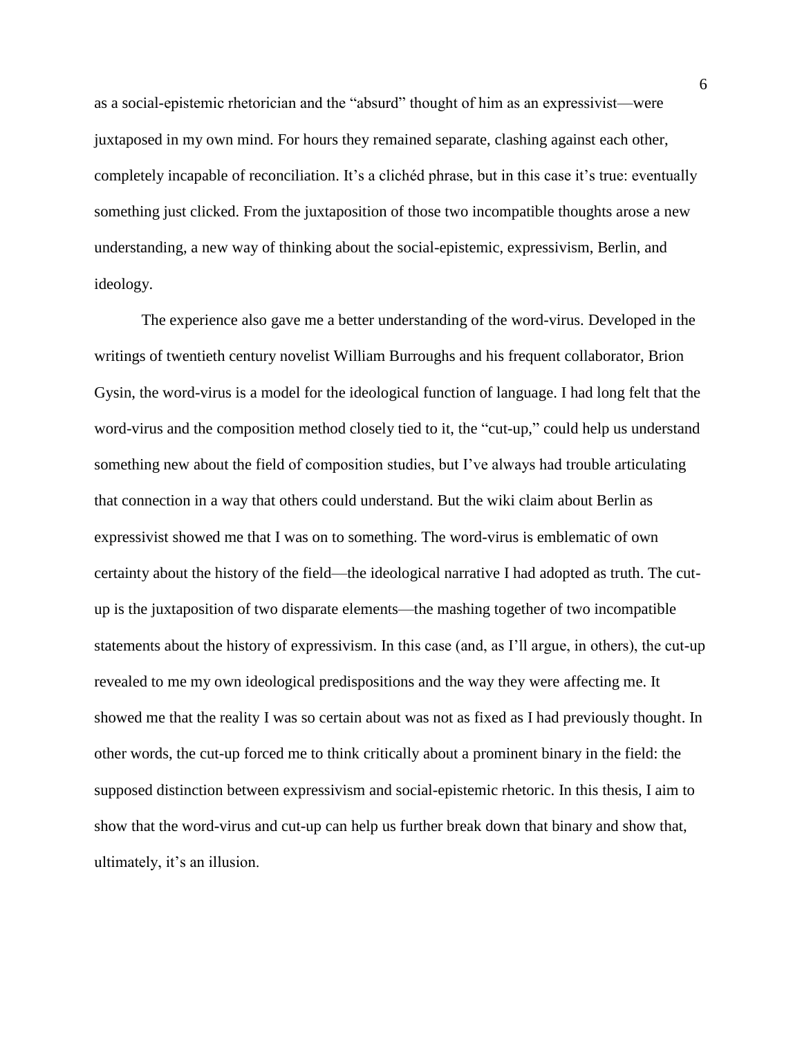as a social-epistemic rhetorician and the "absurd" thought of him as an expressivist—were juxtaposed in my own mind. For hours they remained separate, clashing against each other, completely incapable of reconciliation. It's a clichéd phrase, but in this case it's true: eventually something just clicked. From the juxtaposition of those two incompatible thoughts arose a new understanding, a new way of thinking about the social-epistemic, expressivism, Berlin, and ideology.

The experience also gave me a better understanding of the word-virus. Developed in the writings of twentieth century novelist William Burroughs and his frequent collaborator, Brion Gysin, the word-virus is a model for the ideological function of language. I had long felt that the word-virus and the composition method closely tied to it, the "cut-up," could help us understand something new about the field of composition studies, but I've always had trouble articulating that connection in a way that others could understand. But the wiki claim about Berlin as expressivist showed me that I was on to something. The word-virus is emblematic of own certainty about the history of the field—the ideological narrative I had adopted as truth. The cut-up is the juxtaposition of two disparate elements—the mashing together of two incompatible statements about the history of expressivism. In this case (and, as I'll argue, in others), the cut-up revealed to me my own ideological predispositions and the way they were affecting me. It showed me that the reality I was so certain about was not as fixed as I had previously thought. In other words, the cut-up forced me to think critically about a prominent binary in the field: the supposed distinction between expressivism and social-epistemic rhetoric. In this thesis, I aim to show that the word-virus and cut-up can help us further break down that binary and show that, ultimately, it's an illusion.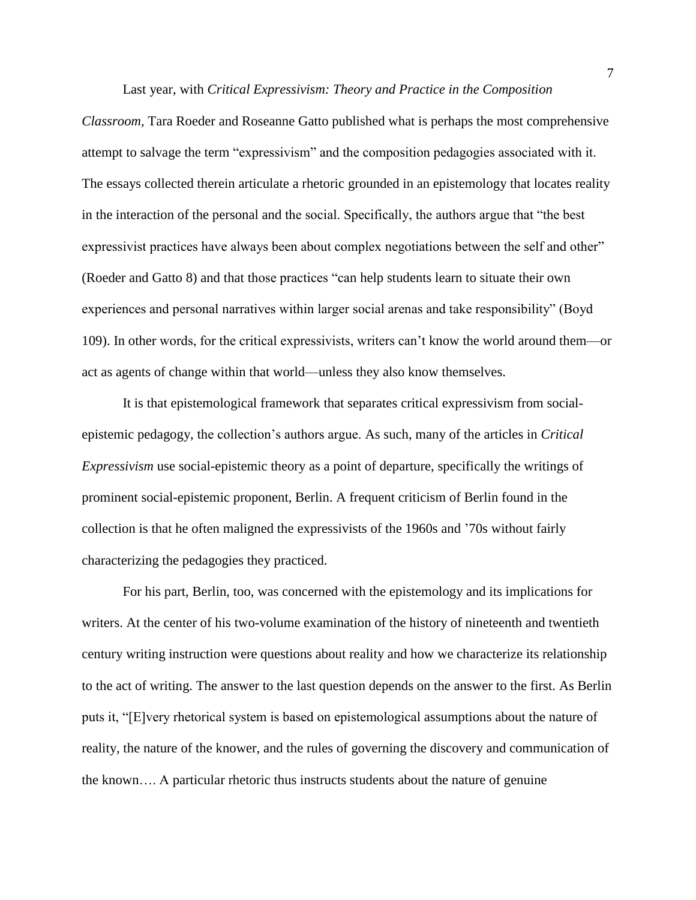Last year, with *Critical Expressivism: Theory and Practice in the Composition Classroom,* Tara Roeder and Roseanne Gatto published what is perhaps the most comprehensive attempt to salvage the term "expressivism" and the composition pedagogies associated with it. The essays collected therein articulate a rhetoric grounded in an epistemology that locates reality in the interaction of the personal and the social. Specifically, the authors argue that "the best expressivist practices have always been about complex negotiations between the self and other" (Roeder and Gatto 8) and that those practices "can help students learn to situate their own experiences and personal narratives within larger social arenas and take responsibility" (Boyd 109). In other words, for the critical expressivists, writers can't know the world around them—or act as agents of change within that world—unless they also know themselves.

It is that epistemological framework that separates critical expressivism from social-epistemic pedagogy, the collection's authors argue. As such, many of the articles in *Critical Expressivism* use social-epistemic theory as a point of departure, specifically the writings of prominent social-epistemic proponent, Berlin. A frequent criticism of Berlin found in the collection is that he often maligned the expressivists of the 1960s and '70s without fairly characterizing the pedagogies they practiced.

For his part, Berlin, too, was concerned with the epistemology and its implications for writers. At the center of his two-volume examination of the history of nineteenth and twentieth century writing instruction were questions about reality and how we characterize its relationship to the act of writing. The answer to the last question depends on the answer to the first. As Berlin puts it, "[E]very rhetorical system is based on epistemological assumptions about the nature of reality, the nature of the knower, and the rules of governing the discovery and communication of the known…. A particular rhetoric thus instructs students about the nature of genuine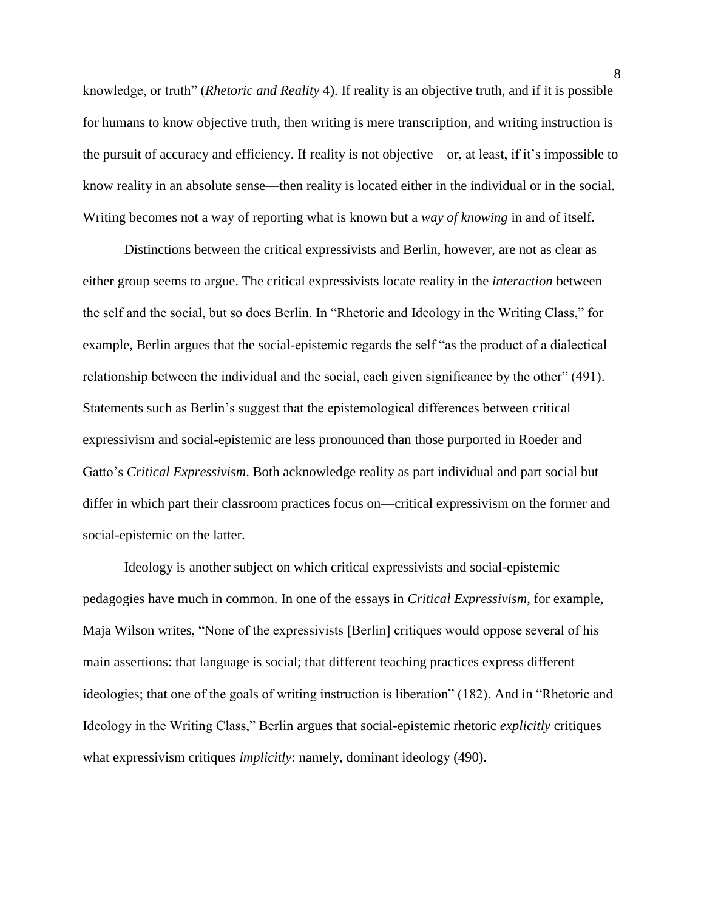knowledge, or truth" (*Rhetoric and Reality* 4). If reality is an objective truth, and if it is possible for humans to know objective truth, then writing is mere transcription, and writing instruction is the pursuit of accuracy and efficiency. If reality is not objective—or, at least, if it's impossible to know reality in an absolute sense—then reality is located either in the individual or in the social. Writing becomes not a way of reporting what is known but a *way of knowing* in and of itself.

Distinctions between the critical expressivists and Berlin, however, are not as clear as either group seems to argue. The critical expressivists locate reality in the *interaction* between the self and the social, but so does Berlin. In "Rhetoric and Ideology in the Writing Class," for example, Berlin argues that the social-epistemic regards the self "as the product of a dialectical relationship between the individual and the social, each given significance by the other" (491). Statements such as Berlin's suggest that the epistemological differences between critical expressivism and social-epistemic are less pronounced than those purported in Roeder and Gatto's *Critical Expressivism*. Both acknowledge reality as part individual and part social but differ in which part their classroom practices focus on—critical expressivism on the former and social-epistemic on the latter.

Ideology is another subject on which critical expressivists and social-epistemic pedagogies have much in common. In one of the essays in *Critical Expressivism*, for example, Maja Wilson writes, "None of the expressivists [Berlin] critiques would oppose several of his main assertions: that language is social; that different teaching practices express different ideologies; that one of the goals of writing instruction is liberation" (182). And in "Rhetoric and Ideology in the Writing Class," Berlin argues that social-epistemic rhetoric *explicitly* critiques what expressivism critiques *implicitly*: namely, dominant ideology (490).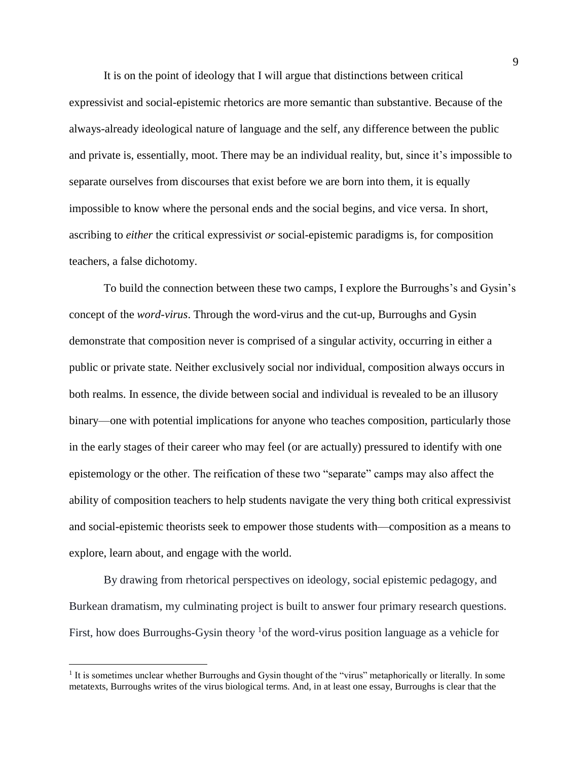It is on the point of ideology that I will argue that distinctions between critical expressivist and social-epistemic rhetorics are more semantic than substantive. Because of the always-already ideological nature of language and the self, any difference between the public and private is, essentially, moot. There may be an individual reality, but, since it's impossible to separate ourselves from discourses that exist before we are born into them, it is equally impossible to know where the personal ends and the social begins, and vice versa. In short, ascribing to *either* the critical expressivist *or* social-epistemic paradigms is, for composition teachers, a false dichotomy.

To build the connection between these two camps, I explore the Burroughs's and Gysin's concept of the *word-virus*. Through the word-virus and the cut-up, Burroughs and Gysin demonstrate that composition never is comprised of a singular activity, occurring in either a public or private state. Neither exclusively social nor individual, composition always occurs in both realms. In essence, the divide between social and individual is revealed to be an illusory binary—one with potential implications for anyone who teaches composition, particularly those in the early stages of their career who may feel (or are actually) pressured to identify with one epistemology or the other. The reification of these two "separate" camps may also affect the ability of composition teachers to help students navigate the very thing both critical expressivist and social-epistemic theorists seek to empower those students with—composition as a means to explore, learn about, and engage with the world.

By drawing from rhetorical perspectives on ideology, social epistemic pedagogy, and Burkean dramatism, my culminating project is built to answer four primary research questions. First, how does Burroughs-Gysin theory [1]of the word-virus position language as a vehicle for

---

[1] It is sometimes unclear whether Burroughs and Gysin thought of the "virus" metaphorically or literally. In some metatexts, Burroughs writes of the virus biological terms. And, in at least one essay, Burroughs is clear that the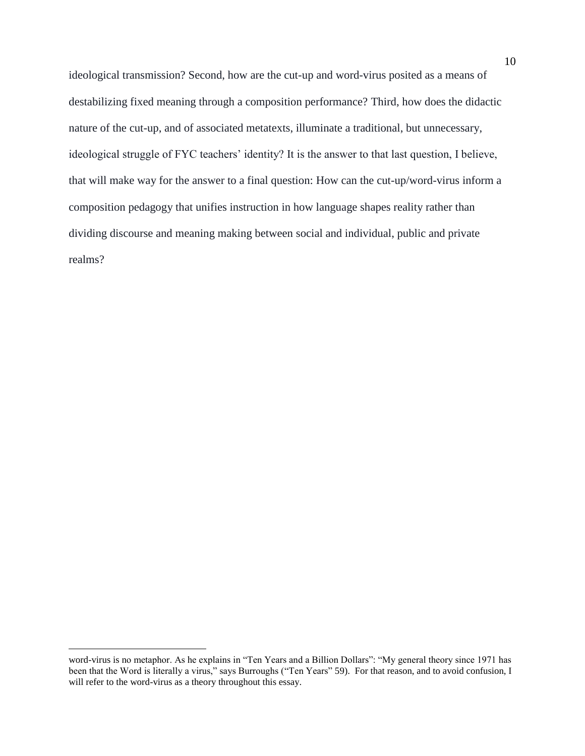ideological transmission? Second, how are the cut-up and word-virus posited as a means of destabilizing fixed meaning through a composition performance? Third, how does the didactic nature of the cut-up, and of associated metatexts, illuminate a traditional, but unnecessary, ideological struggle of FYC teachers' identity? It is the answer to that last question, I believe, that will make way for the answer to a final question: How can the cut-up/word-virus inform a composition pedagogy that unifies instruction in how language shapes reality rather than dividing discourse and meaning making between social and individual, public and private realms?

---

word-virus is no metaphor. As he explains in "Ten Years and a Billion Dollars": "My general theory since 1971 has been that the Word is literally a virus," says Burroughs ("Ten Years" 59). For that reason, and to avoid confusion, I will refer to the word-virus as a theory throughout this essay.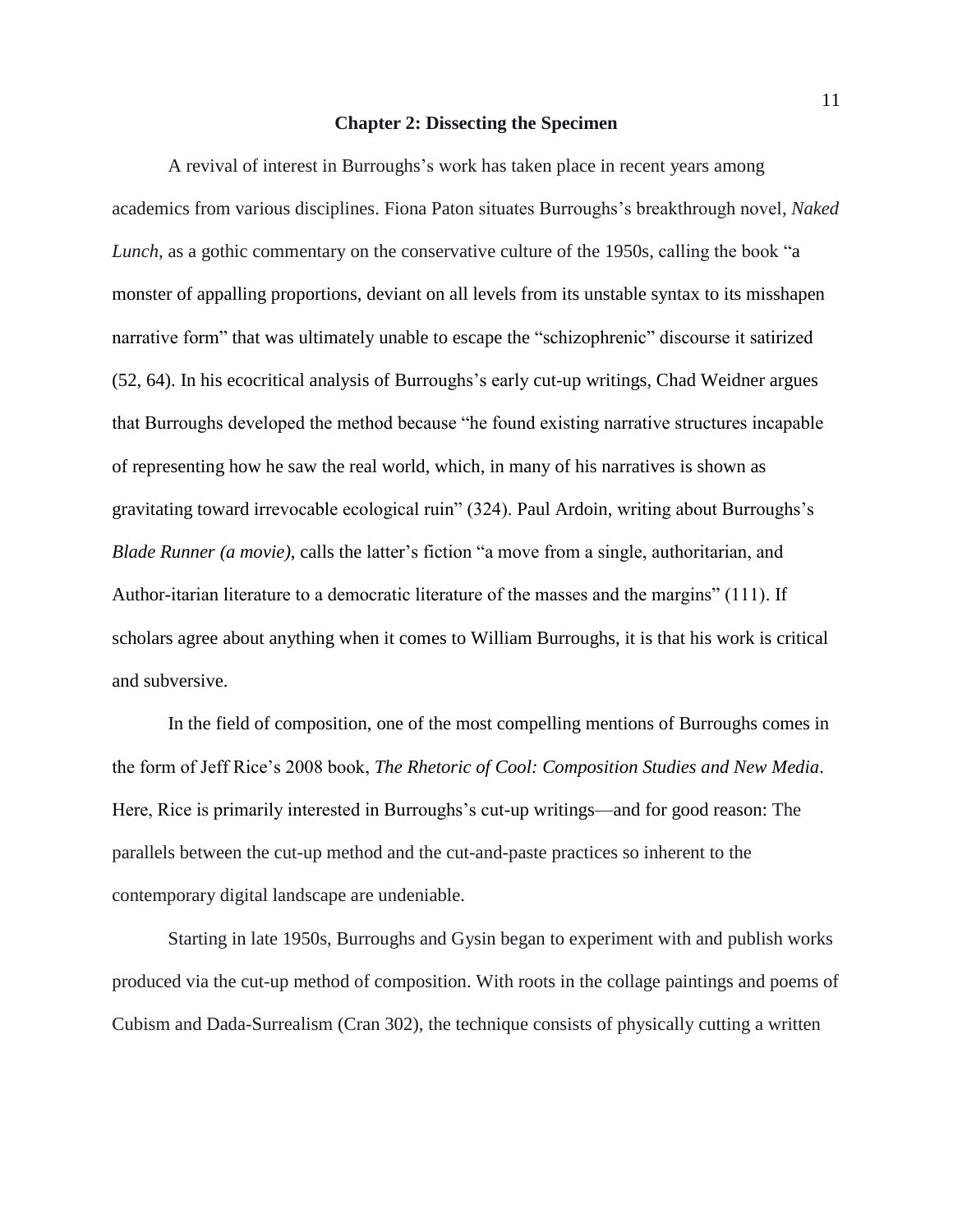## Chapter 2: Dissecting the Specimen

A revival of interest in Burroughs's work has taken place in recent years among academics from various disciplines. Fiona Paton situates Burroughs's breakthrough novel, *Naked Lunch,* as a gothic commentary on the conservative culture of the 1950s, calling the book "a monster of appalling proportions, deviant on all levels from its unstable syntax to its misshapen narrative form" that was ultimately unable to escape the "schizophrenic" discourse it satirized (52, 64). In his ecocritical analysis of Burroughs's early cut-up writings, Chad Weidner argues that Burroughs developed the method because "he found existing narrative structures incapable of representing how he saw the real world, which, in many of his narratives is shown as gravitating toward irrevocable ecological ruin" (324). Paul Ardoin, writing about Burroughs's *Blade Runner (a movie)*, calls the latter's fiction "a move from a single, authoritarian, and Author-itarian literature to a democratic literature of the masses and the margins" (111). If scholars agree about anything when it comes to William Burroughs, it is that his work is critical and subversive.

In the field of composition, one of the most compelling mentions of Burroughs comes in the form of Jeff Rice's 2008 book, *The Rhetoric of Cool: Composition Studies and New Media*. Here, Rice is primarily interested in Burroughs's cut-up writings—and for good reason: The parallels between the cut-up method and the cut-and-paste practices so inherent to the contemporary digital landscape are undeniable.

Starting in late 1950s, Burroughs and Gysin began to experiment with and publish works produced via the cut-up method of composition. With roots in the collage paintings and poems of Cubism and Dada-Surrealism (Cran 302), the technique consists of physically cutting a written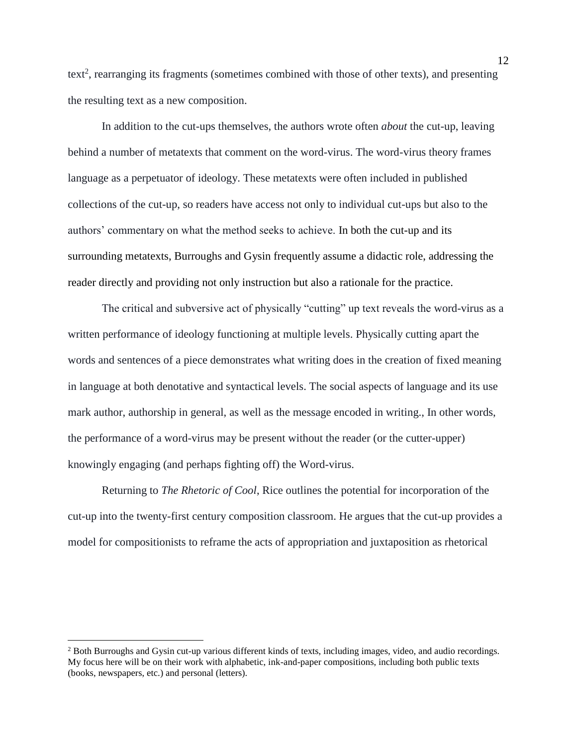text[2], rearranging its fragments (sometimes combined with those of other texts), and presenting the resulting text as a new composition.

In addition to the cut-ups themselves, the authors wrote often *about* the cut-up, leaving behind a number of metatexts that comment on the word-virus. The word-virus theory frames language as a perpetuator of ideology. These metatexts were often included in published collections of the cut-up, so readers have access not only to individual cut-ups but also to the authors' commentary on what the method seeks to achieve. In both the cut-up and its surrounding metatexts, Burroughs and Gysin frequently assume a didactic role, addressing the reader directly and providing not only instruction but also a rationale for the practice.

The critical and subversive act of physically "cutting" up text reveals the word-virus as a written performance of ideology functioning at multiple levels. Physically cutting apart the words and sentences of a piece demonstrates what writing does in the creation of fixed meaning in language at both denotative and syntactical levels. The social aspects of language and its use mark author, authorship in general, as well as the message encoded in writing., In other words, the performance of a word-virus may be present without the reader (or the cutter-upper) knowingly engaging (and perhaps fighting off) the Word-virus.

Returning to *The Rhetoric of Cool*, Rice outlines the potential for incorporation of the cut-up into the twenty-first century composition classroom. He argues that the cut-up provides a model for compositionists to reframe the acts of appropriation and juxtaposition as rhetorical

---

[2] Both Burroughs and Gysin cut-up various different kinds of texts, including images, video, and audio recordings. My focus here will be on their work with alphabetic, ink-and-paper compositions, including both public texts (books, newspapers, etc.) and personal (letters).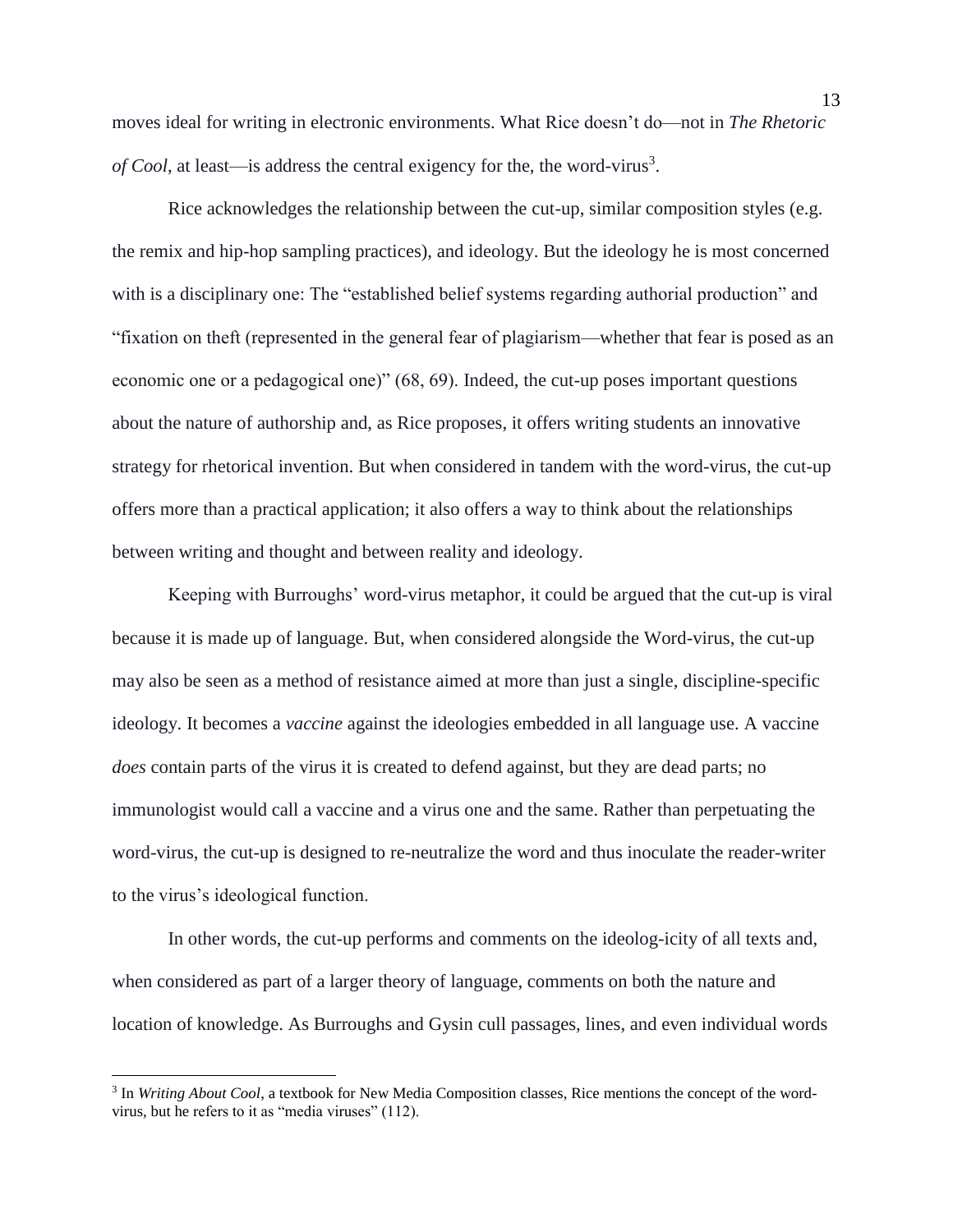moves ideal for writing in electronic environments. What Rice doesn't do—not in *The Rhetoric of Cool*, at least—is address the central exigency for the, the word-virus[3].

Rice acknowledges the relationship between the cut-up, similar composition styles (e.g. the remix and hip-hop sampling practices), and ideology. But the ideology he is most concerned with is a disciplinary one: The "established belief systems regarding authorial production" and "fixation on theft (represented in the general fear of plagiarism—whether that fear is posed as an economic one or a pedagogical one)" (68, 69). Indeed, the cut-up poses important questions about the nature of authorship and, as Rice proposes, it offers writing students an innovative strategy for rhetorical invention. But when considered in tandem with the word-virus, the cut-up offers more than a practical application; it also offers a way to think about the relationships between writing and thought and between reality and ideology.

Keeping with Burroughs' word-virus metaphor, it could be argued that the cut-up is viral because it is made up of language. But, when considered alongside the Word-virus, the cut-up may also be seen as a method of resistance aimed at more than just a single, discipline-specific ideology. It becomes a *vaccine* against the ideologies embedded in all language use. A vaccine *does* contain parts of the virus it is created to defend against, but they are dead parts; no immunologist would call a vaccine and a virus one and the same. Rather than perpetuating the word-virus, the cut-up is designed to re-neutralize the word and thus inoculate the reader-writer to the virus's ideological function.

In other words, the cut-up performs and comments on the ideolog-icity of all texts and, when considered as part of a larger theory of language, comments on both the nature and location of knowledge. As Burroughs and Gysin cull passages, lines, and even individual words

---

[3] In *Writing About Cool*, a textbook for New Media Composition classes, Rice mentions the concept of the word-virus, but he refers to it as "media viruses" (112).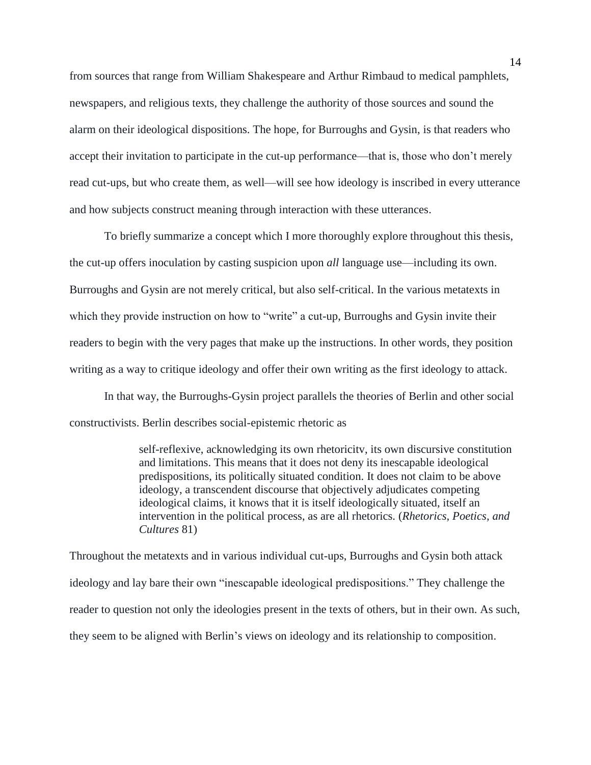from sources that range from William Shakespeare and Arthur Rimbaud to medical pamphlets, newspapers, and religious texts, they challenge the authority of those sources and sound the alarm on their ideological dispositions. The hope, for Burroughs and Gysin, is that readers who accept their invitation to participate in the cut-up performance—that is, those who don't merely read cut-ups, but who create them, as well—will see how ideology is inscribed in every utterance and how subjects construct meaning through interaction with these utterances.

To briefly summarize a concept which I more thoroughly explore throughout this thesis, the cut-up offers inoculation by casting suspicion upon *all* language use—including its own. Burroughs and Gysin are not merely critical, but also self-critical. In the various metatexts in which they provide instruction on how to "write" a cut-up, Burroughs and Gysin invite their readers to begin with the very pages that make up the instructions. In other words, they position writing as a way to critique ideology and offer their own writing as the first ideology to attack.

In that way, the Burroughs-Gysin project parallels the theories of Berlin and other social constructivists. Berlin describes social-epistemic rhetoric as

> self-reflexive, acknowledging its own rhetoricitv, its own discursive constitution and limitations. This means that it does not deny its inescapable ideological predispositions, its politically situated condition. It does not claim to be above ideology, a transcendent discourse that objectively adjudicates competing ideological claims, it knows that it is itself ideologically situated, itself an intervention in the political process, as are all rhetorics. (*Rhetorics, Poetics, and Cultures* 81)

Throughout the metatexts and in various individual cut-ups, Burroughs and Gysin both attack ideology and lay bare their own "inescapable ideological predispositions." They challenge the reader to question not only the ideologies present in the texts of others, but in their own. As such, they seem to be aligned with Berlin's views on ideology and its relationship to composition.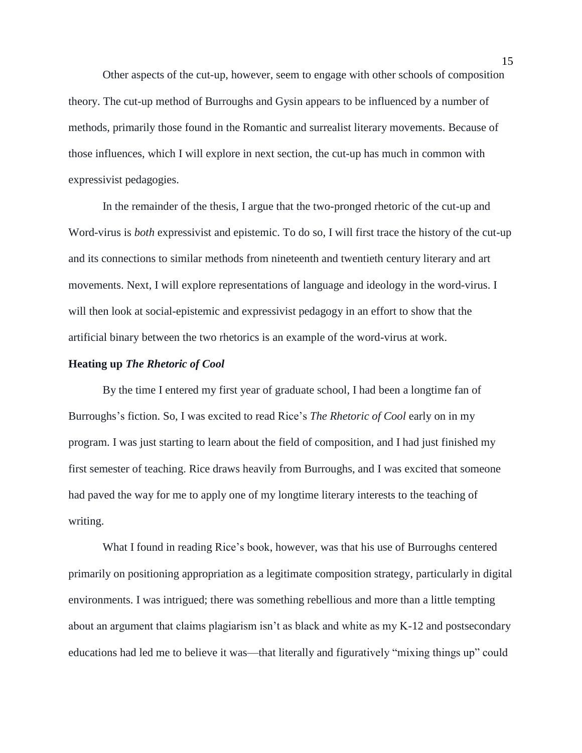Other aspects of the cut-up, however, seem to engage with other schools of composition theory. The cut-up method of Burroughs and Gysin appears to be influenced by a number of methods, primarily those found in the Romantic and surrealist literary movements. Because of those influences, which I will explore in next section, the cut-up has much in common with expressivist pedagogies.

In the remainder of the thesis, I argue that the two-pronged rhetoric of the cut-up and Word-virus is *both* expressivist and epistemic. To do so, I will first trace the history of the cut-up and its connections to similar methods from nineteenth and twentieth century literary and art movements. Next, I will explore representations of language and ideology in the word-virus. I will then look at social-epistemic and expressivist pedagogy in an effort to show that the artificial binary between the two rhetorics is an example of the word-virus at work.

**Heating up *The Rhetoric of Cool***

By the time I entered my first year of graduate school, I had been a longtime fan of Burroughs's fiction. So, I was excited to read Rice's *The Rhetoric of Cool* early on in my program. I was just starting to learn about the field of composition, and I had just finished my first semester of teaching. Rice draws heavily from Burroughs, and I was excited that someone had paved the way for me to apply one of my longtime literary interests to the teaching of writing.

What I found in reading Rice's book, however, was that his use of Burroughs centered primarily on positioning appropriation as a legitimate composition strategy, particularly in digital environments. I was intrigued; there was something rebellious and more than a little tempting about an argument that claims plagiarism isn't as black and white as my K-12 and postsecondary educations had led me to believe it was—that literally and figuratively "mixing things up" could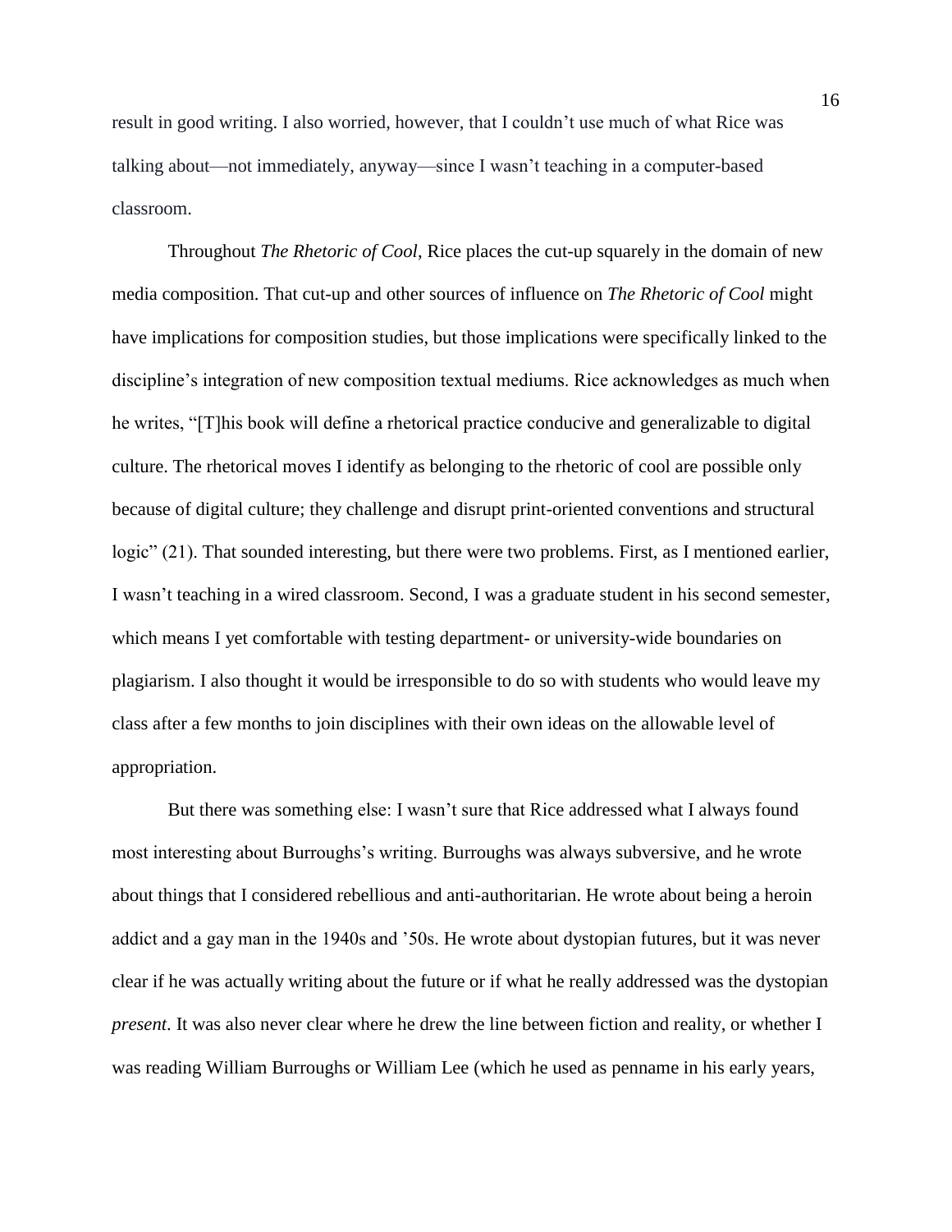result in good writing. I also worried, however, that I couldn't use much of what Rice was talking about—not immediately, anyway—since I wasn't teaching in a computer-based classroom.

Throughout *The Rhetoric of Cool*, Rice places the cut-up squarely in the domain of new media composition. That cut-up and other sources of influence on *The Rhetoric of Cool* might have implications for composition studies, but those implications were specifically linked to the discipline's integration of new composition textual mediums. Rice acknowledges as much when he writes, "[T]his book will define a rhetorical practice conducive and generalizable to digital culture. The rhetorical moves I identify as belonging to the rhetoric of cool are possible only because of digital culture; they challenge and disrupt print-oriented conventions and structural logic" (21). That sounded interesting, but there were two problems. First, as I mentioned earlier, I wasn't teaching in a wired classroom. Second, I was a graduate student in his second semester, which means I yet comfortable with testing department- or university-wide boundaries on plagiarism. I also thought it would be irresponsible to do so with students who would leave my class after a few months to join disciplines with their own ideas on the allowable level of appropriation.

But there was something else: I wasn't sure that Rice addressed what I always found most interesting about Burroughs's writing. Burroughs was always subversive, and he wrote about things that I considered rebellious and anti-authoritarian. He wrote about being a heroin addict and a gay man in the 1940s and '50s. He wrote about dystopian futures, but it was never clear if he was actually writing about the future or if what he really addressed was the dystopian *present*. It was also never clear where he drew the line between fiction and reality, or whether I was reading William Burroughs or William Lee (which he used as penname in his early years,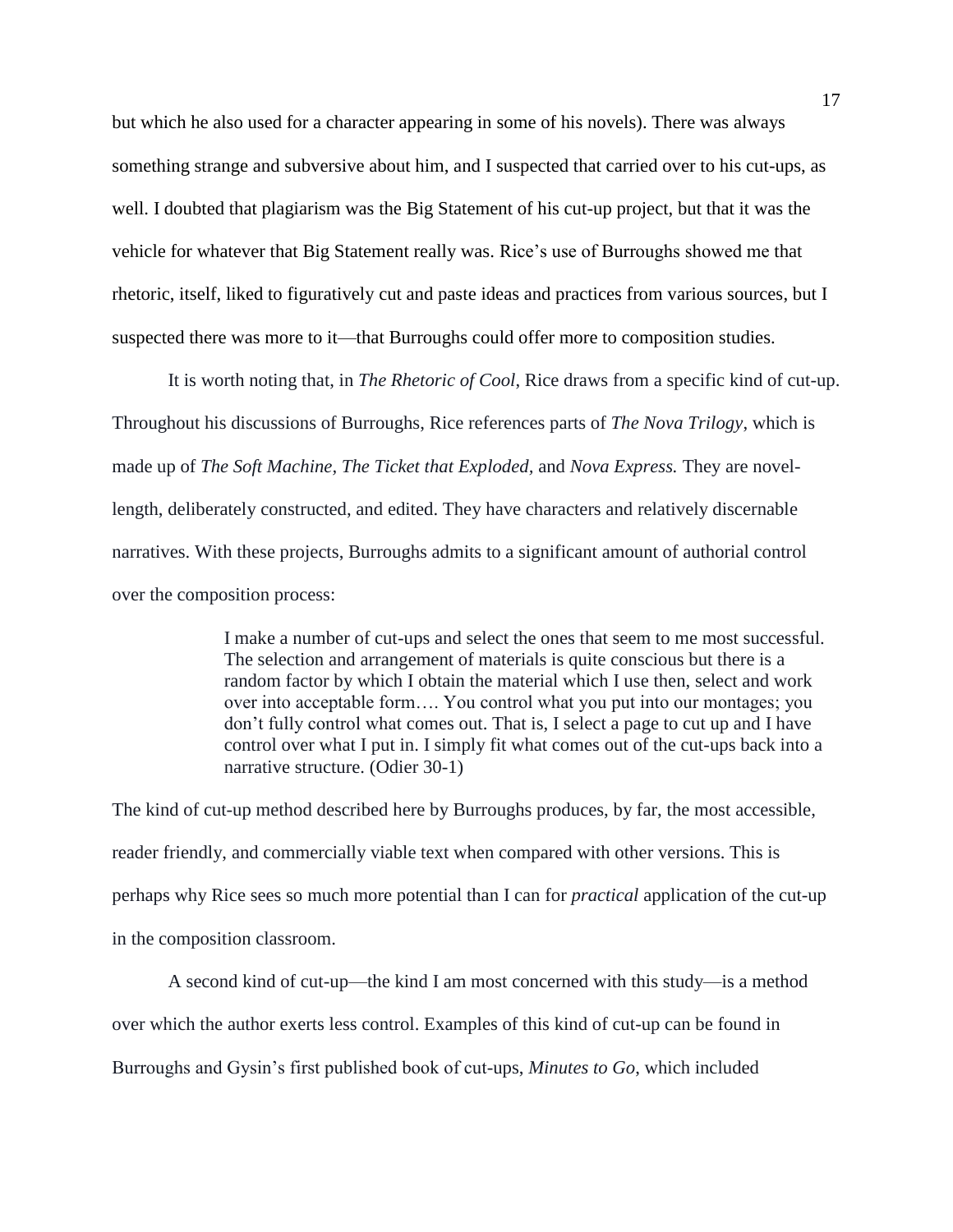but which he also used for a character appearing in some of his novels). There was always something strange and subversive about him, and I suspected that carried over to his cut-ups, as well. I doubted that plagiarism was the Big Statement of his cut-up project, but that it was the vehicle for whatever that Big Statement really was. Rice's use of Burroughs showed me that rhetoric, itself, liked to figuratively cut and paste ideas and practices from various sources, but I suspected there was more to it—that Burroughs could offer more to composition studies.

It is worth noting that, in *The Rhetoric of Cool*, Rice draws from a specific kind of cut-up. Throughout his discussions of Burroughs, Rice references parts of *The Nova Trilogy*, which is made up of *The Soft Machine*, *The Ticket that Exploded*, and *Nova Express.* They are novel-length, deliberately constructed, and edited. They have characters and relatively discernable narratives. With these projects, Burroughs admits to a significant amount of authorial control over the composition process:

> I make a number of cut-ups and select the ones that seem to me most successful. The selection and arrangement of materials is quite conscious but there is a random factor by which I obtain the material which I use then, select and work over into acceptable form…. You control what you put into our montages; you don't fully control what comes out. That is, I select a page to cut up and I have control over what I put in. I simply fit what comes out of the cut-ups back into a narrative structure. (Odier 30-1)

The kind of cut-up method described here by Burroughs produces, by far, the most accessible, reader friendly, and commercially viable text when compared with other versions. This is perhaps why Rice sees so much more potential than I can for *practical* application of the cut-up in the composition classroom.

A second kind of cut-up—the kind I am most concerned with this study—is a method over which the author exerts less control. Examples of this kind of cut-up can be found in Burroughs and Gysin's first published book of cut-ups, *Minutes to Go*, which included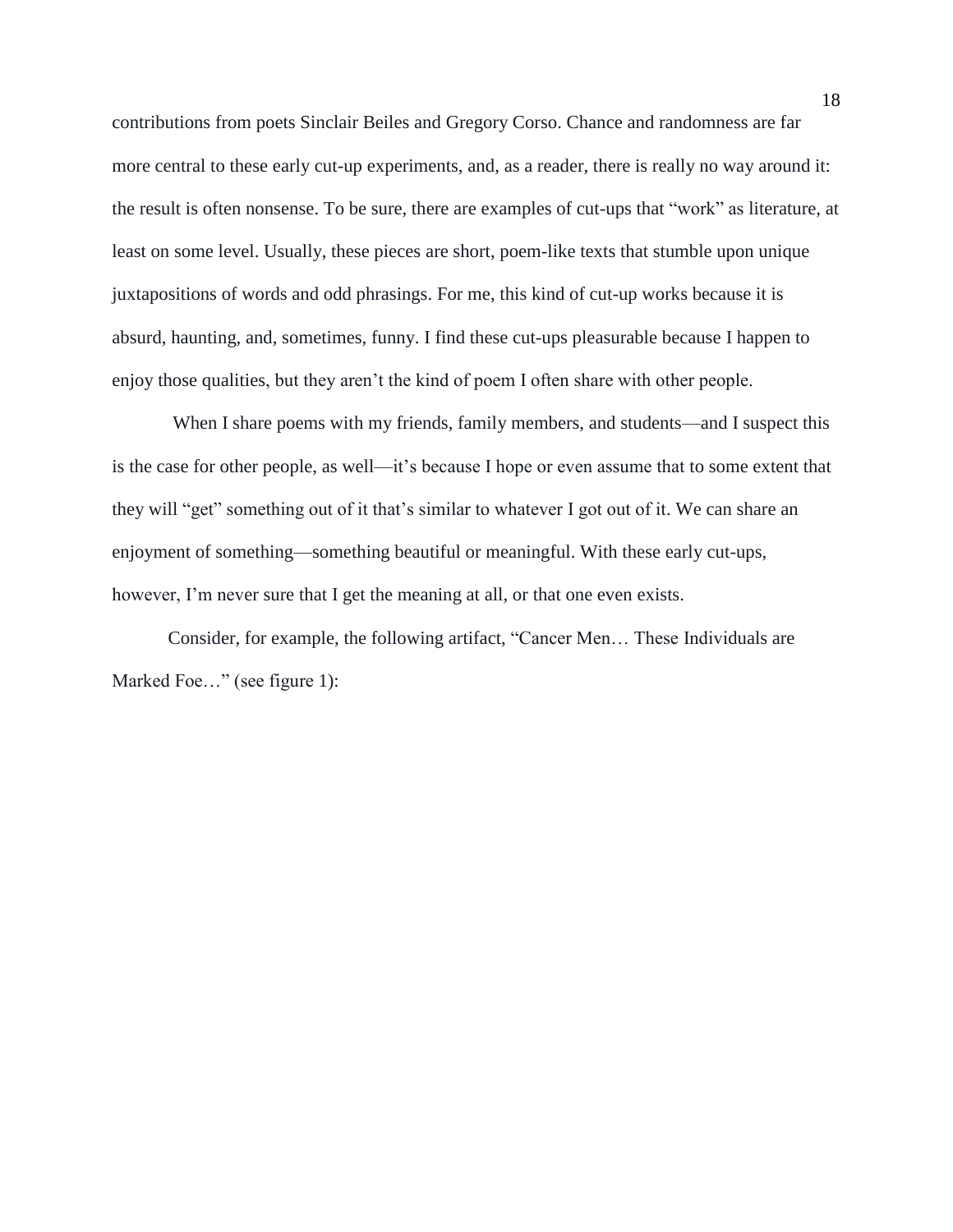contributions from poets Sinclair Beiles and Gregory Corso. Chance and randomness are far more central to these early cut-up experiments, and, as a reader, there is really no way around it: the result is often nonsense. To be sure, there are examples of cut-ups that "work" as literature, at least on some level. Usually, these pieces are short, poem-like texts that stumble upon unique juxtapositions of words and odd phrasings. For me, this kind of cut-up works because it is absurd, haunting, and, sometimes, funny. I find these cut-ups pleasurable because I happen to enjoy those qualities, but they aren't the kind of poem I often share with other people.

When I share poems with my friends, family members, and students—and I suspect this is the case for other people, as well—it's because I hope or even assume that to some extent that they will "get" something out of it that's similar to whatever I got out of it. We can share an enjoyment of something—something beautiful or meaningful. With these early cut-ups, however, I'm never sure that I get the meaning at all, or that one even exists.

Consider, for example, the following artifact, "Cancer Men… These Individuals are Marked Foe…" (see figure 1):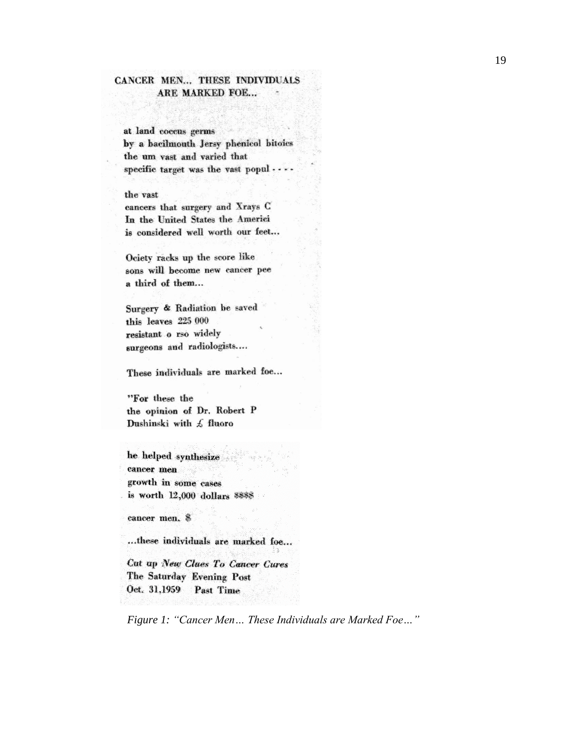CANCER MEN... THESE INDIVIDUALS
ARE MARKED FOE...

at land coccus germs
by a bacilmouth Jersy phenicol bitoics
the um vast and varied that
specific target was the vast popul - - - -

the vast
cancers that surgery and Xrays C
In the United States the Americi
is considered well worth our feet...

Ociety racks up the score like
sons will become new cancer pee
a third of them...

Surgery & Radiation be saved
this leaves 225 000
resistant o rso widely
surgeons and radiologists....

These individuals are marked foe...

"For these the
the opinion of Dr. Robert P
Dushinski with £ fluoro

he helped synthesize
cancer men
growth in some cases
is worth 12,000 dollars $$$$

cancer men. $

...these individuals are marked foe...

Cut up *New Clues To Cancer Cures*
The Saturday Evening Post
Oct. 31,1959 Past Time

*Figure 1: "Cancer Men… These Individuals are Marked Foe…"*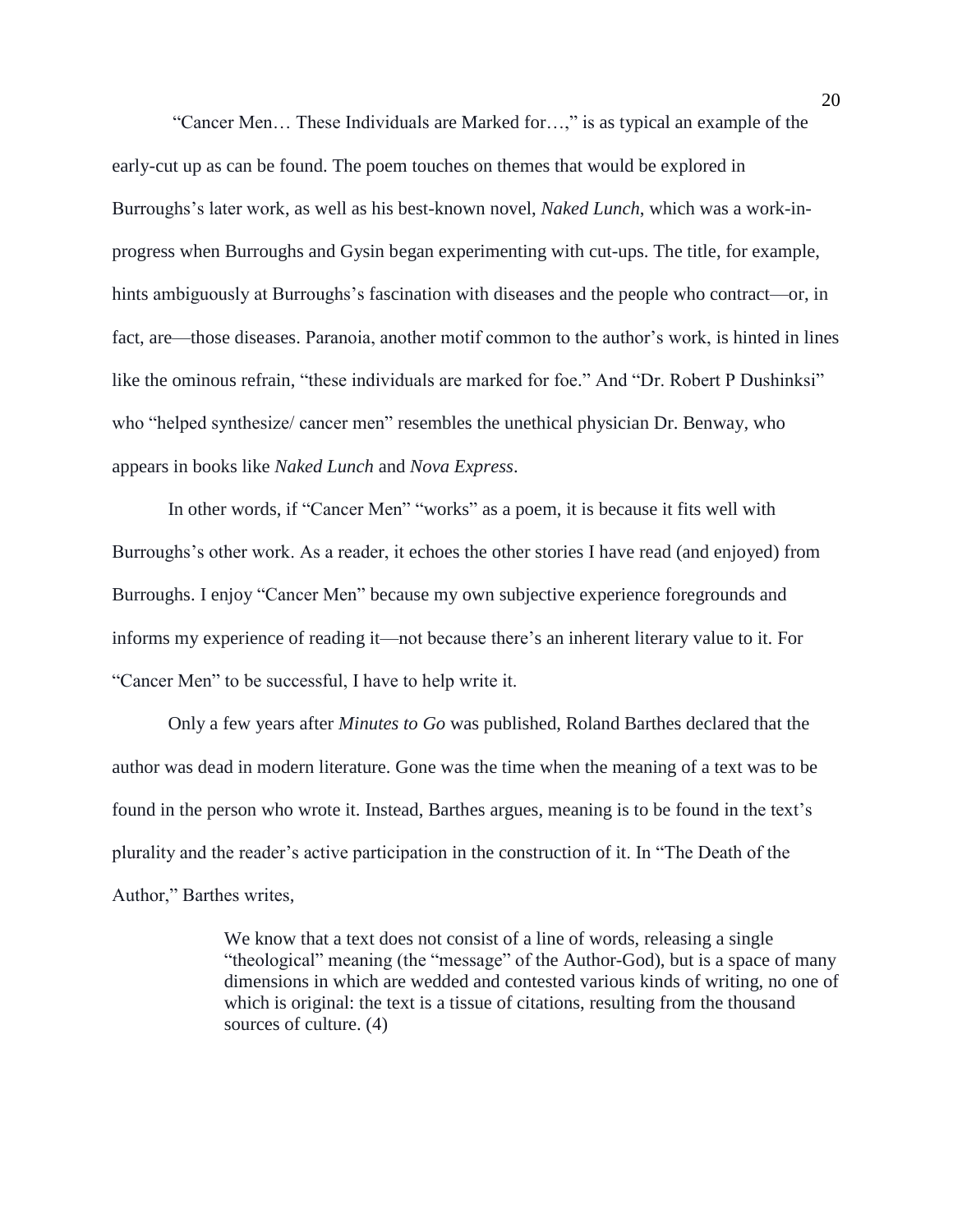"Cancer Men… These Individuals are Marked for…," is as typical an example of the early-cut up as can be found. The poem touches on themes that would be explored in Burroughs's later work, as well as his best-known novel, *Naked Lunch*, which was a work-in-progress when Burroughs and Gysin began experimenting with cut-ups. The title, for example, hints ambiguously at Burroughs's fascination with diseases and the people who contract—or, in fact, are—those diseases. Paranoia, another motif common to the author's work, is hinted in lines like the ominous refrain, "these individuals are marked for foe." And "Dr. Robert P Dushinksi" who "helped synthesize/ cancer men" resembles the unethical physician Dr. Benway, who appears in books like *Naked Lunch* and *Nova Express*.

In other words, if "Cancer Men" "works" as a poem, it is because it fits well with Burroughs's other work. As a reader, it echoes the other stories I have read (and enjoyed) from Burroughs. I enjoy "Cancer Men" because my own subjective experience foregrounds and informs my experience of reading it—not because there's an inherent literary value to it. For "Cancer Men" to be successful, I have to help write it.

Only a few years after *Minutes to Go* was published, Roland Barthes declared that the author was dead in modern literature. Gone was the time when the meaning of a text was to be found in the person who wrote it. Instead, Barthes argues, meaning is to be found in the text's plurality and the reader's active participation in the construction of it. In "The Death of the Author," Barthes writes,

> We know that a text does not consist of a line of words, releasing a single "theological" meaning (the "message" of the Author-God), but is a space of many dimensions in which are wedded and contested various kinds of writing, no one of which is original: the text is a tissue of citations, resulting from the thousand sources of culture. (4)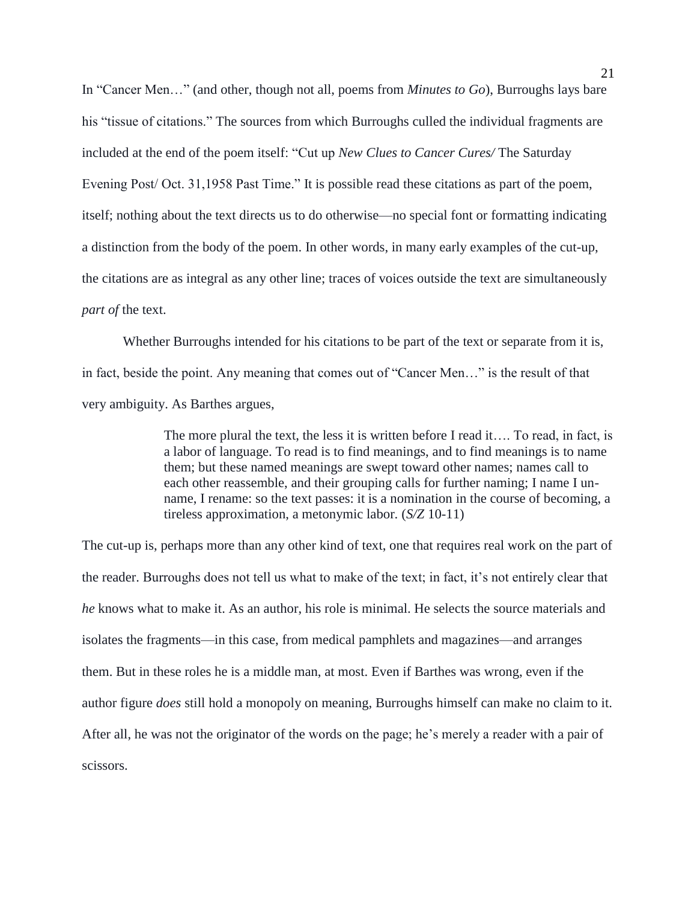In "Cancer Men…" (and other, though not all, poems from *Minutes to Go*), Burroughs lays bare his "tissue of citations." The sources from which Burroughs culled the individual fragments are included at the end of the poem itself: "Cut up *New Clues to Cancer Cures/* The Saturday Evening Post/ Oct. 31,1958 Past Time." It is possible read these citations as part of the poem, itself; nothing about the text directs us to do otherwise—no special font or formatting indicating a distinction from the body of the poem. In other words, in many early examples of the cut-up, the citations are as integral as any other line; traces of voices outside the text are simultaneously *part of* the text.

Whether Burroughs intended for his citations to be part of the text or separate from it is, in fact, beside the point. Any meaning that comes out of "Cancer Men…" is the result of that very ambiguity. As Barthes argues,

> The more plural the text, the less it is written before I read it…. To read, in fact, is a labor of language. To read is to find meanings, and to find meanings is to name them; but these named meanings are swept toward other names; names call to each other reassemble, and their grouping calls for further naming; I name I un-name, I rename: so the text passes: it is a nomination in the course of becoming, a tireless approximation, a metonymic labor. (*S/Z* 10-11)

The cut-up is, perhaps more than any other kind of text, one that requires real work on the part of the reader. Burroughs does not tell us what to make of the text; in fact, it's not entirely clear that *he* knows what to make it. As an author, his role is minimal. He selects the source materials and isolates the fragments—in this case, from medical pamphlets and magazines—and arranges them. But in these roles he is a middle man, at most. Even if Barthes was wrong, even if the author figure *does* still hold a monopoly on meaning, Burroughs himself can make no claim to it. After all, he was not the originator of the words on the page; he's merely a reader with a pair of scissors.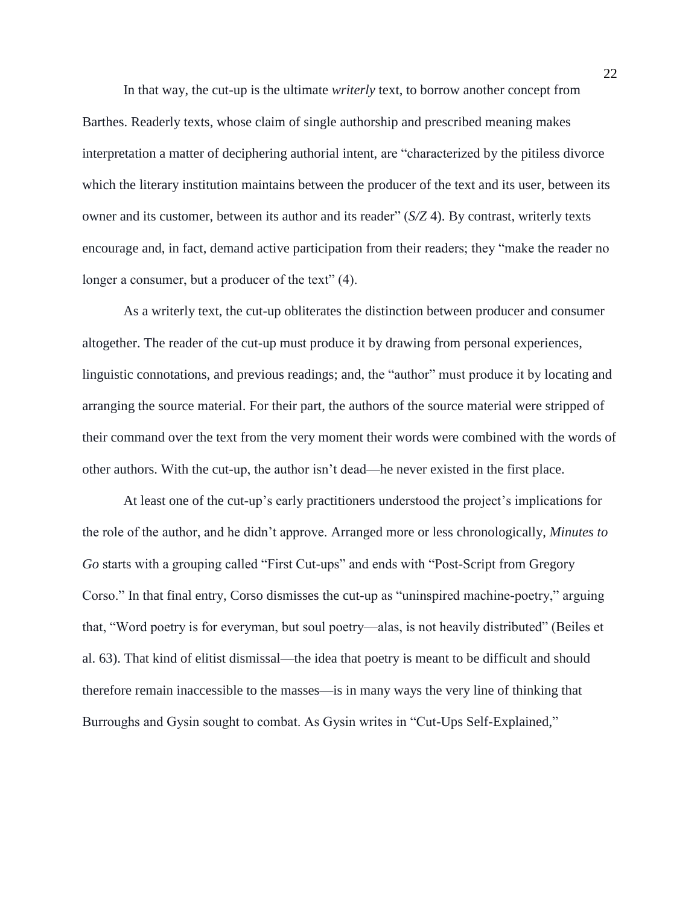In that way, the cut-up is the ultimate *writerly* text, to borrow another concept from Barthes. Readerly texts, whose claim of single authorship and prescribed meaning makes interpretation a matter of deciphering authorial intent, are "characterized by the pitiless divorce which the literary institution maintains between the producer of the text and its user, between its owner and its customer, between its author and its reader" (*S/Z* 4). By contrast, writerly texts encourage and, in fact, demand active participation from their readers; they "make the reader no longer a consumer, but a producer of the text" (4).

As a writerly text, the cut-up obliterates the distinction between producer and consumer altogether. The reader of the cut-up must produce it by drawing from personal experiences, linguistic connotations, and previous readings; and, the "author" must produce it by locating and arranging the source material. For their part, the authors of the source material were stripped of their command over the text from the very moment their words were combined with the words of other authors. With the cut-up, the author isn't dead—he never existed in the first place.

At least one of the cut-up's early practitioners understood the project's implications for the role of the author, and he didn't approve. Arranged more or less chronologically, *Minutes to Go* starts with a grouping called "First Cut-ups" and ends with "Post-Script from Gregory Corso." In that final entry, Corso dismisses the cut-up as "uninspired machine-poetry," arguing that, "Word poetry is for everyman, but soul poetry—alas, is not heavily distributed" (Beiles et al. 63). That kind of elitist dismissal—the idea that poetry is meant to be difficult and should therefore remain inaccessible to the masses—is in many ways the very line of thinking that Burroughs and Gysin sought to combat. As Gysin writes in "Cut-Ups Self-Explained,"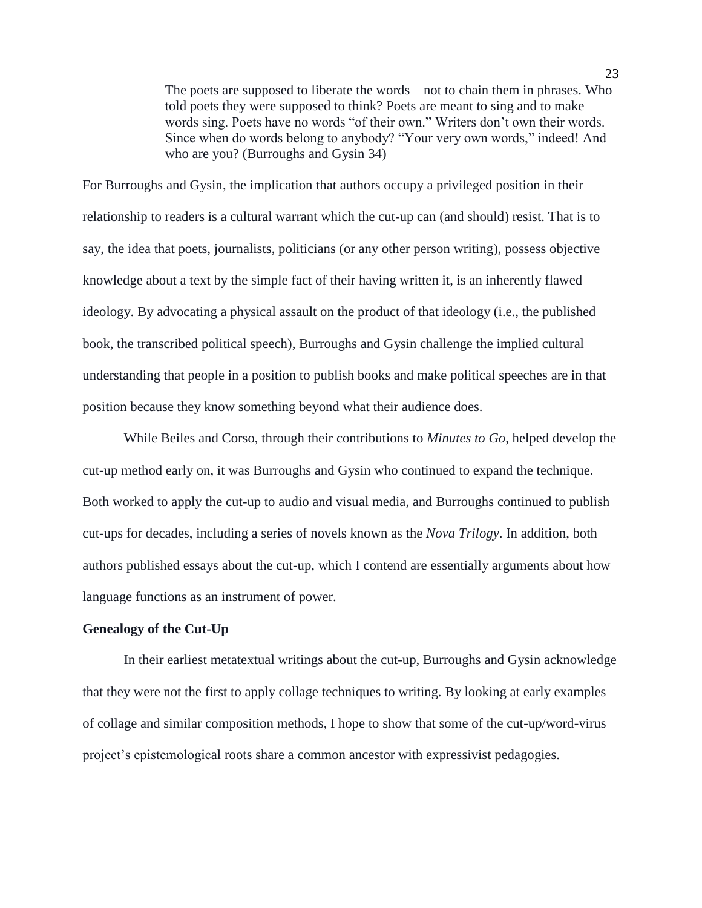> The poets are supposed to liberate the words—not to chain them in phrases. Who told poets they were supposed to think? Poets are meant to sing and to make words sing. Poets have no words "of their own." Writers don't own their words. Since when do words belong to anybody? "Your very own words," indeed! And who are you? (Burroughs and Gysin 34)

For Burroughs and Gysin, the implication that authors occupy a privileged position in their relationship to readers is a cultural warrant which the cut-up can (and should) resist. That is to say, the idea that poets, journalists, politicians (or any other person writing), possess objective knowledge about a text by the simple fact of their having written it, is an inherently flawed ideology. By advocating a physical assault on the product of that ideology (i.e., the published book, the transcribed political speech), Burroughs and Gysin challenge the implied cultural understanding that people in a position to publish books and make political speeches are in that position because they know something beyond what their audience does.

While Beiles and Corso, through their contributions to *Minutes to Go*, helped develop the cut-up method early on, it was Burroughs and Gysin who continued to expand the technique. Both worked to apply the cut-up to audio and visual media, and Burroughs continued to publish cut-ups for decades, including a series of novels known as the *Nova Trilogy*. In addition, both authors published essays about the cut-up, which I contend are essentially arguments about how language functions as an instrument of power.

**Genealogy of the Cut-Up**

In their earliest metatextual writings about the cut-up, Burroughs and Gysin acknowledge that they were not the first to apply collage techniques to writing. By looking at early examples of collage and similar composition methods, I hope to show that some of the cut-up/word-virus project's epistemological roots share a common ancestor with expressivist pedagogies.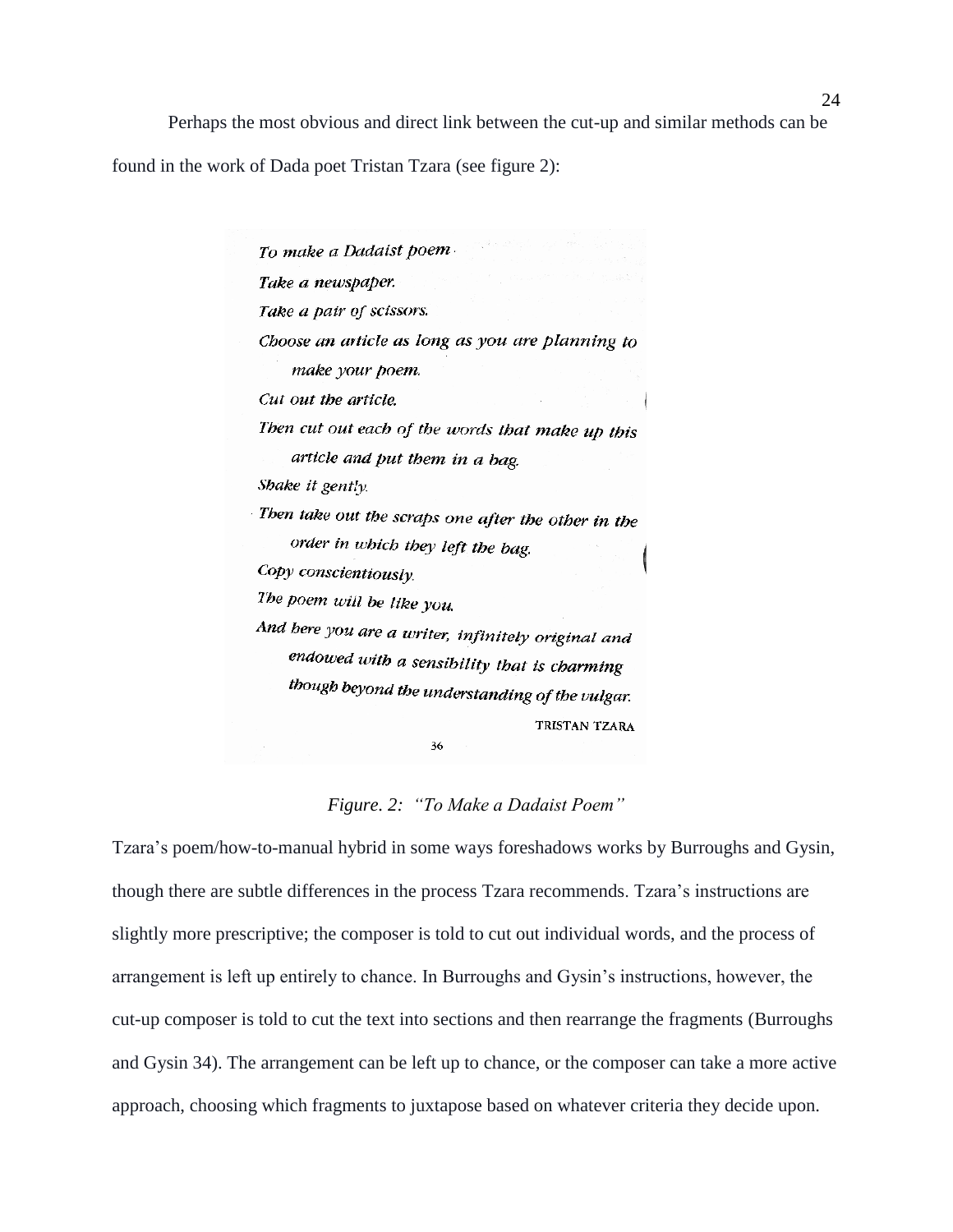Perhaps the most obvious and direct link between the cut-up and similar methods can be found in the work of Dada poet Tristan Tzara (see figure 2):

*To make a Dadaist poem*
*Take a newspaper.*
*Take a pair of scissors.*
*Choose an article as long as you are planning to make your poem.*
*Cut out the article.*
*Then cut out each of the words that make up this article and put them in a bag.*
*Shake it gently.*
*Then take out the scraps one after the other in the order in which they left the bag.*
*Copy conscientiously.*
*The poem will be like you.*
*And here you are a writer, infinitely original and endowed with a sensibility that is charming though beyond the understanding of the vulgar.*

TRISTAN TZARA

36

*Figure. 2: "To Make a Dadaist Poem"*

Tzara's poem/how-to-manual hybrid in some ways foreshadows works by Burroughs and Gysin, though there are subtle differences in the process Tzara recommends. Tzara's instructions are slightly more prescriptive; the composer is told to cut out individual words, and the process of arrangement is left up entirely to chance. In Burroughs and Gysin's instructions, however, the cut-up composer is told to cut the text into sections and then rearrange the fragments (Burroughs and Gysin 34). The arrangement can be left up to chance, or the composer can take a more active approach, choosing which fragments to juxtapose based on whatever criteria they decide upon.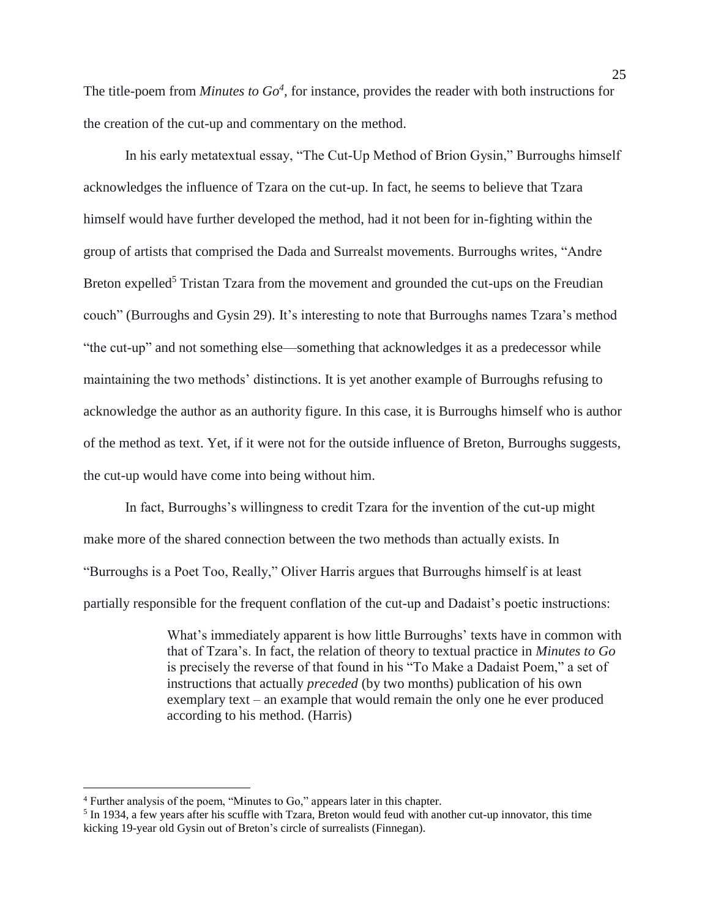The title-poem from *Minutes to Go*[4], for instance, provides the reader with both instructions for the creation of the cut-up and commentary on the method.

In his early metatextual essay, "The Cut-Up Method of Brion Gysin," Burroughs himself acknowledges the influence of Tzara on the cut-up. In fact, he seems to believe that Tzara himself would have further developed the method, had it not been for in-fighting within the group of artists that comprised the Dada and Surrealst movements. Burroughs writes, "Andre Breton expelled[5] Tristan Tzara from the movement and grounded the cut-ups on the Freudian couch" (Burroughs and Gysin 29). It's interesting to note that Burroughs names Tzara's method "the cut-up" and not something else—something that acknowledges it as a predecessor while maintaining the two methods' distinctions. It is yet another example of Burroughs refusing to acknowledge the author as an authority figure. In this case, it is Burroughs himself who is author of the method as text. Yet, if it were not for the outside influence of Breton, Burroughs suggests, the cut-up would have come into being without him.

In fact, Burroughs's willingness to credit Tzara for the invention of the cut-up might make more of the shared connection between the two methods than actually exists. In "Burroughs is a Poet Too, Really," Oliver Harris argues that Burroughs himself is at least partially responsible for the frequent conflation of the cut-up and Dadaist's poetic instructions:

> What's immediately apparent is how little Burroughs' texts have in common with that of Tzara's. In fact, the relation of theory to textual practice in *Minutes to Go* is precisely the reverse of that found in his "To Make a Dadaist Poem," a set of instructions that actually *preceded* (by two months) publication of his own exemplary text – an example that would remain the only one he ever produced according to his method. (Harris)

---

[4] Further analysis of the poem, "Minutes to Go," appears later in this chapter.

[5] In 1934, a few years after his scuffle with Tzara, Breton would feud with another cut-up innovator, this time kicking 19-year old Gysin out of Breton's circle of surrealists (Finnegan).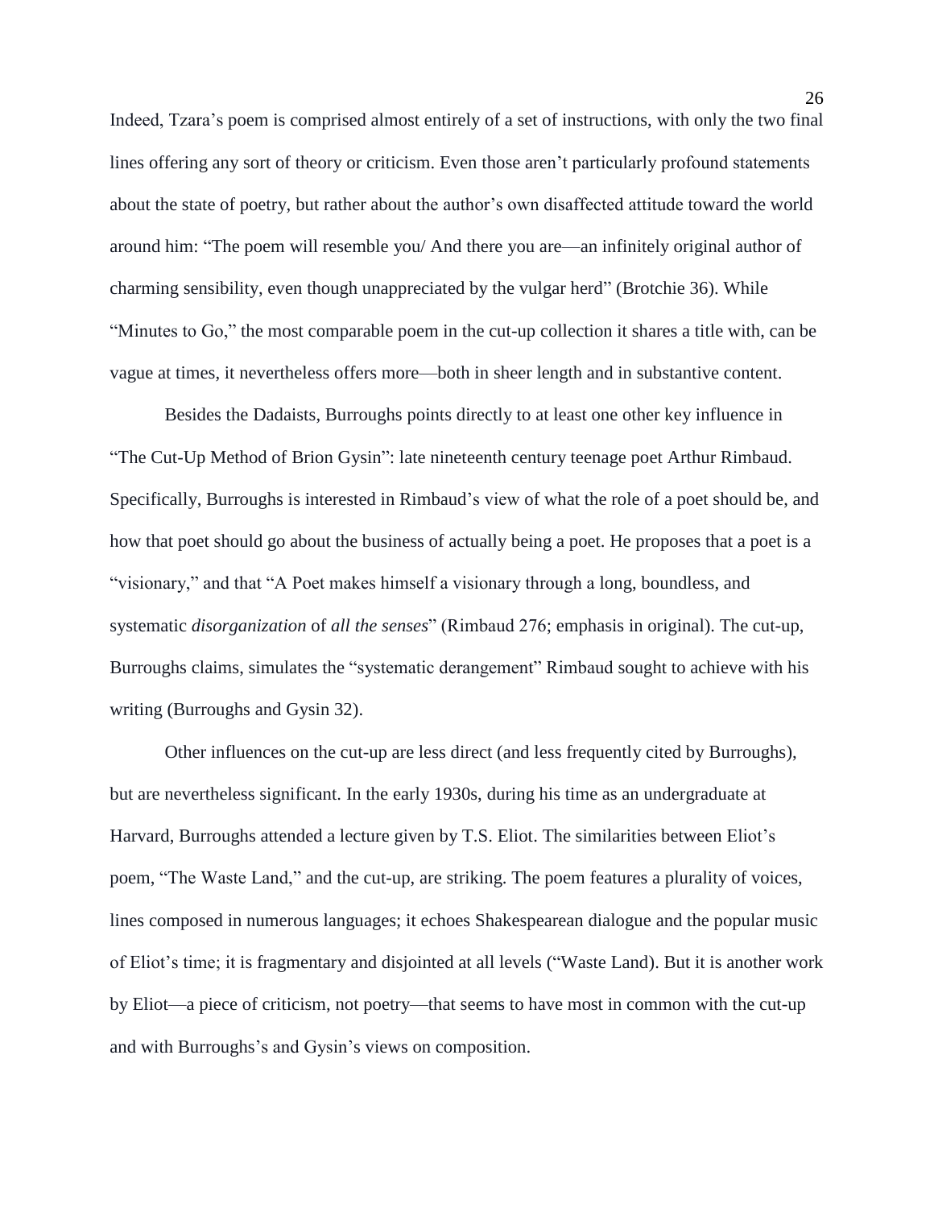Indeed, Tzara's poem is comprised almost entirely of a set of instructions, with only the two final lines offering any sort of theory or criticism. Even those aren't particularly profound statements about the state of poetry, but rather about the author's own disaffected attitude toward the world around him: "The poem will resemble you/ And there you are—an infinitely original author of charming sensibility, even though unappreciated by the vulgar herd" (Brotchie 36). While "Minutes to Go," the most comparable poem in the cut-up collection it shares a title with, can be vague at times, it nevertheless offers more—both in sheer length and in substantive content.

Besides the Dadaists, Burroughs points directly to at least one other key influence in "The Cut-Up Method of Brion Gysin": late nineteenth century teenage poet Arthur Rimbaud. Specifically, Burroughs is interested in Rimbaud's view of what the role of a poet should be, and how that poet should go about the business of actually being a poet. He proposes that a poet is a "visionary," and that "A Poet makes himself a visionary through a long, boundless, and systematic *disorganization* of *all the senses*" (Rimbaud 276; emphasis in original). The cut-up, Burroughs claims, simulates the "systematic derangement" Rimbaud sought to achieve with his writing (Burroughs and Gysin 32).

Other influences on the cut-up are less direct (and less frequently cited by Burroughs), but are nevertheless significant. In the early 1930s, during his time as an undergraduate at Harvard, Burroughs attended a lecture given by T.S. Eliot. The similarities between Eliot's poem, "The Waste Land," and the cut-up, are striking. The poem features a plurality of voices, lines composed in numerous languages; it echoes Shakespearean dialogue and the popular music of Eliot's time; it is fragmentary and disjointed at all levels ("Waste Land). But it is another work by Eliot—a piece of criticism, not poetry—that seems to have most in common with the cut-up and with Burroughs's and Gysin's views on composition.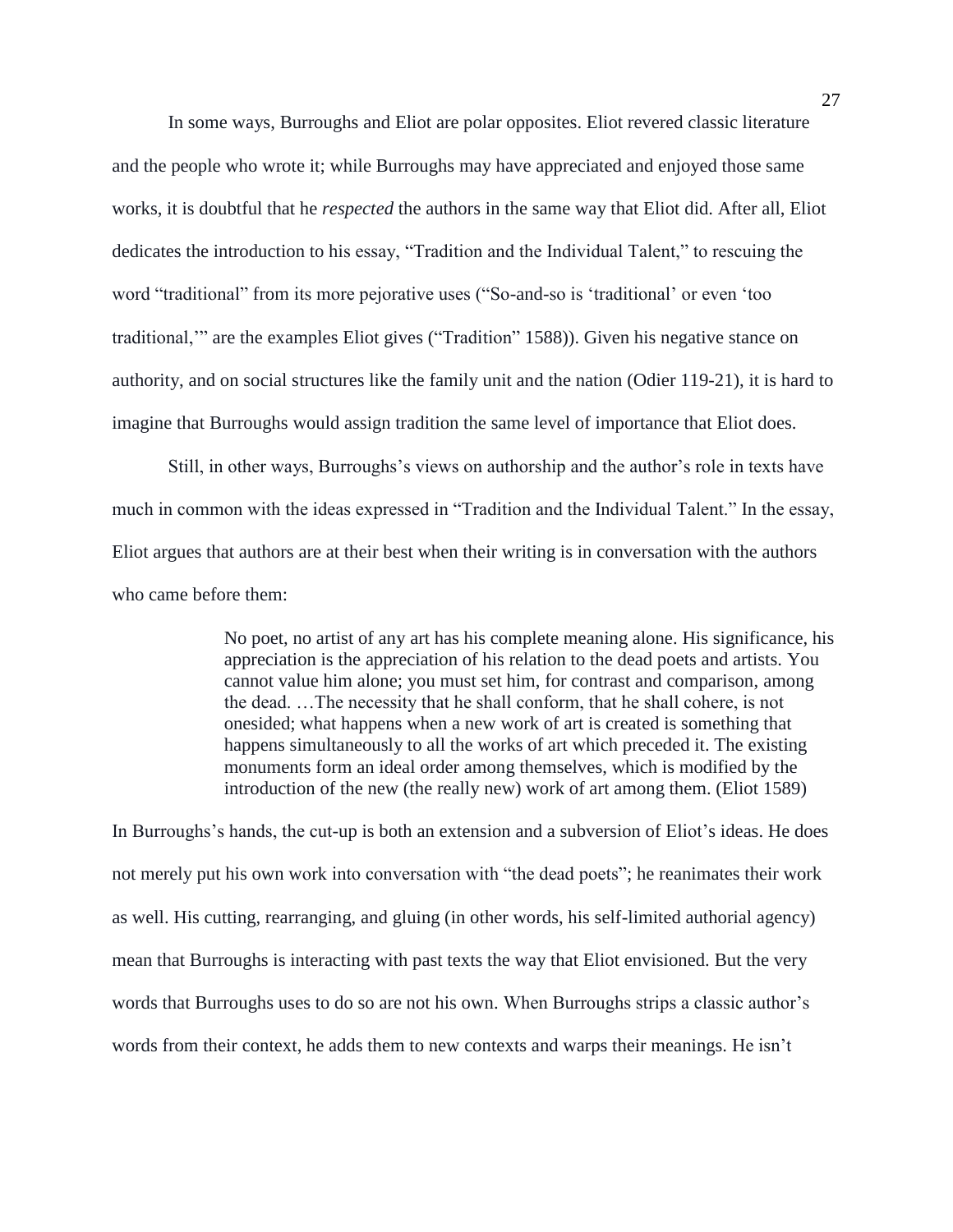In some ways, Burroughs and Eliot are polar opposites. Eliot revered classic literature and the people who wrote it; while Burroughs may have appreciated and enjoyed those same works, it is doubtful that he *respected* the authors in the same way that Eliot did. After all, Eliot dedicates the introduction to his essay, "Tradition and the Individual Talent," to rescuing the word "traditional" from its more pejorative uses ("So-and-so is 'traditional' or even 'too traditional,'" are the examples Eliot gives ("Tradition" 1588)). Given his negative stance on authority, and on social structures like the family unit and the nation (Odier 119-21), it is hard to imagine that Burroughs would assign tradition the same level of importance that Eliot does.

Still, in other ways, Burroughs's views on authorship and the author's role in texts have much in common with the ideas expressed in "Tradition and the Individual Talent." In the essay, Eliot argues that authors are at their best when their writing is in conversation with the authors who came before them:

> No poet, no artist of any art has his complete meaning alone. His significance, his appreciation is the appreciation of his relation to the dead poets and artists. You cannot value him alone; you must set him, for contrast and comparison, among the dead. …The necessity that he shall conform, that he shall cohere, is not onesided; what happens when a new work of art is created is something that happens simultaneously to all the works of art which preceded it. The existing monuments form an ideal order among themselves, which is modified by the introduction of the new (the really new) work of art among them. (Eliot 1589)

In Burroughs's hands, the cut-up is both an extension and a subversion of Eliot's ideas. He does not merely put his own work into conversation with "the dead poets"; he reanimates their work as well. His cutting, rearranging, and gluing (in other words, his self-limited authorial agency) mean that Burroughs is interacting with past texts the way that Eliot envisioned. But the very words that Burroughs uses to do so are not his own. When Burroughs strips a classic author's words from their context, he adds them to new contexts and warps their meanings. He isn't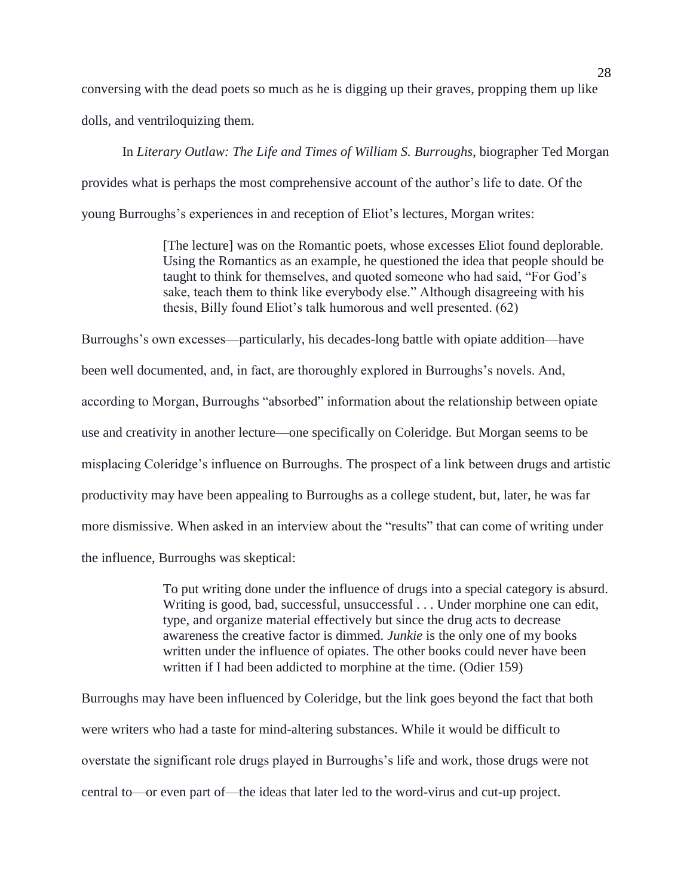conversing with the dead poets so much as he is digging up their graves, propping them up like dolls, and ventriloquizing them.

In *Literary Outlaw: The Life and Times of William S. Burroughs*, biographer Ted Morgan provides what is perhaps the most comprehensive account of the author's life to date. Of the young Burroughs's experiences in and reception of Eliot's lectures, Morgan writes:

> [The lecture] was on the Romantic poets, whose excesses Eliot found deplorable. Using the Romantics as an example, he questioned the idea that people should be taught to think for themselves, and quoted someone who had said, "For God's sake, teach them to think like everybody else." Although disagreeing with his thesis, Billy found Eliot's talk humorous and well presented. (62)

Burroughs's own excesses—particularly, his decades-long battle with opiate addition—have been well documented, and, in fact, are thoroughly explored in Burroughs's novels. And, according to Morgan, Burroughs "absorbed" information about the relationship between opiate use and creativity in another lecture—one specifically on Coleridge. But Morgan seems to be misplacing Coleridge's influence on Burroughs. The prospect of a link between drugs and artistic productivity may have been appealing to Burroughs as a college student, but, later, he was far more dismissive. When asked in an interview about the "results" that can come of writing under the influence, Burroughs was skeptical:

> To put writing done under the influence of drugs into a special category is absurd. Writing is good, bad, successful, unsuccessful . . . Under morphine one can edit, type, and organize material effectively but since the drug acts to decrease awareness the creative factor is dimmed. *Junkie* is the only one of my books written under the influence of opiates. The other books could never have been written if I had been addicted to morphine at the time. (Odier 159)

Burroughs may have been influenced by Coleridge, but the link goes beyond the fact that both were writers who had a taste for mind-altering substances. While it would be difficult to overstate the significant role drugs played in Burroughs's life and work, those drugs were not central to—or even part of—the ideas that later led to the word-virus and cut-up project.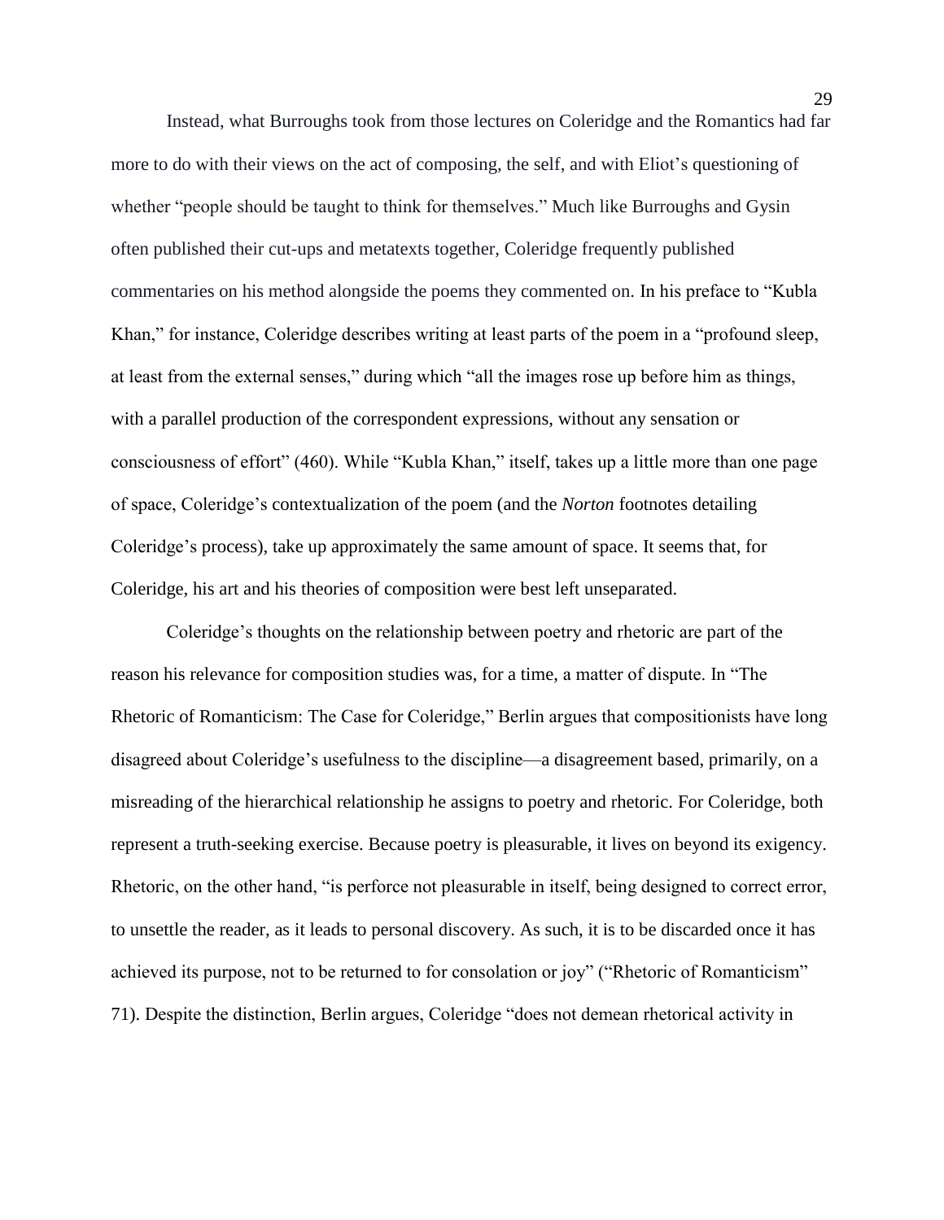Instead, what Burroughs took from those lectures on Coleridge and the Romantics had far more to do with their views on the act of composing, the self, and with Eliot's questioning of whether "people should be taught to think for themselves." Much like Burroughs and Gysin often published their cut-ups and metatexts together, Coleridge frequently published commentaries on his method alongside the poems they commented on. In his preface to "Kubla Khan," for instance, Coleridge describes writing at least parts of the poem in a "profound sleep, at least from the external senses," during which "all the images rose up before him as things, with a parallel production of the correspondent expressions, without any sensation or consciousness of effort" (460). While "Kubla Khan," itself, takes up a little more than one page of space, Coleridge's contextualization of the poem (and the *Norton* footnotes detailing Coleridge's process), take up approximately the same amount of space. It seems that, for Coleridge, his art and his theories of composition were best left unseparated.

Coleridge's thoughts on the relationship between poetry and rhetoric are part of the reason his relevance for composition studies was, for a time, a matter of dispute. In "The Rhetoric of Romanticism: The Case for Coleridge," Berlin argues that compositionists have long disagreed about Coleridge's usefulness to the discipline—a disagreement based, primarily, on a misreading of the hierarchical relationship he assigns to poetry and rhetoric. For Coleridge, both represent a truth-seeking exercise. Because poetry is pleasurable, it lives on beyond its exigency. Rhetoric, on the other hand, "is perforce not pleasurable in itself, being designed to correct error, to unsettle the reader, as it leads to personal discovery. As such, it is to be discarded once it has achieved its purpose, not to be returned to for consolation or joy" ("Rhetoric of Romanticism" 71). Despite the distinction, Berlin argues, Coleridge "does not demean rhetorical activity in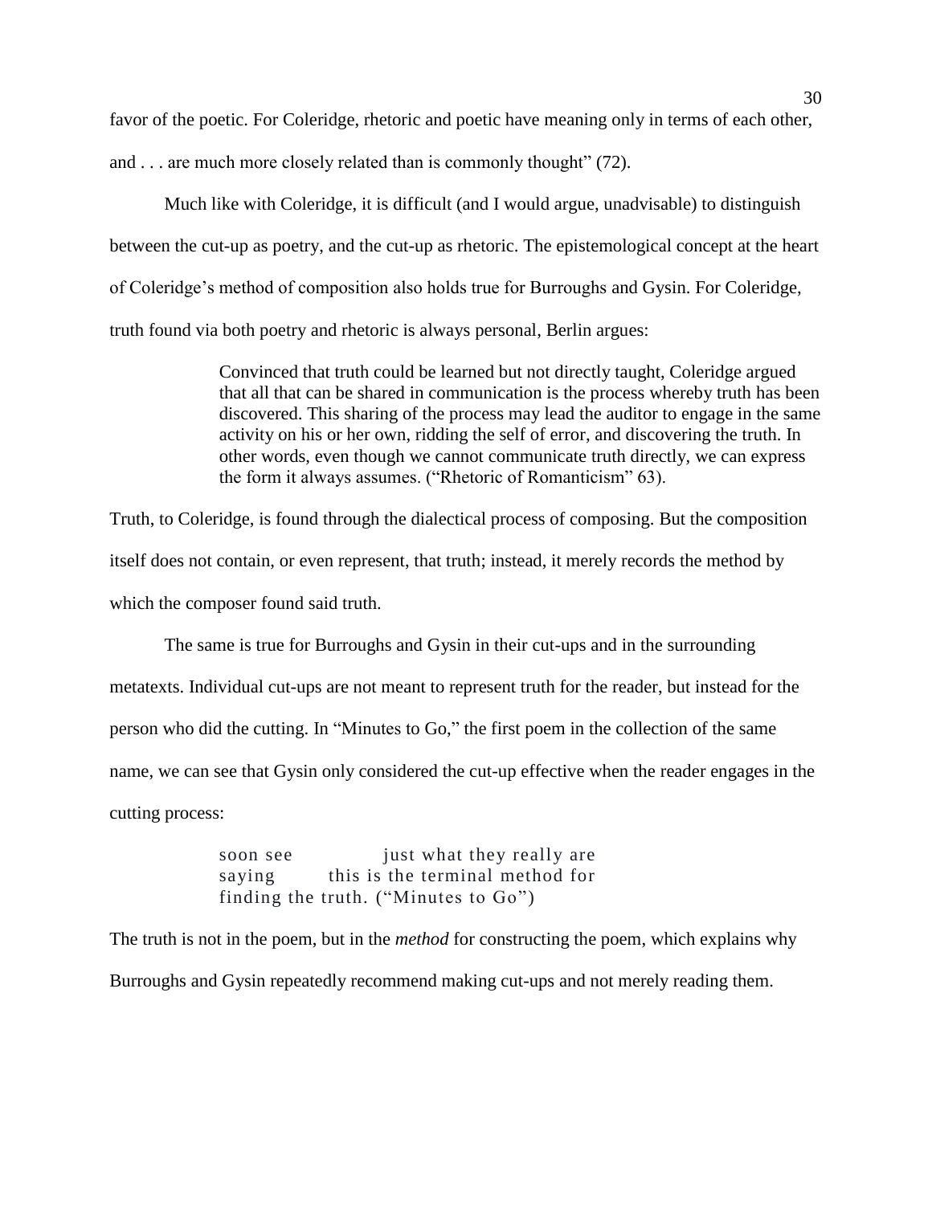favor of the poetic. For Coleridge, rhetoric and poetic have meaning only in terms of each other, and . . . are much more closely related than is commonly thought" (72).

Much like with Coleridge, it is difficult (and I would argue, unadvisable) to distinguish between the cut-up as poetry, and the cut-up as rhetoric. The epistemological concept at the heart of Coleridge's method of composition also holds true for Burroughs and Gysin. For Coleridge, truth found via both poetry and rhetoric is always personal, Berlin argues:

> Convinced that truth could be learned but not directly taught, Coleridge argued that all that can be shared in communication is the process whereby truth has been discovered. This sharing of the process may lead the auditor to engage in the same activity on his or her own, ridding the self of error, and discovering the truth. In other words, even though we cannot communicate truth directly, we can express the form it always assumes. ("Rhetoric of Romanticism" 63).

Truth, to Coleridge, is found through the dialectical process of composing. But the composition itself does not contain, or even represent, that truth; instead, it merely records the method by which the composer found said truth.

The same is true for Burroughs and Gysin in their cut-ups and in the surrounding metatexts. Individual cut-ups are not meant to represent truth for the reader, but instead for the person who did the cutting. In "Minutes to Go," the first poem in the collection of the same name, we can see that Gysin only considered the cut-up effective when the reader engages in the cutting process:

> soon see just what they really are
> saying this is the terminal method for
> finding the truth. ("Minutes to Go")

The truth is not in the poem, but in the *method* for constructing the poem, which explains why Burroughs and Gysin repeatedly recommend making cut-ups and not merely reading them.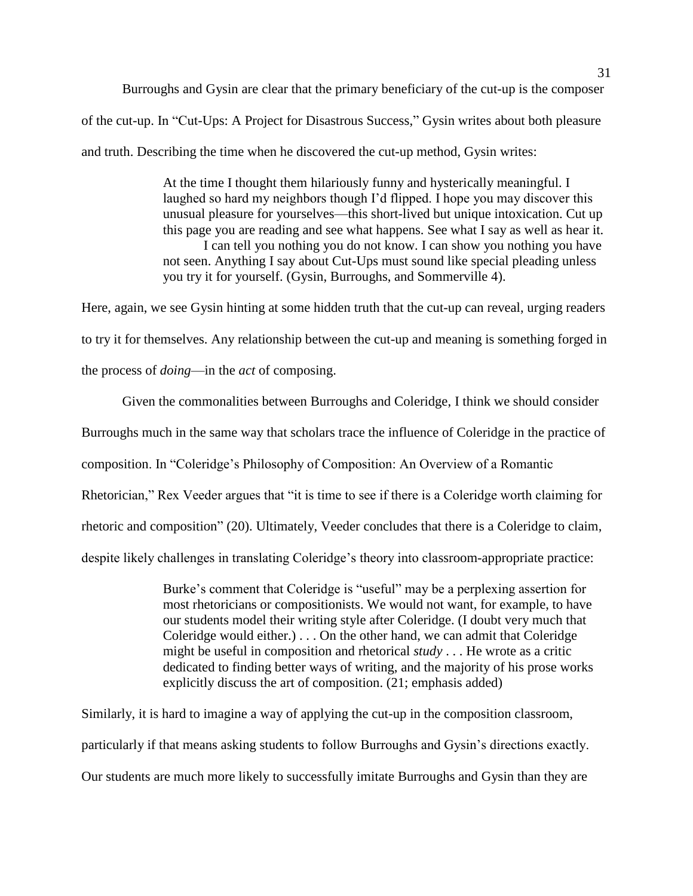Burroughs and Gysin are clear that the primary beneficiary of the cut-up is the composer of the cut-up. In "Cut-Ups: A Project for Disastrous Success," Gysin writes about both pleasure and truth. Describing the time when he discovered the cut-up method, Gysin writes:

> At the time I thought them hilariously funny and hysterically meaningful. I laughed so hard my neighbors though I'd flipped. I hope you may discover this unusual pleasure for yourselves—this short-lived but unique intoxication. Cut up this page you are reading and see what happens. See what I say as well as hear it.
>
> I can tell you nothing you do not know. I can show you nothing you have not seen. Anything I say about Cut-Ups must sound like special pleading unless you try it for yourself. (Gysin, Burroughs, and Sommerville 4).

Here, again, we see Gysin hinting at some hidden truth that the cut-up can reveal, urging readers to try it for themselves. Any relationship between the cut-up and meaning is something forged in the process of *doing*—in the *act* of composing.

Given the commonalities between Burroughs and Coleridge, I think we should consider Burroughs much in the same way that scholars trace the influence of Coleridge in the practice of composition. In "Coleridge's Philosophy of Composition: An Overview of a Romantic Rhetorician," Rex Veeder argues that "it is time to see if there is a Coleridge worth claiming for rhetoric and composition" (20). Ultimately, Veeder concludes that there is a Coleridge to claim, despite likely challenges in translating Coleridge's theory into classroom-appropriate practice:

> Burke's comment that Coleridge is "useful" may be a perplexing assertion for most rhetoricians or compositionists. We would not want, for example, to have our students model their writing style after Coleridge. (I doubt very much that Coleridge would either.) . . . On the other hand, we can admit that Coleridge might be useful in composition and rhetorical *study* . . . He wrote as a critic dedicated to finding better ways of writing, and the majority of his prose works explicitly discuss the art of composition. (21; emphasis added)

Similarly, it is hard to imagine a way of applying the cut-up in the composition classroom, particularly if that means asking students to follow Burroughs and Gysin's directions exactly. Our students are much more likely to successfully imitate Burroughs and Gysin than they are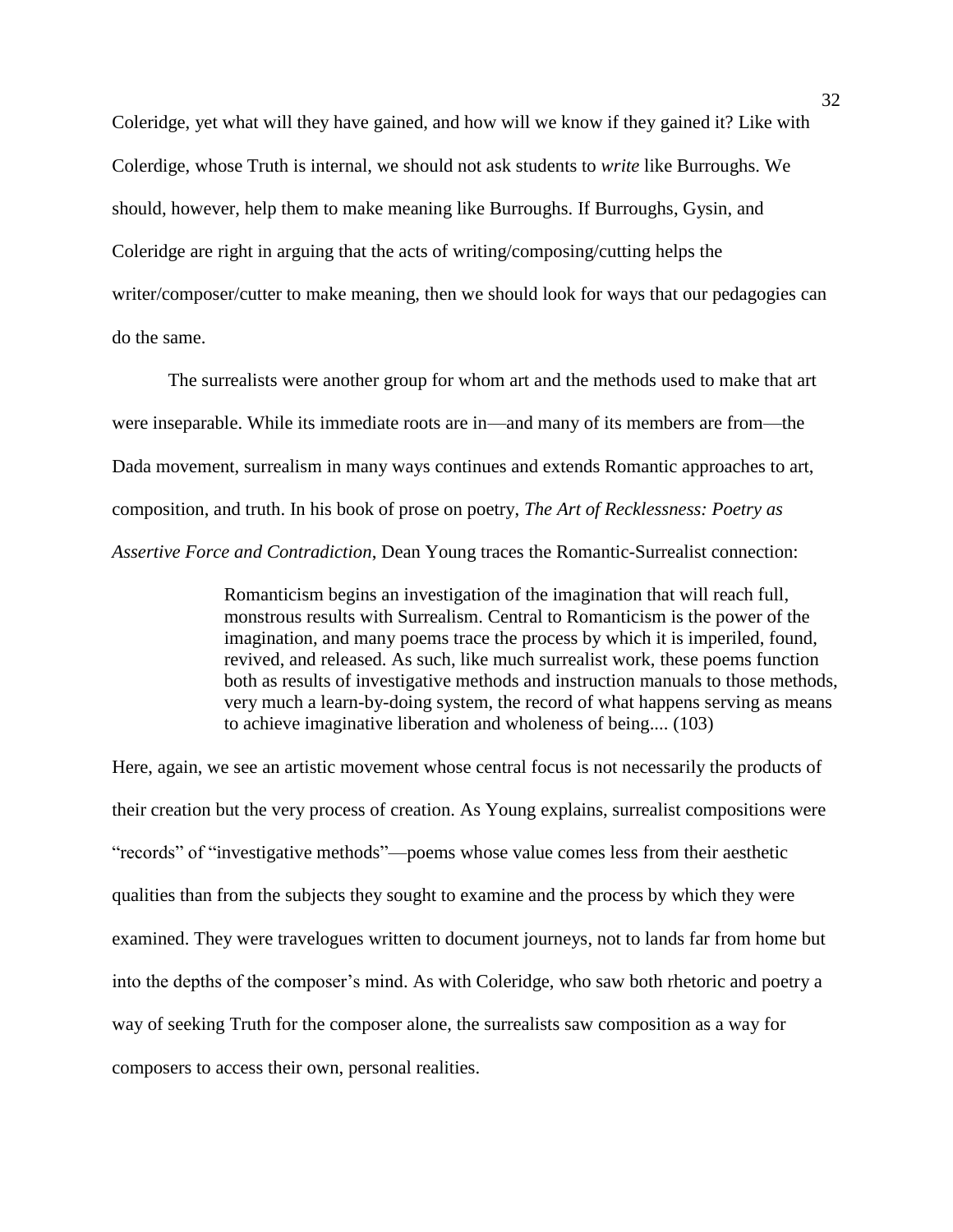Coleridge, yet what will they have gained, and how will we know if they gained it? Like with Colerdige, whose Truth is internal, we should not ask students to *write* like Burroughs. We should, however, help them to make meaning like Burroughs. If Burroughs, Gysin, and Coleridge are right in arguing that the acts of writing/composing/cutting helps the writer/composer/cutter to make meaning, then we should look for ways that our pedagogies can do the same.

The surrealists were another group for whom art and the methods used to make that art were inseparable. While its immediate roots are in—and many of its members are from—the Dada movement, surrealism in many ways continues and extends Romantic approaches to art, composition, and truth. In his book of prose on poetry, *The Art of Recklessness: Poetry as Assertive Force and Contradiction*, Dean Young traces the Romantic-Surrealist connection:

> Romanticism begins an investigation of the imagination that will reach full, monstrous results with Surrealism. Central to Romanticism is the power of the imagination, and many poems trace the process by which it is imperiled, found, revived, and released. As such, like much surrealist work, these poems function both as results of investigative methods and instruction manuals to those methods, very much a learn-by-doing system, the record of what happens serving as means to achieve imaginative liberation and wholeness of being.... (103)

Here, again, we see an artistic movement whose central focus is not necessarily the products of their creation but the very process of creation. As Young explains, surrealist compositions were "records" of "investigative methods"—poems whose value comes less from their aesthetic qualities than from the subjects they sought to examine and the process by which they were examined. They were travelogues written to document journeys, not to lands far from home but into the depths of the composer's mind. As with Coleridge, who saw both rhetoric and poetry a way of seeking Truth for the composer alone, the surrealists saw composition as a way for composers to access their own, personal realities.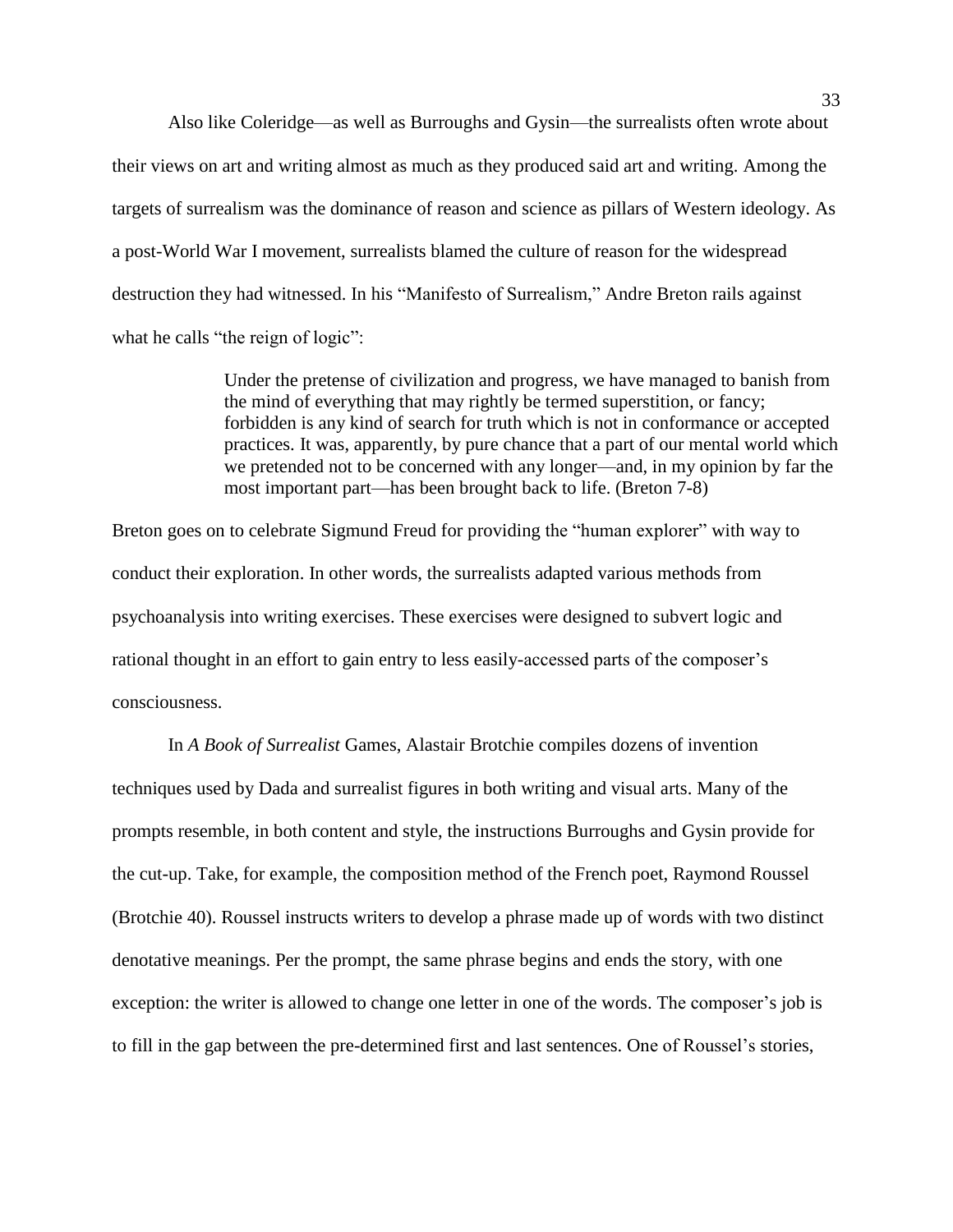Also like Coleridge—as well as Burroughs and Gysin—the surrealists often wrote about their views on art and writing almost as much as they produced said art and writing. Among the targets of surrealism was the dominance of reason and science as pillars of Western ideology. As a post-World War I movement, surrealists blamed the culture of reason for the widespread destruction they had witnessed. In his "Manifesto of Surrealism," Andre Breton rails against what he calls "the reign of logic":

> Under the pretense of civilization and progress, we have managed to banish from the mind of everything that may rightly be termed superstition, or fancy; forbidden is any kind of search for truth which is not in conformance or accepted practices. It was, apparently, by pure chance that a part of our mental world which we pretended not to be concerned with any longer—and, in my opinion by far the most important part—has been brought back to life. (Breton 7-8)

Breton goes on to celebrate Sigmund Freud for providing the "human explorer" with way to conduct their exploration. In other words, the surrealists adapted various methods from psychoanalysis into writing exercises. These exercises were designed to subvert logic and rational thought in an effort to gain entry to less easily-accessed parts of the composer's consciousness.

In *A Book of Surrealist* Games, Alastair Brotchie compiles dozens of invention techniques used by Dada and surrealist figures in both writing and visual arts. Many of the prompts resemble, in both content and style, the instructions Burroughs and Gysin provide for the cut-up. Take, for example, the composition method of the French poet, Raymond Roussel (Brotchie 40). Roussel instructs writers to develop a phrase made up of words with two distinct denotative meanings. Per the prompt, the same phrase begins and ends the story, with one exception: the writer is allowed to change one letter in one of the words. The composer's job is to fill in the gap between the pre-determined first and last sentences. One of Roussel's stories,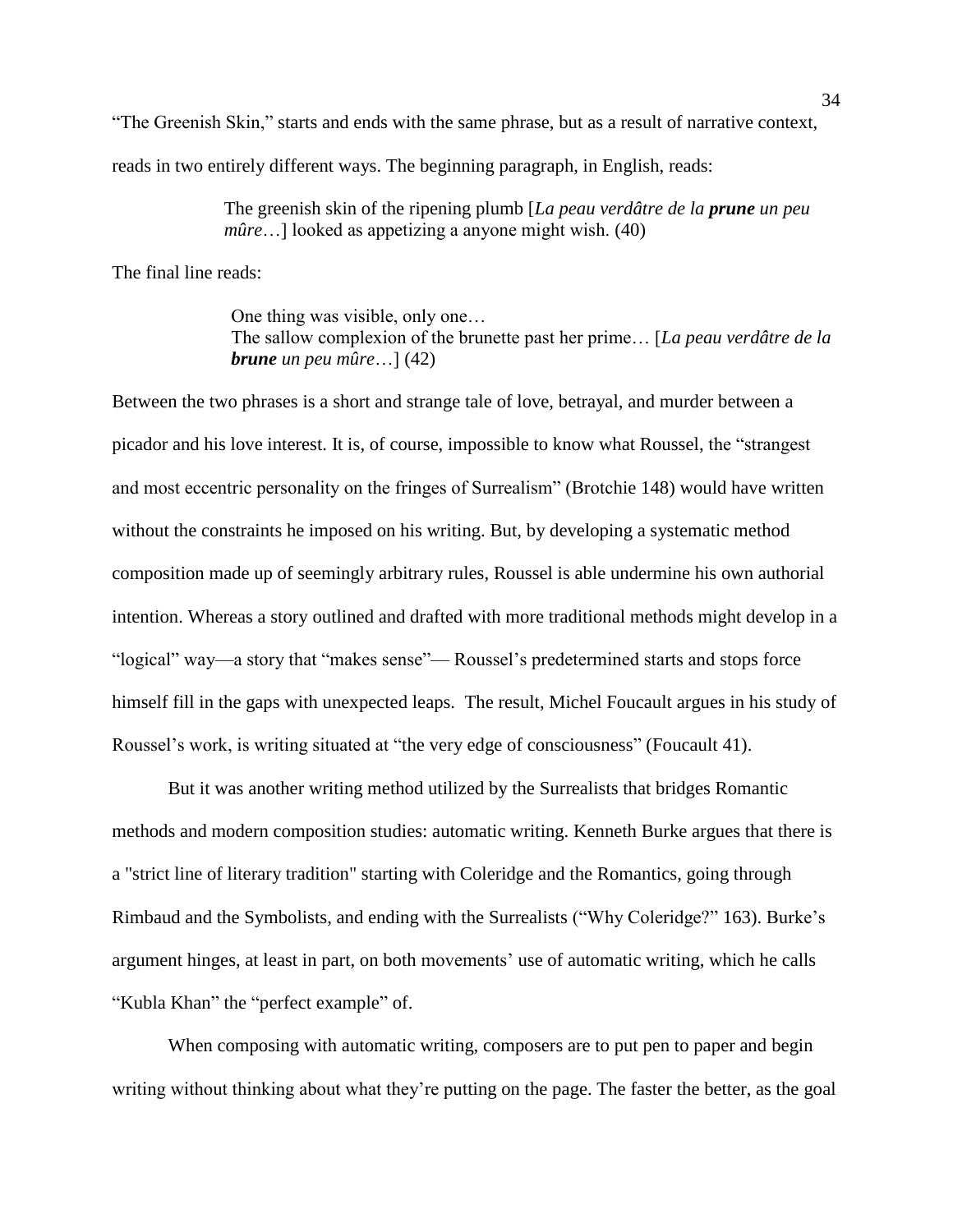"The Greenish Skin," starts and ends with the same phrase, but as a result of narrative context, reads in two entirely different ways. The beginning paragraph, in English, reads:

> The greenish skin of the ripening plumb [*La peau verdâtre de la **prune** un peu mûre*…] looked as appetizing a anyone might wish. (40)

The final line reads:

> One thing was visible, only one…
> The sallow complexion of the brunette past her prime… [*La peau verdâtre de la **brune** un peu mûre*…] (42)

Between the two phrases is a short and strange tale of love, betrayal, and murder between a picador and his love interest. It is, of course, impossible to know what Roussel, the "strangest and most eccentric personality on the fringes of Surrealism" (Brotchie 148) would have written without the constraints he imposed on his writing. But, by developing a systematic method composition made up of seemingly arbitrary rules, Roussel is able undermine his own authorial intention. Whereas a story outlined and drafted with more traditional methods might develop in a "logical" way—a story that "makes sense"— Roussel's predetermined starts and stops force himself fill in the gaps with unexpected leaps. The result, Michel Foucault argues in his study of Roussel's work, is writing situated at "the very edge of consciousness" (Foucault 41).

But it was another writing method utilized by the Surrealists that bridges Romantic methods and modern composition studies: automatic writing. Kenneth Burke argues that there is a "strict line of literary tradition" starting with Coleridge and the Romantics, going through Rimbaud and the Symbolists, and ending with the Surrealists ("Why Coleridge?" 163). Burke's argument hinges, at least in part, on both movements' use of automatic writing, which he calls "Kubla Khan" the "perfect example" of.

When composing with automatic writing, composers are to put pen to paper and begin writing without thinking about what they're putting on the page. The faster the better, as the goal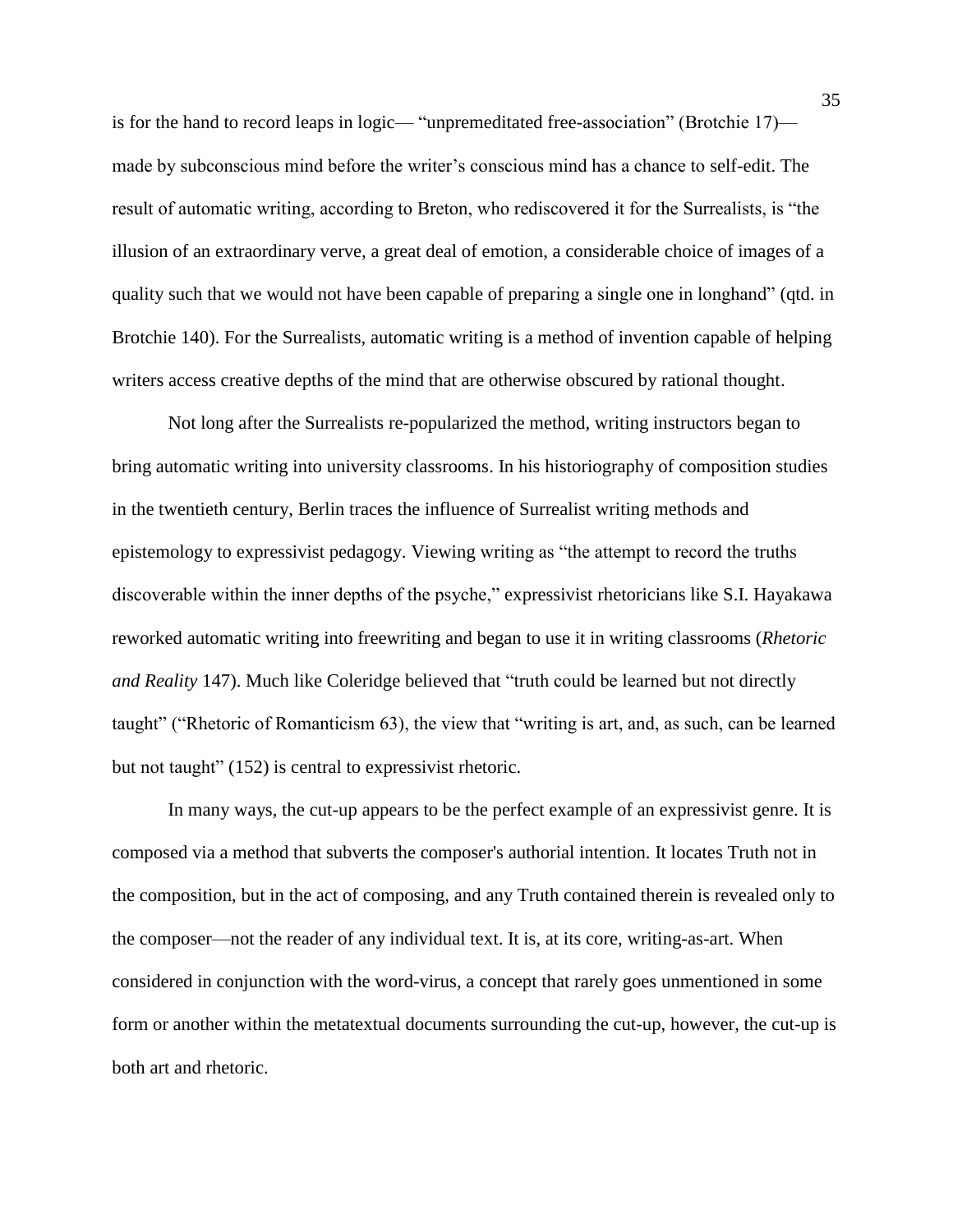is for the hand to record leaps in logic— "unpremeditated free-association" (Brotchie 17)— made by subconscious mind before the writer's conscious mind has a chance to self-edit. The result of automatic writing, according to Breton, who rediscovered it for the Surrealists, is "the illusion of an extraordinary verve, a great deal of emotion, a considerable choice of images of a quality such that we would not have been capable of preparing a single one in longhand" (qtd. in Brotchie 140). For the Surrealists, automatic writing is a method of invention capable of helping writers access creative depths of the mind that are otherwise obscured by rational thought.

Not long after the Surrealists re-popularized the method, writing instructors began to bring automatic writing into university classrooms. In his historiography of composition studies in the twentieth century, Berlin traces the influence of Surrealist writing methods and epistemology to expressivist pedagogy. Viewing writing as "the attempt to record the truths discoverable within the inner depths of the psyche," expressivist rhetoricians like S.I. Hayakawa reworked automatic writing into freewriting and began to use it in writing classrooms (*Rhetoric and Reality* 147). Much like Coleridge believed that "truth could be learned but not directly taught" ("Rhetoric of Romanticism 63), the view that "writing is art, and, as such, can be learned but not taught" (152) is central to expressivist rhetoric.

In many ways, the cut-up appears to be the perfect example of an expressivist genre. It is composed via a method that subverts the composer's authorial intention. It locates Truth not in the composition, but in the act of composing, and any Truth contained therein is revealed only to the composer—not the reader of any individual text. It is, at its core, writing-as-art. When considered in conjunction with the word-virus, a concept that rarely goes unmentioned in some form or another within the metatextual documents surrounding the cut-up, however, the cut-up is both art and rhetoric.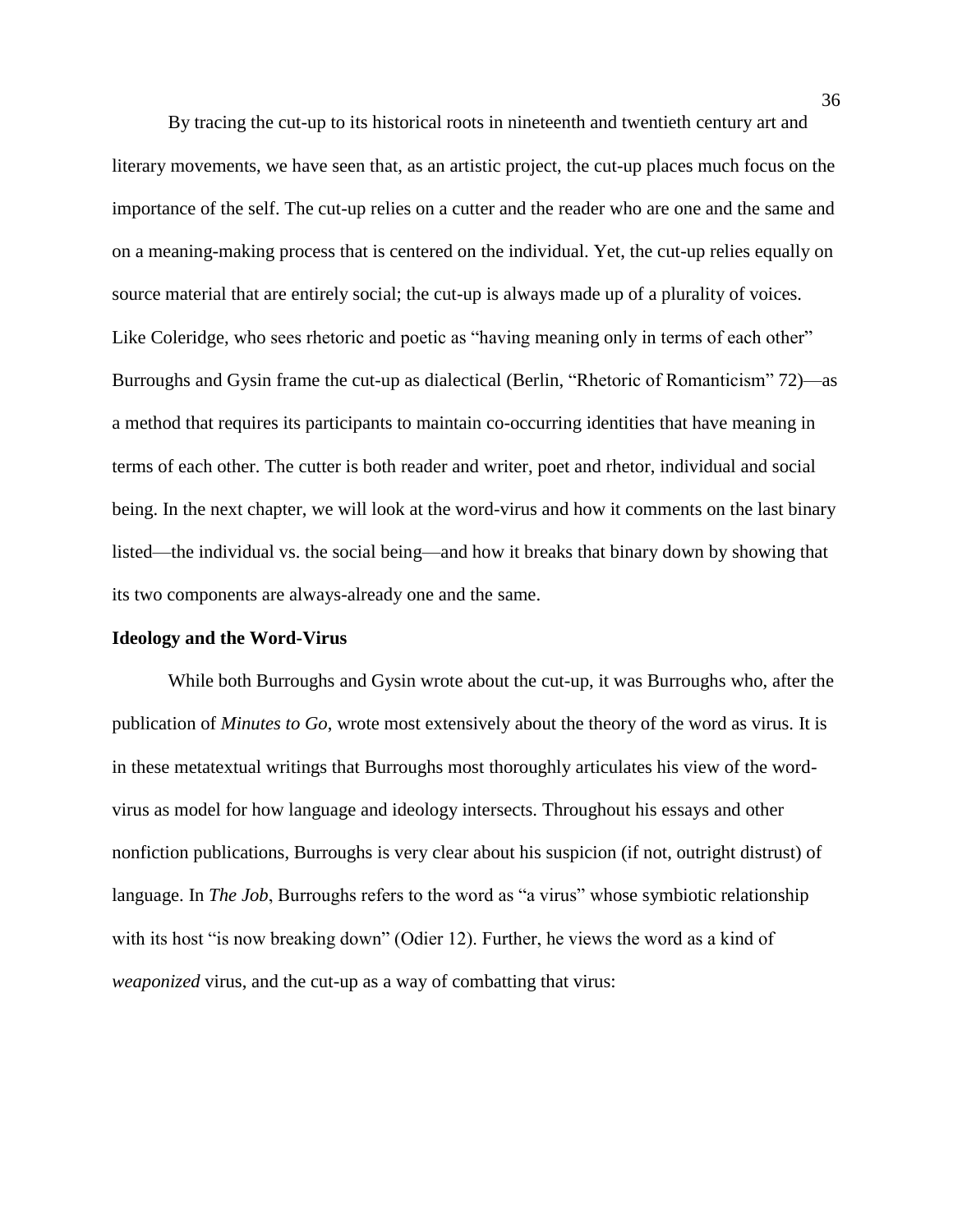By tracing the cut-up to its historical roots in nineteenth and twentieth century art and literary movements, we have seen that, as an artistic project, the cut-up places much focus on the importance of the self. The cut-up relies on a cutter and the reader who are one and the same and on a meaning-making process that is centered on the individual. Yet, the cut-up relies equally on source material that are entirely social; the cut-up is always made up of a plurality of voices. Like Coleridge, who sees rhetoric and poetic as "having meaning only in terms of each other" Burroughs and Gysin frame the cut-up as dialectical (Berlin, "Rhetoric of Romanticism" 72)—as a method that requires its participants to maintain co-occurring identities that have meaning in terms of each other. The cutter is both reader and writer, poet and rhetor, individual and social being. In the next chapter, we will look at the word-virus and how it comments on the last binary listed—the individual vs. the social being—and how it breaks that binary down by showing that its two components are always-already one and the same.

**Ideology and the Word-Virus**

While both Burroughs and Gysin wrote about the cut-up, it was Burroughs who, after the publication of *Minutes to Go*, wrote most extensively about the theory of the word as virus. It is in these metatextual writings that Burroughs most thoroughly articulates his view of the word-virus as model for how language and ideology intersects. Throughout his essays and other nonfiction publications, Burroughs is very clear about his suspicion (if not, outright distrust) of language. In *The Job*, Burroughs refers to the word as "a virus" whose symbiotic relationship with its host "is now breaking down" (Odier 12). Further, he views the word as a kind of *weaponized* virus, and the cut-up as a way of combatting that virus: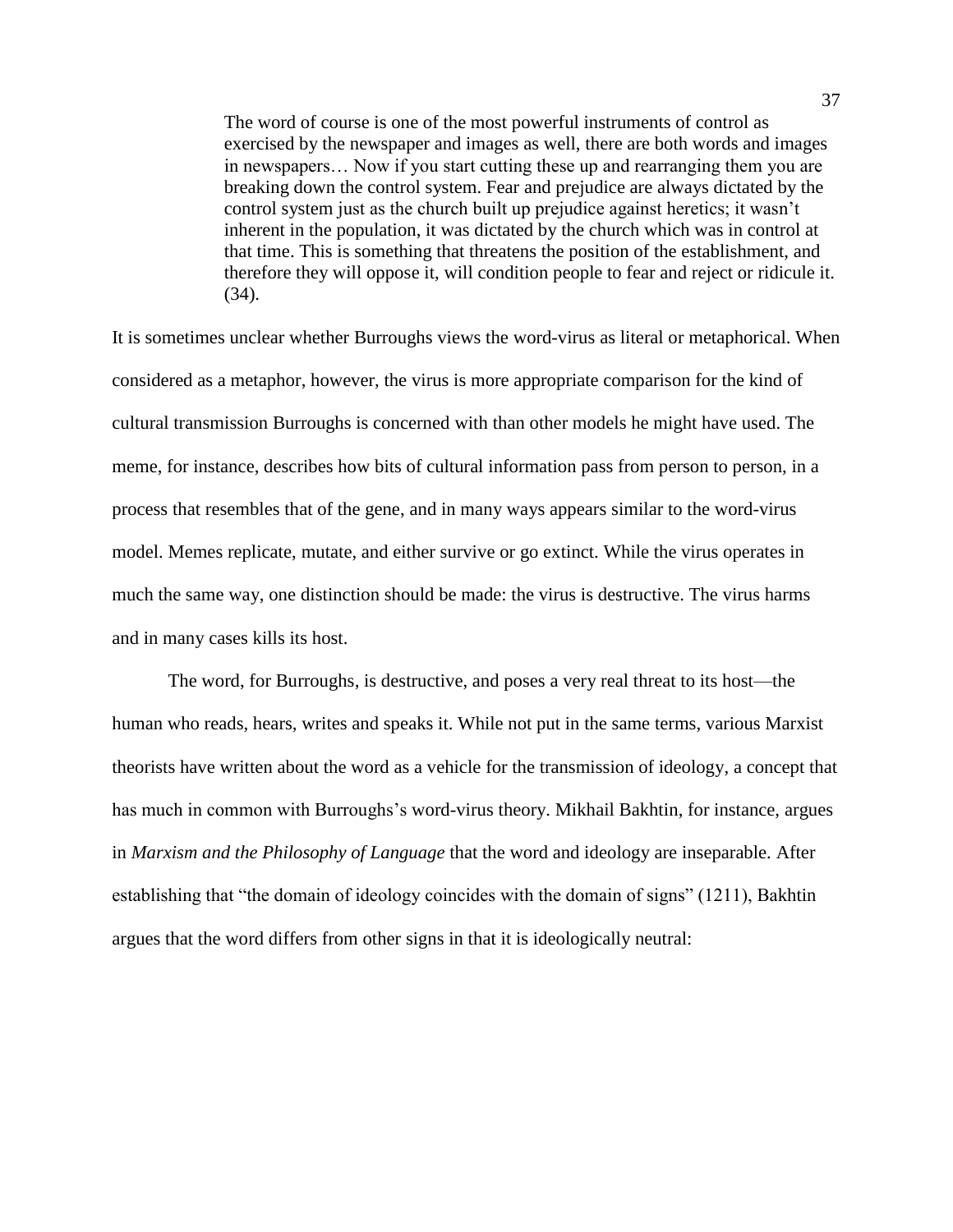> The word of course is one of the most powerful instruments of control as exercised by the newspaper and images as well, there are both words and images in newspapers… Now if you start cutting these up and rearranging them you are breaking down the control system. Fear and prejudice are always dictated by the control system just as the church built up prejudice against heretics; it wasn't inherent in the population, it was dictated by the church which was in control at that time. This is something that threatens the position of the establishment, and therefore they will oppose it, will condition people to fear and reject or ridicule it. (34).

It is sometimes unclear whether Burroughs views the word-virus as literal or metaphorical. When considered as a metaphor, however, the virus is more appropriate comparison for the kind of cultural transmission Burroughs is concerned with than other models he might have used. The meme, for instance, describes how bits of cultural information pass from person to person, in a process that resembles that of the gene, and in many ways appears similar to the word-virus model. Memes replicate, mutate, and either survive or go extinct. While the virus operates in much the same way, one distinction should be made: the virus is destructive. The virus harms and in many cases kills its host.

The word, for Burroughs, is destructive, and poses a very real threat to its host—the human who reads, hears, writes and speaks it. While not put in the same terms, various Marxist theorists have written about the word as a vehicle for the transmission of ideology, a concept that has much in common with Burroughs's word-virus theory. Mikhail Bakhtin, for instance, argues in *Marxism and the Philosophy of Language* that the word and ideology are inseparable. After establishing that "the domain of ideology coincides with the domain of signs" (1211), Bakhtin argues that the word differs from other signs in that it is ideologically neutral: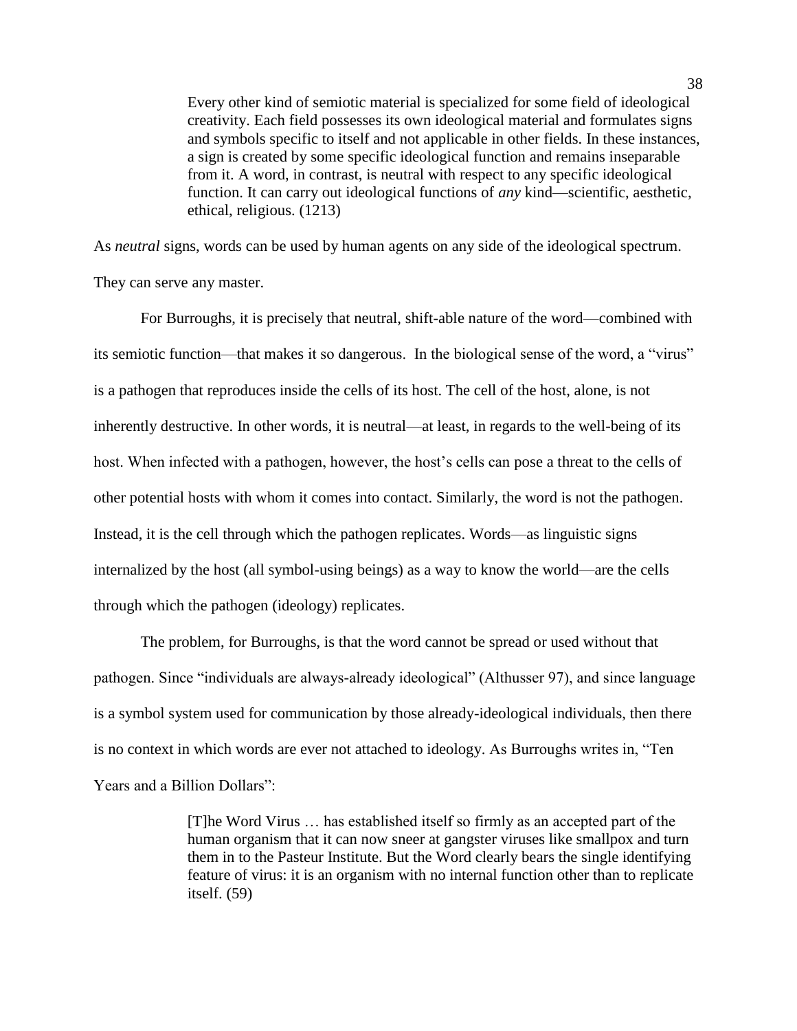> Every other kind of semiotic material is specialized for some field of ideological creativity. Each field possesses its own ideological material and formulates signs and symbols specific to itself and not applicable in other fields. In these instances, a sign is created by some specific ideological function and remains inseparable from it. A word, in contrast, is neutral with respect to any specific ideological function. It can carry out ideological functions of *any* kind—scientific, aesthetic, ethical, religious. (1213)

As *neutral* signs, words can be used by human agents on any side of the ideological spectrum. They can serve any master.

For Burroughs, it is precisely that neutral, shift-able nature of the word—combined with its semiotic function—that makes it so dangerous. In the biological sense of the word, a "virus" is a pathogen that reproduces inside the cells of its host. The cell of the host, alone, is not inherently destructive. In other words, it is neutral—at least, in regards to the well-being of its host. When infected with a pathogen, however, the host's cells can pose a threat to the cells of other potential hosts with whom it comes into contact. Similarly, the word is not the pathogen. Instead, it is the cell through which the pathogen replicates. Words—as linguistic signs internalized by the host (all symbol-using beings) as a way to know the world—are the cells through which the pathogen (ideology) replicates.

The problem, for Burroughs, is that the word cannot be spread or used without that pathogen. Since "individuals are always-already ideological" (Althusser 97), and since language is a symbol system used for communication by those already-ideological individuals, then there is no context in which words are ever not attached to ideology. As Burroughs writes in, "Ten Years and a Billion Dollars":

> [T]he Word Virus … has established itself so firmly as an accepted part of the human organism that it can now sneer at gangster viruses like smallpox and turn them in to the Pasteur Institute. But the Word clearly bears the single identifying feature of virus: it is an organism with no internal function other than to replicate itself. (59)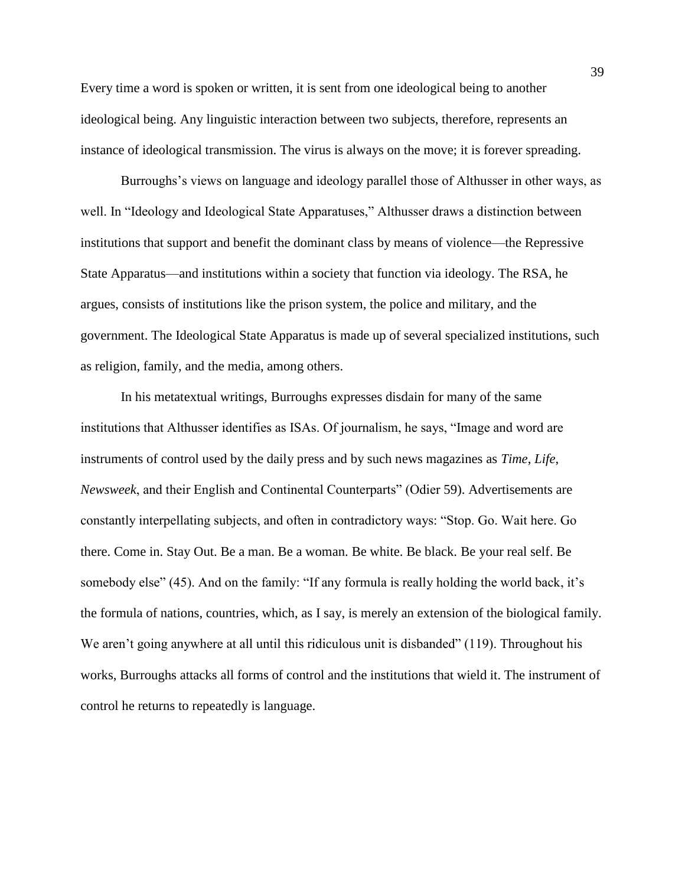Every time a word is spoken or written, it is sent from one ideological being to another ideological being. Any linguistic interaction between two subjects, therefore, represents an instance of ideological transmission. The virus is always on the move; it is forever spreading.

Burroughs's views on language and ideology parallel those of Althusser in other ways, as well. In "Ideology and Ideological State Apparatuses," Althusser draws a distinction between institutions that support and benefit the dominant class by means of violence—the Repressive State Apparatus—and institutions within a society that function via ideology. The RSA, he argues, consists of institutions like the prison system, the police and military, and the government. The Ideological State Apparatus is made up of several specialized institutions, such as religion, family, and the media, among others.

In his metatextual writings, Burroughs expresses disdain for many of the same institutions that Althusser identifies as ISAs. Of journalism, he says, "Image and word are instruments of control used by the daily press and by such news magazines as *Time*, *Life*, *Newsweek*, and their English and Continental Counterparts" (Odier 59). Advertisements are constantly interpellating subjects, and often in contradictory ways: "Stop. Go. Wait here. Go there. Come in. Stay Out. Be a man. Be a woman. Be white. Be black. Be your real self. Be somebody else" (45). And on the family: "If any formula is really holding the world back, it's the formula of nations, countries, which, as I say, is merely an extension of the biological family. We aren't going anywhere at all until this ridiculous unit is disbanded" (119). Throughout his works, Burroughs attacks all forms of control and the institutions that wield it. The instrument of control he returns to repeatedly is language.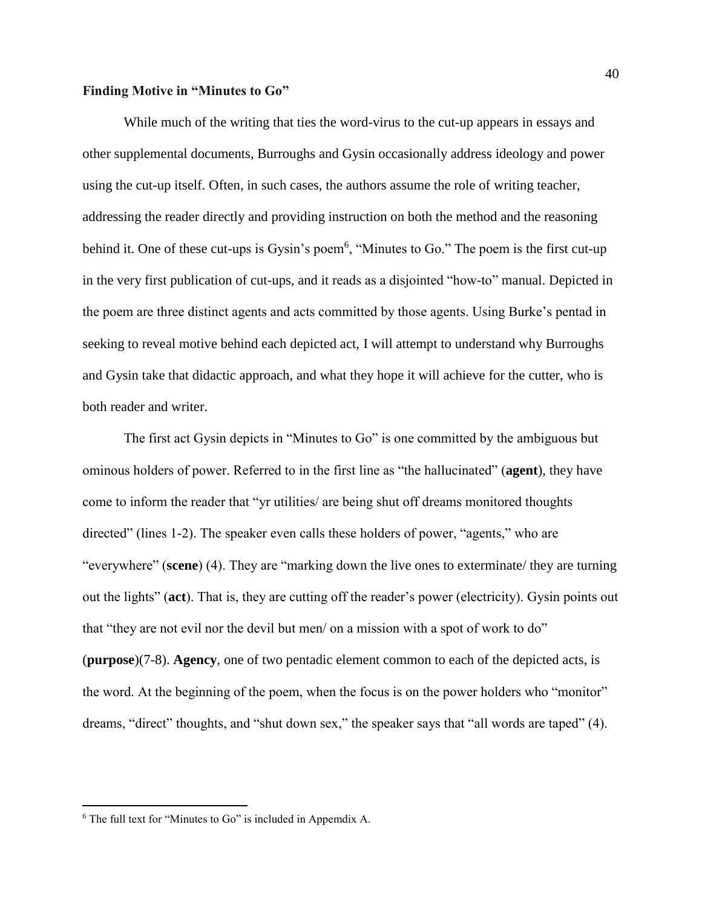**Finding Motive in "Minutes to Go"**

While much of the writing that ties the word-virus to the cut-up appears in essays and other supplemental documents, Burroughs and Gysin occasionally address ideology and power using the cut-up itself. Often, in such cases, the authors assume the role of writing teacher, addressing the reader directly and providing instruction on both the method and the reasoning behind it. One of these cut-ups is Gysin's poem[6], "Minutes to Go." The poem is the first cut-up in the very first publication of cut-ups, and it reads as a disjointed "how-to" manual. Depicted in the poem are three distinct agents and acts committed by those agents. Using Burke's pentad in seeking to reveal motive behind each depicted act, I will attempt to understand why Burroughs and Gysin take that didactic approach, and what they hope it will achieve for the cutter, who is both reader and writer.

The first act Gysin depicts in "Minutes to Go" is one committed by the ambiguous but ominous holders of power. Referred to in the first line as "the hallucinated" (**agent**), they have come to inform the reader that "yr utilities/ are being shut off dreams monitored thoughts directed" (lines 1-2). The speaker even calls these holders of power, "agents," who are "everywhere" (**scene**) (4). They are "marking down the live ones to exterminate/ they are turning out the lights" (**act**). That is, they are cutting off the reader's power (electricity). Gysin points out that "they are not evil nor the devil but men/ on a mission with a spot of work to do" (**purpose**)(7-8). **Agency**, one of two pentadic element common to each of the depicted acts, is the word. At the beginning of the poem, when the focus is on the power holders who "monitor" dreams, "direct" thoughts, and "shut down sex," the speaker says that "all words are taped" (4).

[6] The full text for "Minutes to Go" is included in Appemdix A.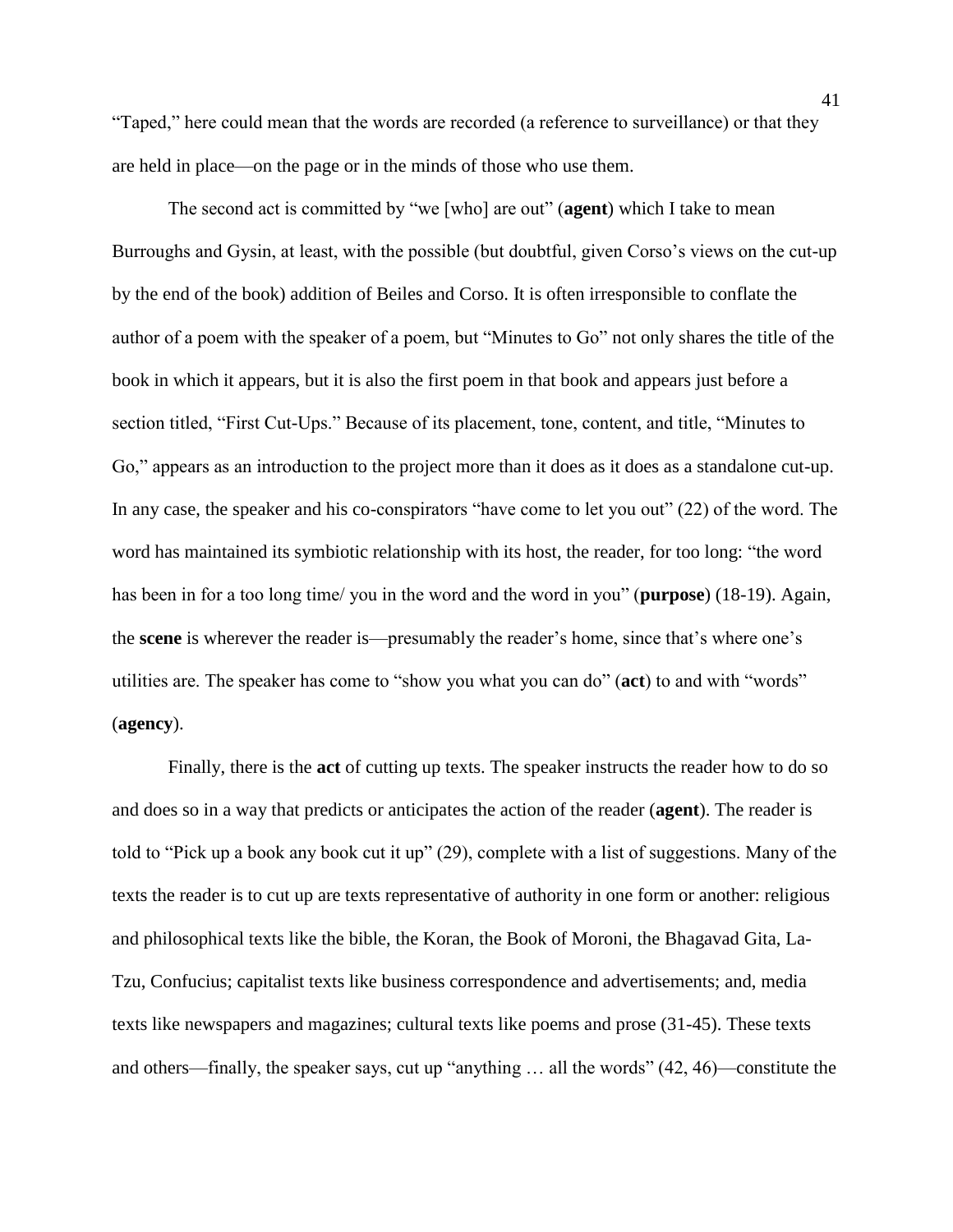“Taped,” here could mean that the words are recorded (a reference to surveillance) or that they are held in place—on the page or in the minds of those who use them.

The second act is committed by “we [who] are out” (**agent**) which I take to mean Burroughs and Gysin, at least, with the possible (but doubtful, given Corso’s views on the cut-up by the end of the book) addition of Beiles and Corso. It is often irresponsible to conflate the author of a poem with the speaker of a poem, but “Minutes to Go” not only shares the title of the book in which it appears, but it is also the first poem in that book and appears just before a section titled, “First Cut-Ups.” Because of its placement, tone, content, and title, “Minutes to Go,” appears as an introduction to the project more than it does as it does as a standalone cut-up. In any case, the speaker and his co-conspirators “have come to let you out” (22) of the word. The word has maintained its symbiotic relationship with its host, the reader, for too long: “the word has been in for a too long time/ you in the word and the word in you” (**purpose**) (18-19). Again, the **scene** is wherever the reader is—presumably the reader’s home, since that’s where one’s utilities are. The speaker has come to “show you what you can do” (**act**) to and with “words” (**agency**).

Finally, there is the **act** of cutting up texts. The speaker instructs the reader how to do so and does so in a way that predicts or anticipates the action of the reader (**agent**). The reader is told to “Pick up a book any book cut it up” (29), complete with a list of suggestions. Many of the texts the reader is to cut up are texts representative of authority in one form or another: religious and philosophical texts like the bible, the Koran, the Book of Moroni, the Bhagavad Gita, La-Tzu, Confucius; capitalist texts like business correspondence and advertisements; and, media texts like newspapers and magazines; cultural texts like poems and prose (31-45). These texts and others—finally, the speaker says, cut up “anything … all the words” (42, 46)—constitute the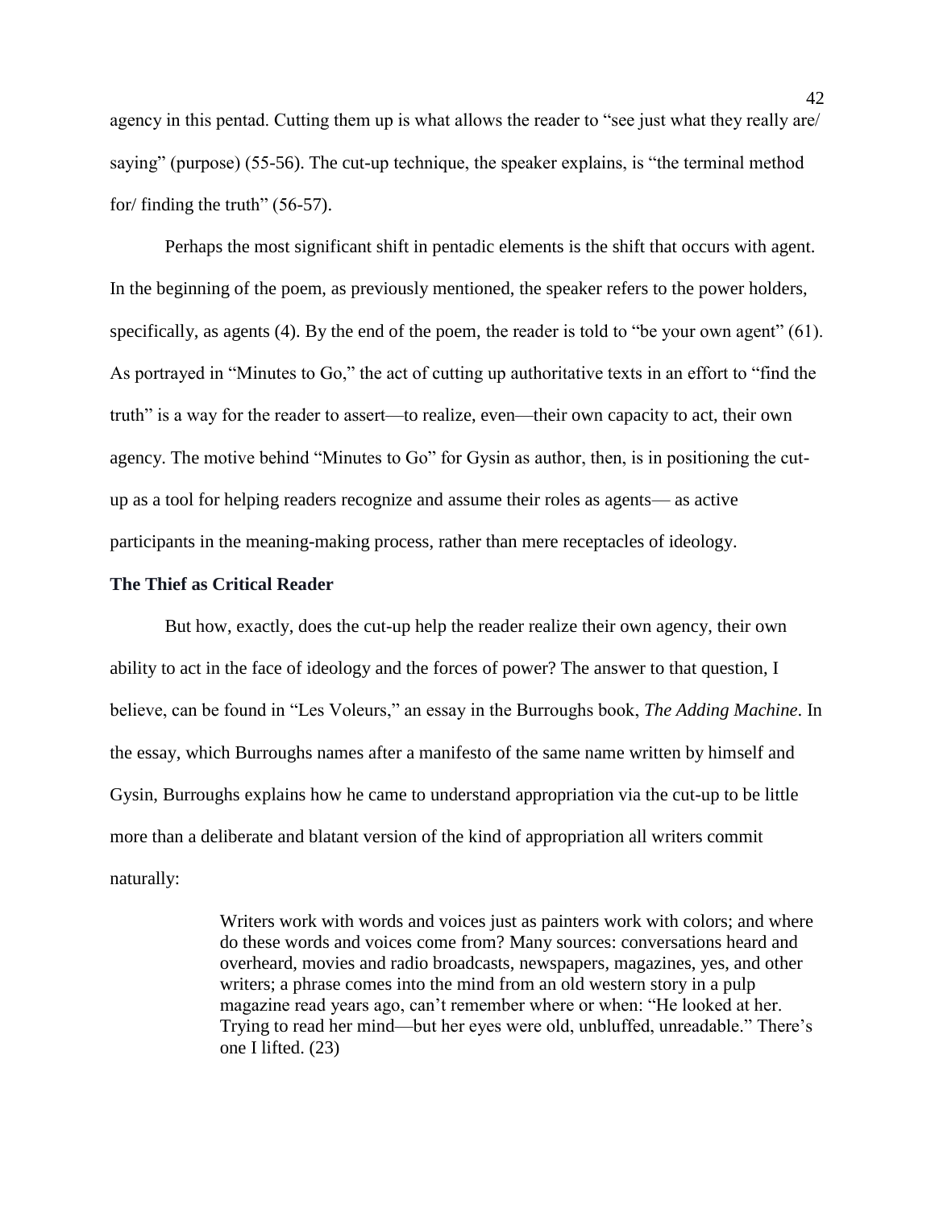agency in this pentad. Cutting them up is what allows the reader to "see just what they really are/ saying" (purpose) (55-56). The cut-up technique, the speaker explains, is "the terminal method for/ finding the truth" (56-57).

Perhaps the most significant shift in pentadic elements is the shift that occurs with agent. In the beginning of the poem, as previously mentioned, the speaker refers to the power holders, specifically, as agents (4). By the end of the poem, the reader is told to "be your own agent" (61). As portrayed in "Minutes to Go," the act of cutting up authoritative texts in an effort to "find the truth" is a way for the reader to assert—to realize, even—their own capacity to act, their own agency. The motive behind "Minutes to Go" for Gysin as author, then, is in positioning the cut-up as a tool for helping readers recognize and assume their roles as agents— as active participants in the meaning-making process, rather than mere receptacles of ideology.

### The Thief as Critical Reader

But how, exactly, does the cut-up help the reader realize their own agency, their own ability to act in the face of ideology and the forces of power? The answer to that question, I believe, can be found in "Les Voleurs," an essay in the Burroughs book, *The Adding Machine*. In the essay, which Burroughs names after a manifesto of the same name written by himself and Gysin, Burroughs explains how he came to understand appropriation via the cut-up to be little more than a deliberate and blatant version of the kind of appropriation all writers commit naturally:

> Writers work with words and voices just as painters work with colors; and where do these words and voices come from? Many sources: conversations heard and overheard, movies and radio broadcasts, newspapers, magazines, yes, and other writers; a phrase comes into the mind from an old western story in a pulp magazine read years ago, can't remember where or when: "He looked at her. Trying to read her mind—but her eyes were old, unbluffed, unreadable." There's one I lifted. (23)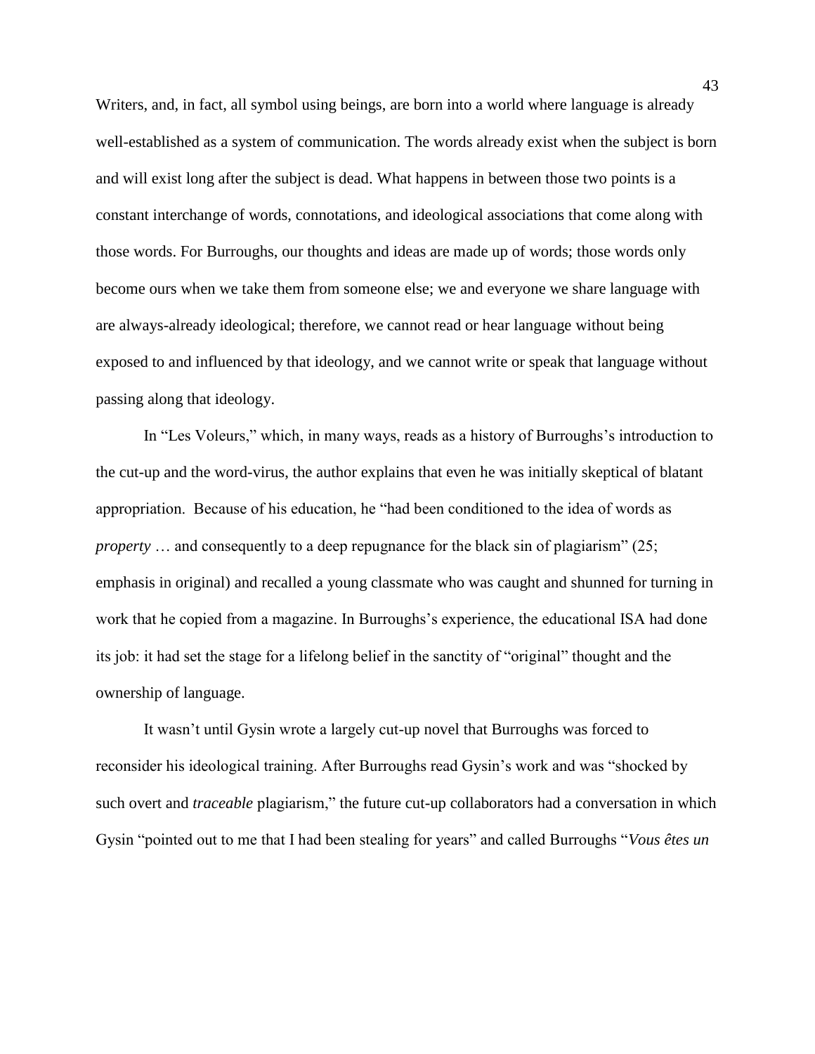Writers, and, in fact, all symbol using beings, are born into a world where language is already well-established as a system of communication. The words already exist when the subject is born and will exist long after the subject is dead. What happens in between those two points is a constant interchange of words, connotations, and ideological associations that come along with those words. For Burroughs, our thoughts and ideas are made up of words; those words only become ours when we take them from someone else; we and everyone we share language with are always-already ideological; therefore, we cannot read or hear language without being exposed to and influenced by that ideology, and we cannot write or speak that language without passing along that ideology.

In "Les Voleurs," which, in many ways, reads as a history of Burroughs's introduction to the cut-up and the word-virus, the author explains that even he was initially skeptical of blatant appropriation. Because of his education, he "had been conditioned to the idea of words as *property* … and consequently to a deep repugnance for the black sin of plagiarism" (25; emphasis in original) and recalled a young classmate who was caught and shunned for turning in work that he copied from a magazine. In Burroughs's experience, the educational ISA had done its job: it had set the stage for a lifelong belief in the sanctity of "original" thought and the ownership of language.

It wasn't until Gysin wrote a largely cut-up novel that Burroughs was forced to reconsider his ideological training. After Burroughs read Gysin's work and was "shocked by such overt and *traceable* plagiarism," the future cut-up collaborators had a conversation in which Gysin "pointed out to me that I had been stealing for years" and called Burroughs "*Vous êtes un*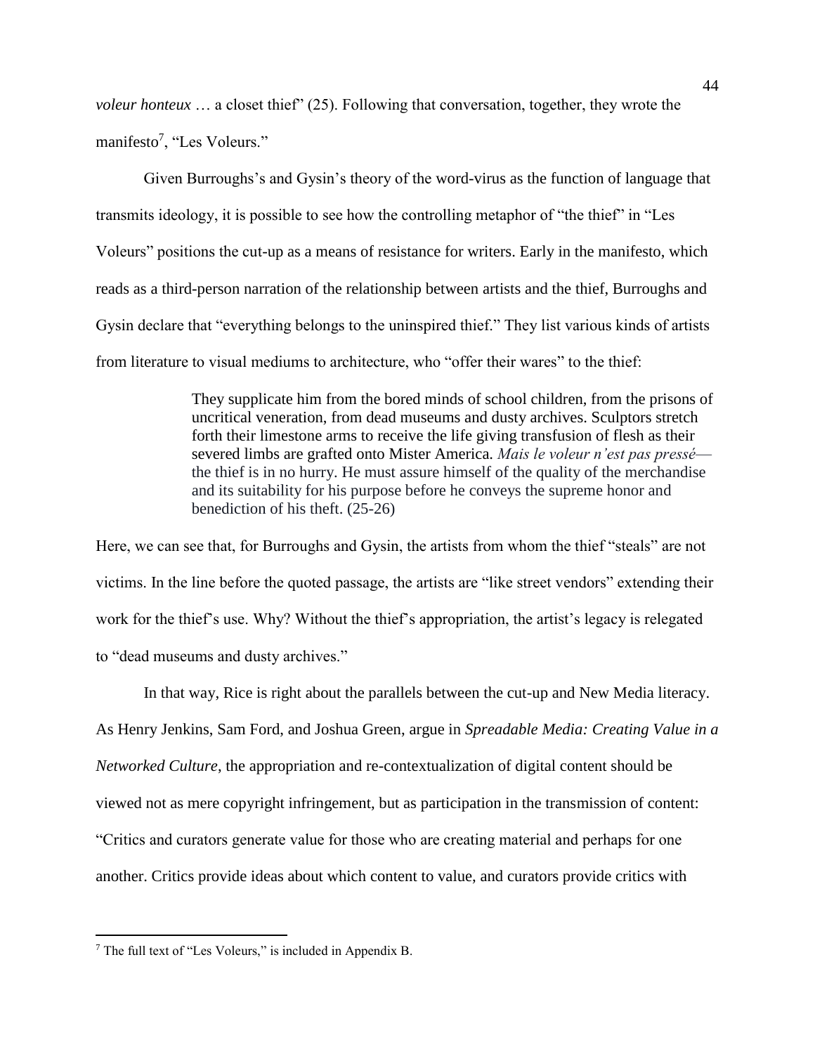*voleur honteux* … a closet thief" (25). Following that conversation, together, they wrote the manifesto[7], "Les Voleurs."

Given Burroughs's and Gysin's theory of the word-virus as the function of language that transmits ideology, it is possible to see how the controlling metaphor of "the thief" in "Les Voleurs" positions the cut-up as a means of resistance for writers. Early in the manifesto, which reads as a third-person narration of the relationship between artists and the thief, Burroughs and Gysin declare that "everything belongs to the uninspired thief." They list various kinds of artists from literature to visual mediums to architecture, who "offer their wares" to the thief:

> They supplicate him from the bored minds of school children, from the prisons of uncritical veneration, from dead museums and dusty archives. Sculptors stretch forth their limestone arms to receive the life giving transfusion of flesh as their severed limbs are grafted onto Mister America. *Mais le voleur n'est pas pressé*—the thief is in no hurry. He must assure himself of the quality of the merchandise and its suitability for his purpose before he conveys the supreme honor and benediction of his theft. (25-26)

Here, we can see that, for Burroughs and Gysin, the artists from whom the thief "steals" are not victims. In the line before the quoted passage, the artists are "like street vendors" extending their work for the thief's use. Why? Without the thief's appropriation, the artist's legacy is relegated to "dead museums and dusty archives."

In that way, Rice is right about the parallels between the cut-up and New Media literacy. As Henry Jenkins, Sam Ford, and Joshua Green, argue in *Spreadable Media: Creating Value in a Networked Culture*, the appropriation and re-contextualization of digital content should be viewed not as mere copyright infringement, but as participation in the transmission of content: "Critics and curators generate value for those who are creating material and perhaps for one another. Critics provide ideas about which content to value, and curators provide critics with

[7] The full text of "Les Voleurs," is included in Appendix B.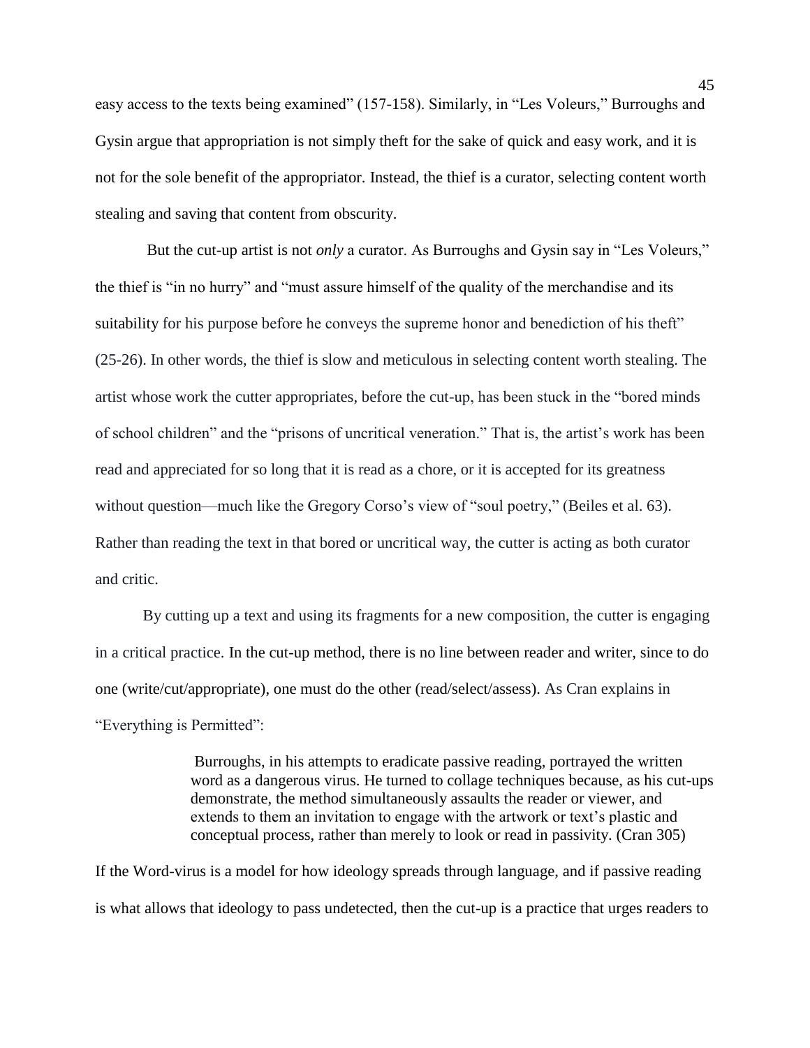easy access to the texts being examined" (157-158). Similarly, in "Les Voleurs," Burroughs and Gysin argue that appropriation is not simply theft for the sake of quick and easy work, and it is not for the sole benefit of the appropriator. Instead, the thief is a curator, selecting content worth stealing and saving that content from obscurity.

But the cut-up artist is not *only* a curator. As Burroughs and Gysin say in "Les Voleurs," the thief is "in no hurry" and "must assure himself of the quality of the merchandise and its suitability for his purpose before he conveys the supreme honor and benediction of his theft" (25-26). In other words, the thief is slow and meticulous in selecting content worth stealing. The artist whose work the cutter appropriates, before the cut-up, has been stuck in the "bored minds of school children" and the "prisons of uncritical veneration." That is, the artist's work has been read and appreciated for so long that it is read as a chore, or it is accepted for its greatness without question—much like the Gregory Corso's view of "soul poetry," (Beiles et al. 63). Rather than reading the text in that bored or uncritical way, the cutter is acting as both curator and critic.

By cutting up a text and using its fragments for a new composition, the cutter is engaging in a critical practice. In the cut-up method, there is no line between reader and writer, since to do one (write/cut/appropriate), one must do the other (read/select/assess). As Cran explains in "Everything is Permitted":

> Burroughs, in his attempts to eradicate passive reading, portrayed the written word as a dangerous virus. He turned to collage techniques because, as his cut-ups demonstrate, the method simultaneously assaults the reader or viewer, and extends to them an invitation to engage with the artwork or text's plastic and conceptual process, rather than merely to look or read in passivity. (Cran 305)

If the Word-virus is a model for how ideology spreads through language, and if passive reading is what allows that ideology to pass undetected, then the cut-up is a practice that urges readers to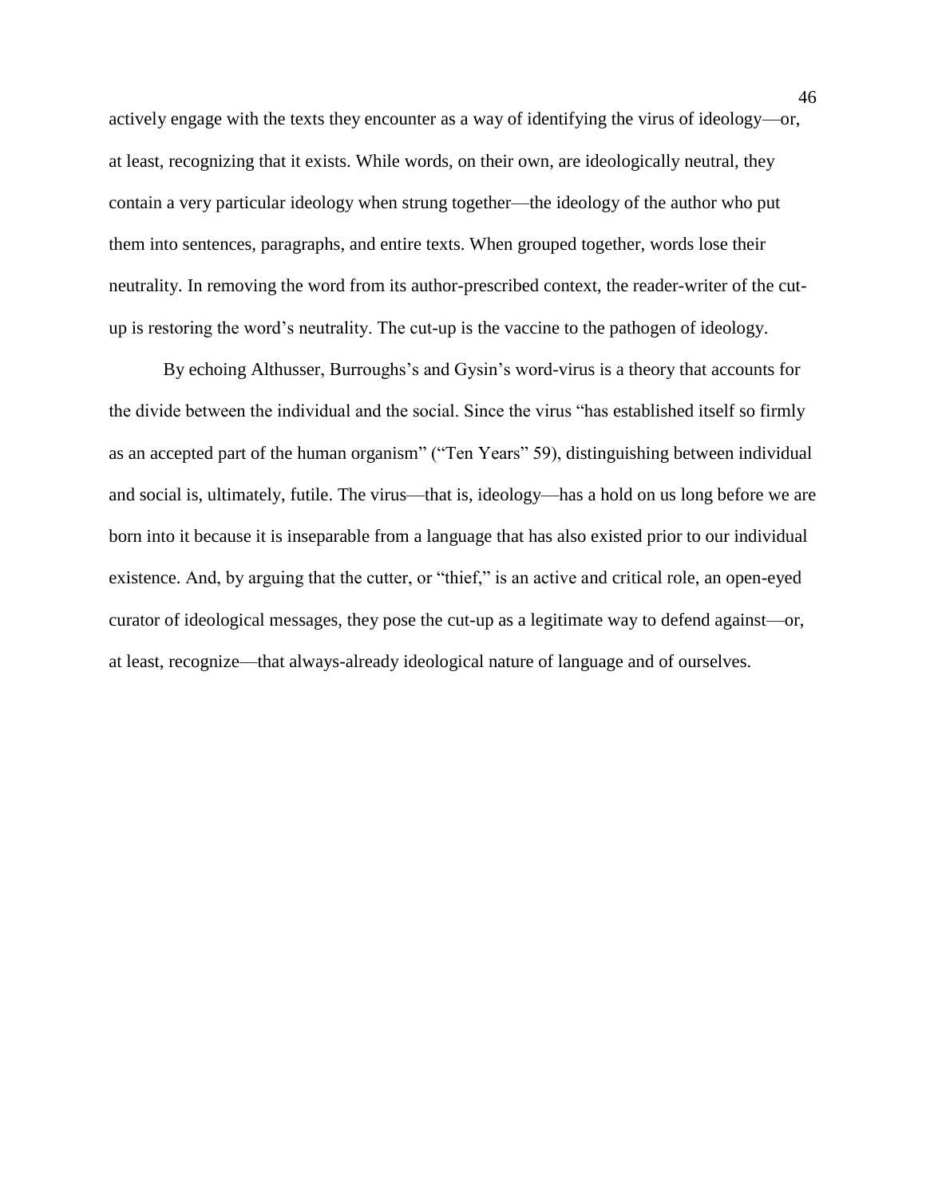actively engage with the texts they encounter as a way of identifying the virus of ideology—or, at least, recognizing that it exists. While words, on their own, are ideologically neutral, they contain a very particular ideology when strung together—the ideology of the author who put them into sentences, paragraphs, and entire texts. When grouped together, words lose their neutrality. In removing the word from its author-prescribed context, the reader-writer of the cut-up is restoring the word's neutrality. The cut-up is the vaccine to the pathogen of ideology.

By echoing Althusser, Burroughs's and Gysin's word-virus is a theory that accounts for the divide between the individual and the social. Since the virus "has established itself so firmly as an accepted part of the human organism" ("Ten Years" 59), distinguishing between individual and social is, ultimately, futile. The virus—that is, ideology—has a hold on us long before we are born into it because it is inseparable from a language that has also existed prior to our individual existence. And, by arguing that the cutter, or "thief," is an active and critical role, an open-eyed curator of ideological messages, they pose the cut-up as a legitimate way to defend against—or, at least, recognize—that always-already ideological nature of language and of ourselves.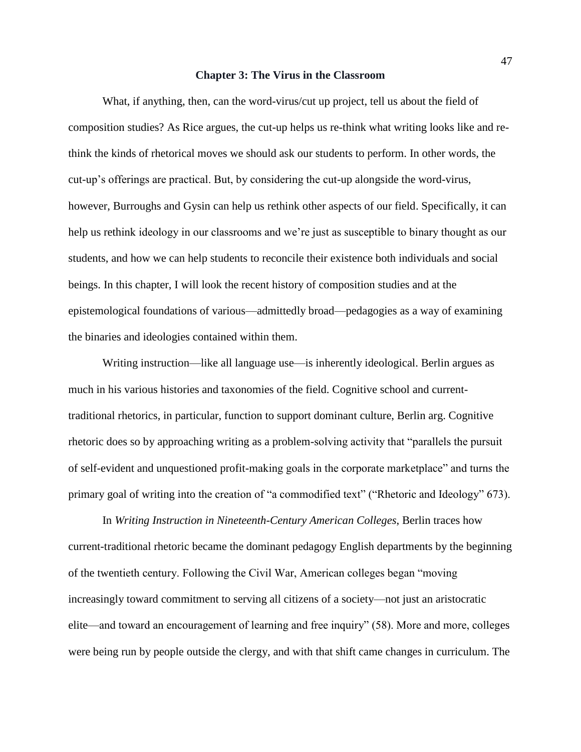## Chapter 3: The Virus in the Classroom

What, if anything, then, can the word-virus/cut up project, tell us about the field of composition studies? As Rice argues, the cut-up helps us re-think what writing looks like and re-think the kinds of rhetorical moves we should ask our students to perform. In other words, the cut-up's offerings are practical. But, by considering the cut-up alongside the word-virus, however, Burroughs and Gysin can help us rethink other aspects of our field. Specifically, it can help us rethink ideology in our classrooms and we're just as susceptible to binary thought as our students, and how we can help students to reconcile their existence both individuals and social beings. In this chapter, I will look the recent history of composition studies and at the epistemological foundations of various—admittedly broad—pedagogies as a way of examining the binaries and ideologies contained within them.

Writing instruction—like all language use—is inherently ideological. Berlin argues as much in his various histories and taxonomies of the field. Cognitive school and current-traditional rhetorics, in particular, function to support dominant culture, Berlin arg. Cognitive rhetoric does so by approaching writing as a problem-solving activity that "parallels the pursuit of self-evident and unquestioned profit-making goals in the corporate marketplace" and turns the primary goal of writing into the creation of "a commodified text" ("Rhetoric and Ideology" 673).

In *Writing Instruction in Nineteenth-Century American Colleges*, Berlin traces how current-traditional rhetoric became the dominant pedagogy English departments by the beginning of the twentieth century. Following the Civil War, American colleges began "moving increasingly toward commitment to serving all citizens of a society—not just an aristocratic elite—and toward an encouragement of learning and free inquiry" (58). More and more, colleges were being run by people outside the clergy, and with that shift came changes in curriculum. The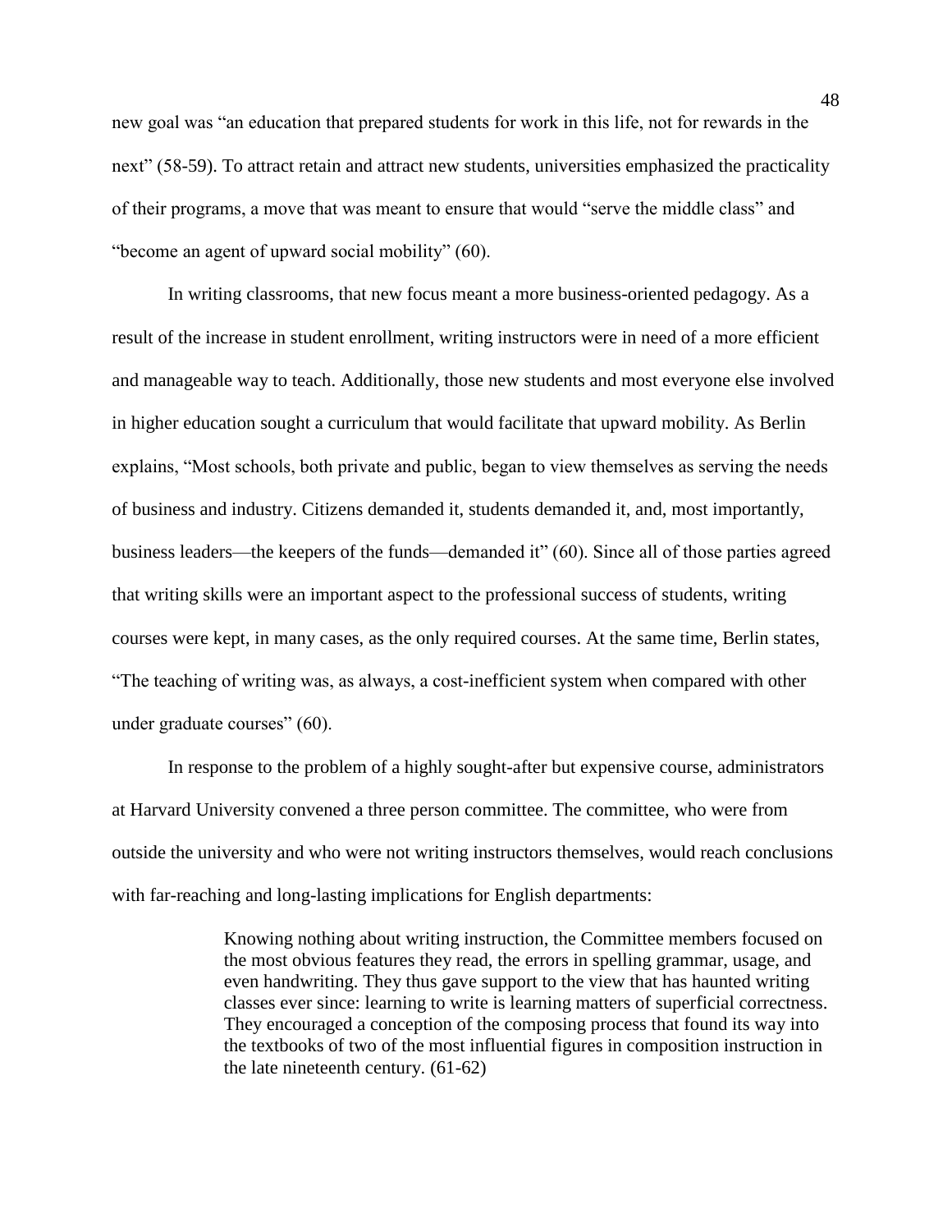new goal was "an education that prepared students for work in this life, not for rewards in the next" (58-59). To attract retain and attract new students, universities emphasized the practicality of their programs, a move that was meant to ensure that would "serve the middle class" and "become an agent of upward social mobility" (60).

In writing classrooms, that new focus meant a more business-oriented pedagogy. As a result of the increase in student enrollment, writing instructors were in need of a more efficient and manageable way to teach. Additionally, those new students and most everyone else involved in higher education sought a curriculum that would facilitate that upward mobility. As Berlin explains, "Most schools, both private and public, began to view themselves as serving the needs of business and industry. Citizens demanded it, students demanded it, and, most importantly, business leaders—the keepers of the funds—demanded it" (60). Since all of those parties agreed that writing skills were an important aspect to the professional success of students, writing courses were kept, in many cases, as the only required courses. At the same time, Berlin states, "The teaching of writing was, as always, a cost-inefficient system when compared with other under graduate courses" (60).

In response to the problem of a highly sought-after but expensive course, administrators at Harvard University convened a three person committee. The committee, who were from outside the university and who were not writing instructors themselves, would reach conclusions with far-reaching and long-lasting implications for English departments:

> Knowing nothing about writing instruction, the Committee members focused on the most obvious features they read, the errors in spelling grammar, usage, and even handwriting. They thus gave support to the view that has haunted writing classes ever since: learning to write is learning matters of superficial correctness. They encouraged a conception of the composing process that found its way into the textbooks of two of the most influential figures in composition instruction in the late nineteenth century. (61-62)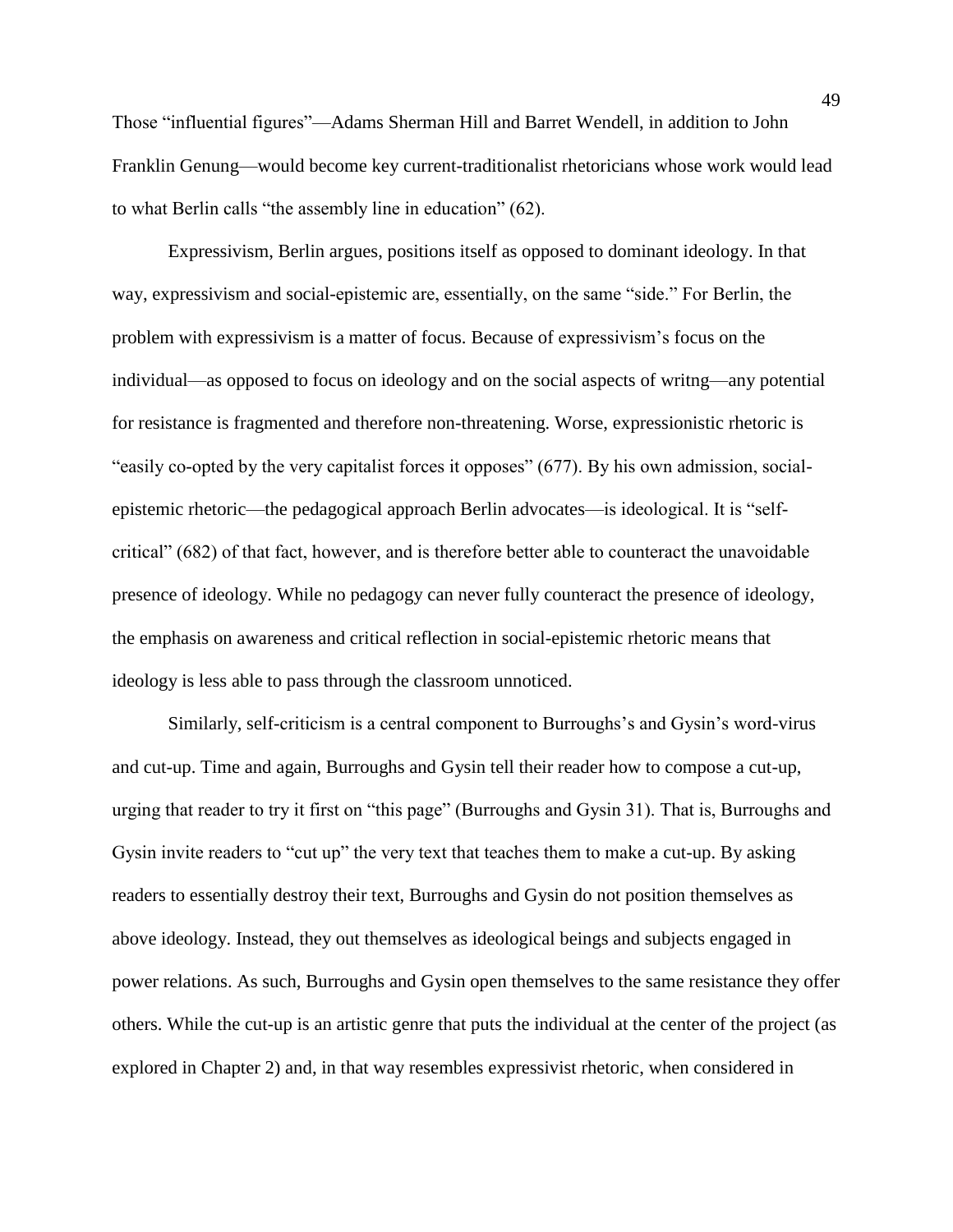Those "influential figures"—Adams Sherman Hill and Barret Wendell, in addition to John Franklin Genung—would become key current-traditionalist rhetoricians whose work would lead to what Berlin calls "the assembly line in education" (62).

Expressivism, Berlin argues, positions itself as opposed to dominant ideology. In that way, expressivism and social-epistemic are, essentially, on the same "side." For Berlin, the problem with expressivism is a matter of focus. Because of expressivism's focus on the individual—as opposed to focus on ideology and on the social aspects of writng—any potential for resistance is fragmented and therefore non-threatening. Worse, expressionistic rhetoric is "easily co-opted by the very capitalist forces it opposes" (677). By his own admission, social-epistemic rhetoric—the pedagogical approach Berlin advocates—is ideological. It is "self-critical" (682) of that fact, however, and is therefore better able to counteract the unavoidable presence of ideology. While no pedagogy can never fully counteract the presence of ideology, the emphasis on awareness and critical reflection in social-epistemic rhetoric means that ideology is less able to pass through the classroom unnoticed.

Similarly, self-criticism is a central component to Burroughs's and Gysin's word-virus and cut-up. Time and again, Burroughs and Gysin tell their reader how to compose a cut-up, urging that reader to try it first on "this page" (Burroughs and Gysin 31). That is, Burroughs and Gysin invite readers to "cut up" the very text that teaches them to make a cut-up. By asking readers to essentially destroy their text, Burroughs and Gysin do not position themselves as above ideology. Instead, they out themselves as ideological beings and subjects engaged in power relations. As such, Burroughs and Gysin open themselves to the same resistance they offer others. While the cut-up is an artistic genre that puts the individual at the center of the project (as explored in Chapter 2) and, in that way resembles expressivist rhetoric, when considered in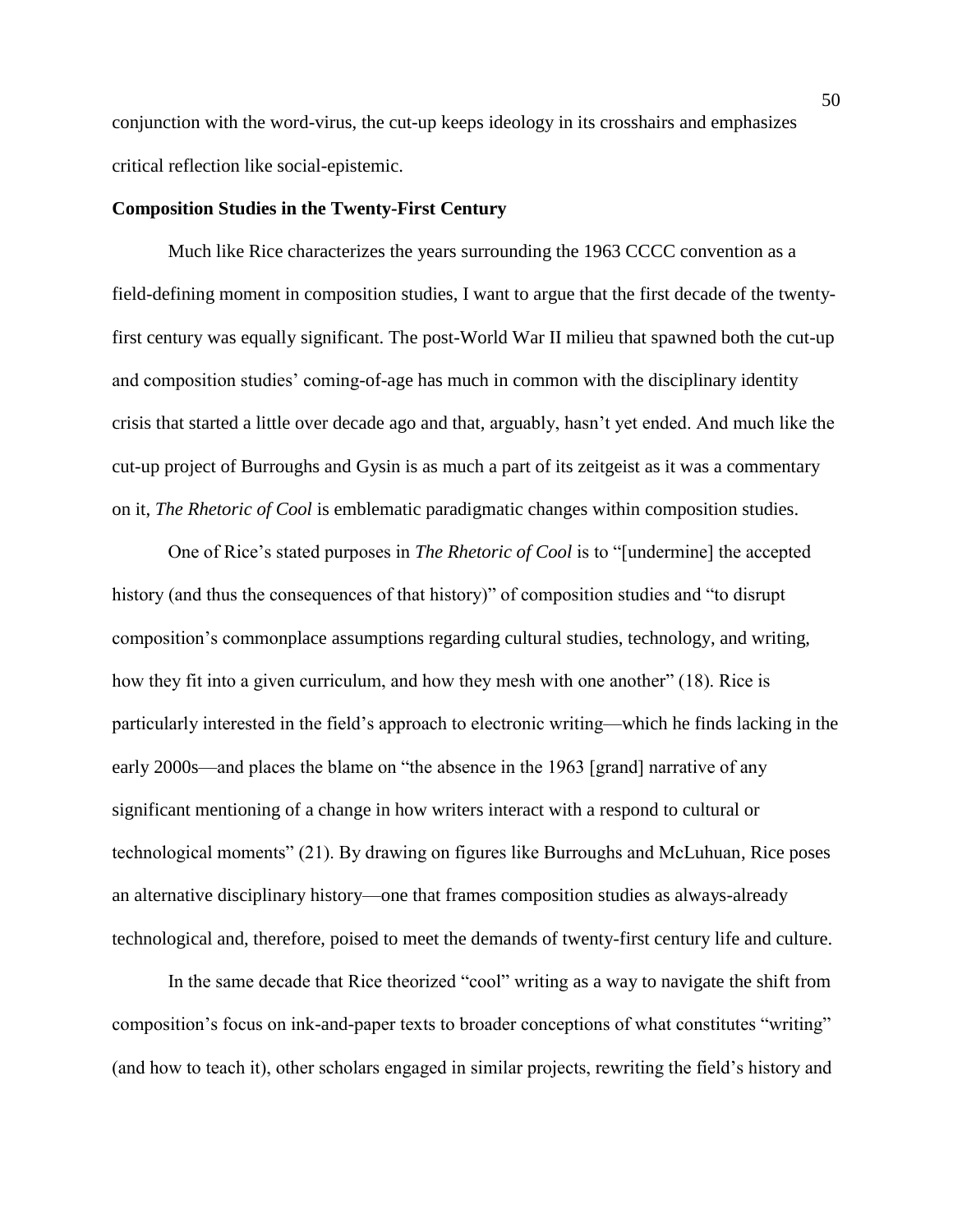conjunction with the word-virus, the cut-up keeps ideology in its crosshairs and emphasizes critical reflection like social-epistemic.

**Composition Studies in the Twenty-First Century**

Much like Rice characterizes the years surrounding the 1963 CCCC convention as a field-defining moment in composition studies, I want to argue that the first decade of the twenty-first century was equally significant. The post-World War II milieu that spawned both the cut-up and composition studies' coming-of-age has much in common with the disciplinary identity crisis that started a little over decade ago and that, arguably, hasn't yet ended. And much like the cut-up project of Burroughs and Gysin is as much a part of its zeitgeist as it was a commentary on it, *The Rhetoric of Cool* is emblematic paradigmatic changes within composition studies.

One of Rice's stated purposes in *The Rhetoric of Cool* is to "[undermine] the accepted history (and thus the consequences of that history)" of composition studies and "to disrupt composition's commonplace assumptions regarding cultural studies, technology, and writing, how they fit into a given curriculum, and how they mesh with one another" (18). Rice is particularly interested in the field's approach to electronic writing—which he finds lacking in the early 2000s—and places the blame on "the absence in the 1963 [grand] narrative of any significant mentioning of a change in how writers interact with a respond to cultural or technological moments" (21). By drawing on figures like Burroughs and McLuhuan, Rice poses an alternative disciplinary history—one that frames composition studies as always-already technological and, therefore, poised to meet the demands of twenty-first century life and culture.

In the same decade that Rice theorized "cool" writing as a way to navigate the shift from composition's focus on ink-and-paper texts to broader conceptions of what constitutes "writing" (and how to teach it), other scholars engaged in similar projects, rewriting the field's history and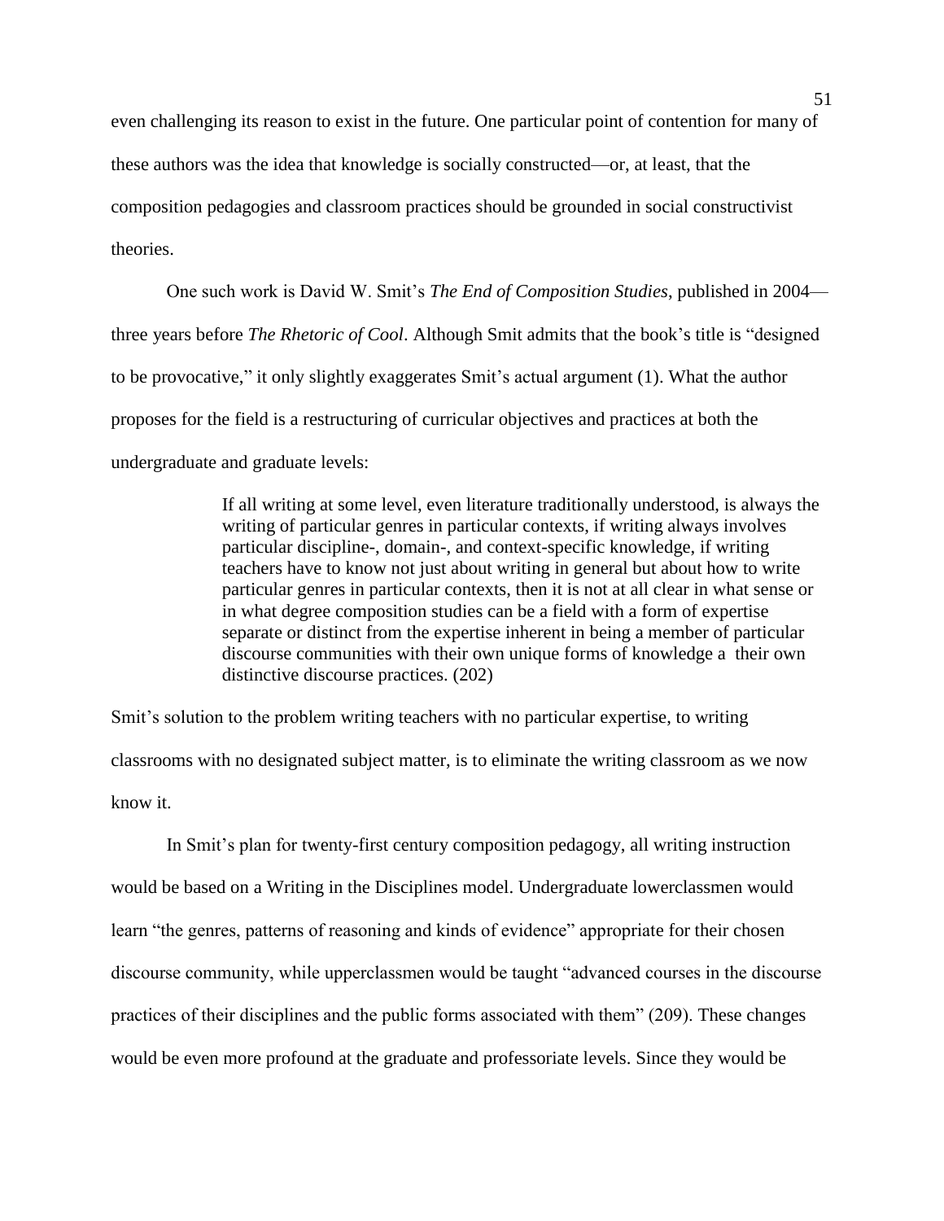even challenging its reason to exist in the future. One particular point of contention for many of these authors was the idea that knowledge is socially constructed—or, at least, that the composition pedagogies and classroom practices should be grounded in social constructivist theories.

One such work is David W. Smit's *The End of Composition Studies*, published in 2004—three years before *The Rhetoric of Cool*. Although Smit admits that the book's title is "designed to be provocative," it only slightly exaggerates Smit's actual argument (1). What the author proposes for the field is a restructuring of curricular objectives and practices at both the undergraduate and graduate levels:

> If all writing at some level, even literature traditionally understood, is always the writing of particular genres in particular contexts, if writing always involves particular discipline-, domain-, and context-specific knowledge, if writing teachers have to know not just about writing in general but about how to write particular genres in particular contexts, then it is not at all clear in what sense or in what degree composition studies can be a field with a form of expertise separate or distinct from the expertise inherent in being a member of particular discourse communities with their own unique forms of knowledge a their own distinctive discourse practices. (202)

Smit's solution to the problem writing teachers with no particular expertise, to writing classrooms with no designated subject matter, is to eliminate the writing classroom as we now know it.

In Smit's plan for twenty-first century composition pedagogy, all writing instruction would be based on a Writing in the Disciplines model. Undergraduate lowerclassmen would learn "the genres, patterns of reasoning and kinds of evidence" appropriate for their chosen discourse community, while upperclassmen would be taught "advanced courses in the discourse practices of their disciplines and the public forms associated with them" (209). These changes would be even more profound at the graduate and professoriate levels. Since they would be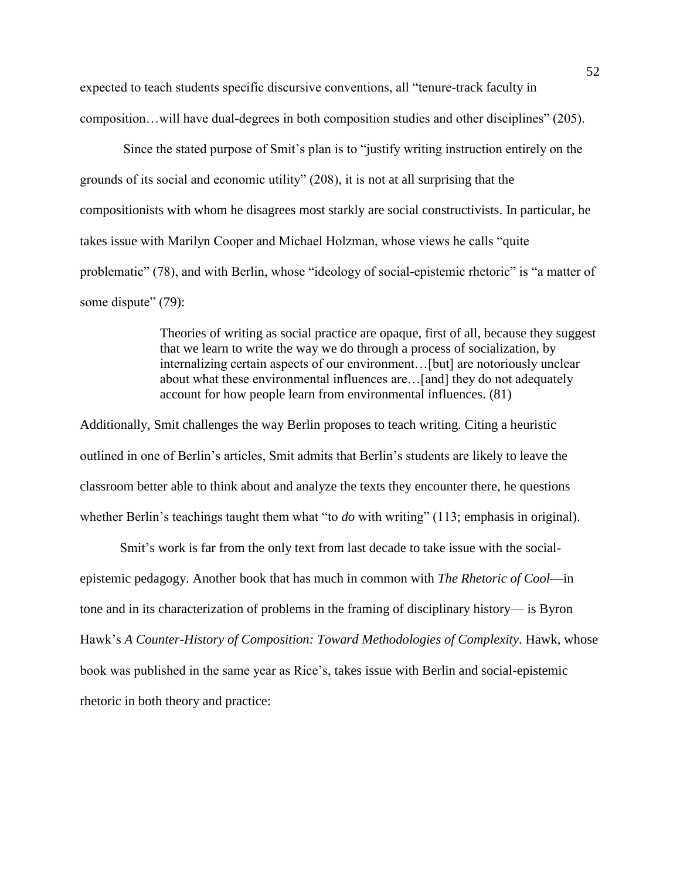expected to teach students specific discursive conventions, all "tenure-track faculty in composition…will have dual-degrees in both composition studies and other disciplines" (205).

Since the stated purpose of Smit's plan is to "justify writing instruction entirely on the grounds of its social and economic utility" (208), it is not at all surprising that the compositionists with whom he disagrees most starkly are social constructivists. In particular, he takes issue with Marilyn Cooper and Michael Holzman, whose views he calls "quite problematic" (78), and with Berlin, whose "ideology of social-epistemic rhetoric" is "a matter of some dispute" (79):

> Theories of writing as social practice are opaque, first of all, because they suggest that we learn to write the way we do through a process of socialization, by internalizing certain aspects of our environment…[but] are notoriously unclear about what these environmental influences are…[and] they do not adequately account for how people learn from environmental influences. (81)

Additionally, Smit challenges the way Berlin proposes to teach writing. Citing a heuristic outlined in one of Berlin's articles, Smit admits that Berlin's students are likely to leave the classroom better able to think about and analyze the texts they encounter there, he questions whether Berlin's teachings taught them what "to *do* with writing" (113; emphasis in original).

Smit's work is far from the only text from last decade to take issue with the social-epistemic pedagogy. Another book that has much in common with *The Rhetoric of Cool*—in tone and in its characterization of problems in the framing of disciplinary history— is Byron Hawk's *A Counter-History of Composition: Toward Methodologies of Complexity*. Hawk, whose book was published in the same year as Rice's, takes issue with Berlin and social-epistemic rhetoric in both theory and practice: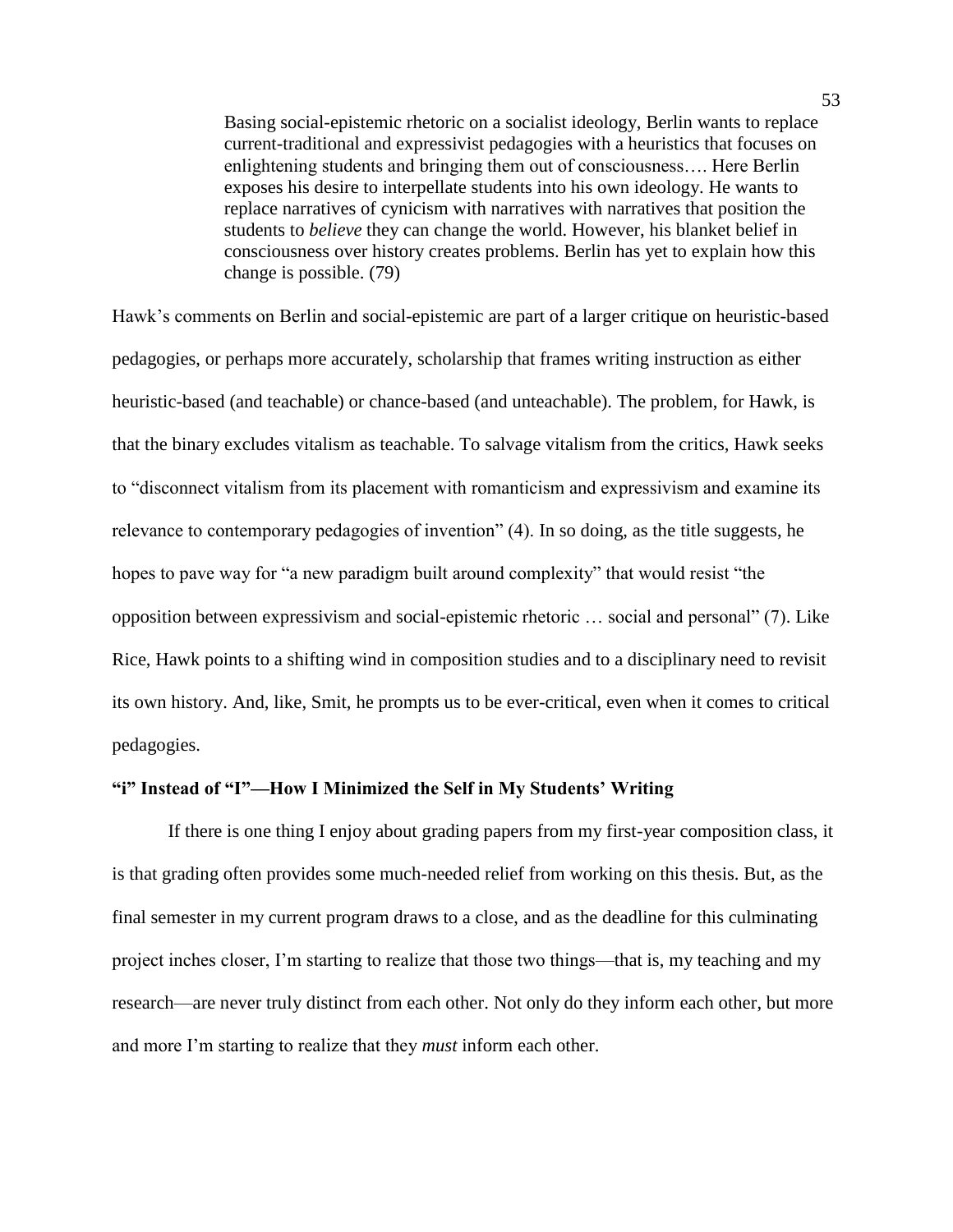> Basing social-epistemic rhetoric on a socialist ideology, Berlin wants to replace current-traditional and expressivist pedagogies with a heuristics that focuses on enlightening students and bringing them out of consciousness…. Here Berlin exposes his desire to interpellate students into his own ideology. He wants to replace narratives of cynicism with narratives with narratives that position the students to *believe* they can change the world. However, his blanket belief in consciousness over history creates problems. Berlin has yet to explain how this change is possible. (79)

Hawk's comments on Berlin and social-epistemic are part of a larger critique on heuristic-based pedagogies, or perhaps more accurately, scholarship that frames writing instruction as either heuristic-based (and teachable) or chance-based (and unteachable). The problem, for Hawk, is that the binary excludes vitalism as teachable. To salvage vitalism from the critics, Hawk seeks to "disconnect vitalism from its placement with romanticism and expressivism and examine its relevance to contemporary pedagogies of invention" (4). In so doing, as the title suggests, he hopes to pave way for "a new paradigm built around complexity" that would resist "the opposition between expressivism and social-epistemic rhetoric … social and personal" (7). Like Rice, Hawk points to a shifting wind in composition studies and to a disciplinary need to revisit its own history. And, like, Smit, he prompts us to be ever-critical, even when it comes to critical pedagogies.

### "i" Instead of "I"—How I Minimized the Self in My Students' Writing

If there is one thing I enjoy about grading papers from my first-year composition class, it is that grading often provides some much-needed relief from working on this thesis. But, as the final semester in my current program draws to a close, and as the deadline for this culminating project inches closer, I'm starting to realize that those two things—that is, my teaching and my research—are never truly distinct from each other. Not only do they inform each other, but more and more I'm starting to realize that they *must* inform each other.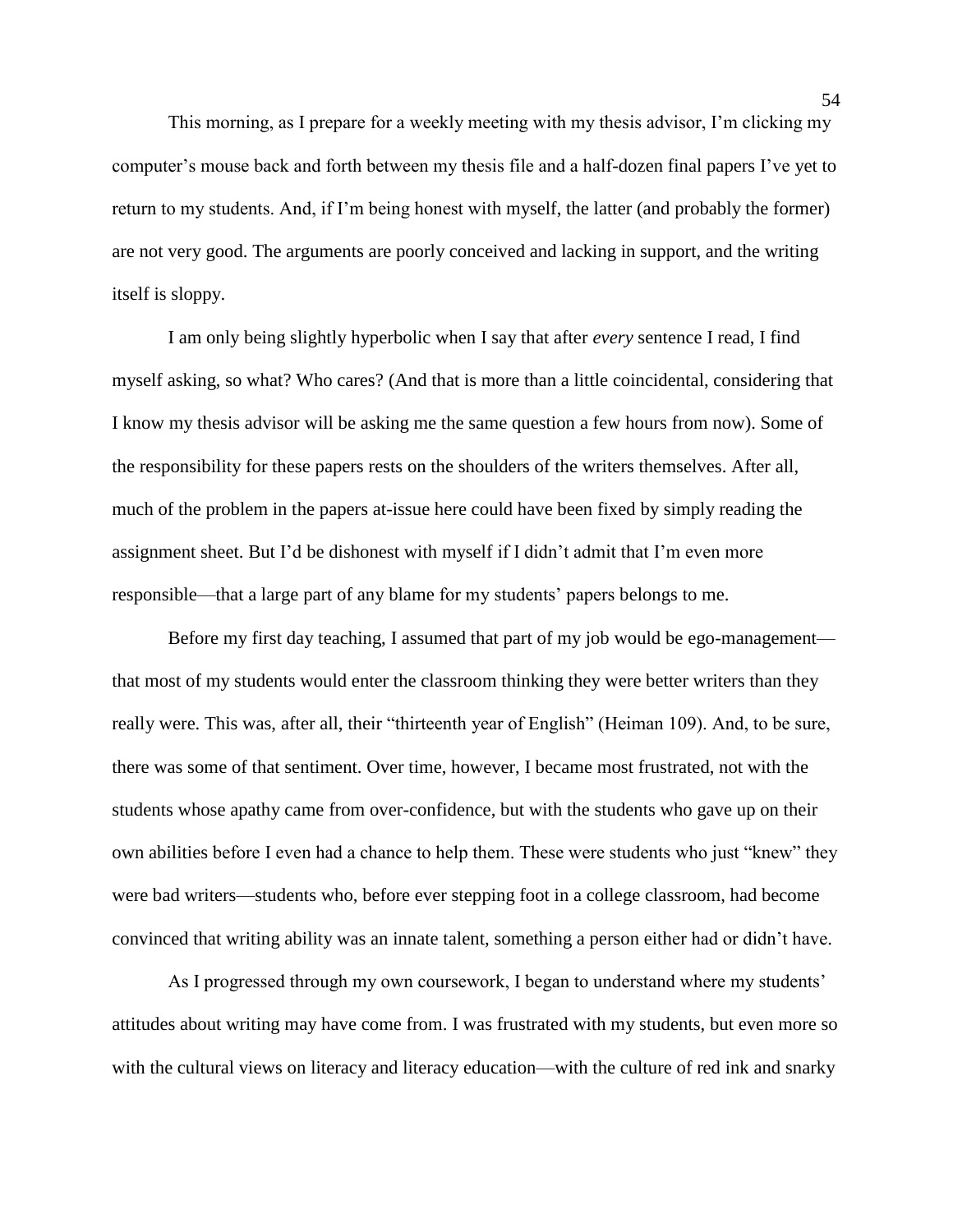This morning, as I prepare for a weekly meeting with my thesis advisor, I'm clicking my computer's mouse back and forth between my thesis file and a half-dozen final papers I've yet to return to my students. And, if I'm being honest with myself, the latter (and probably the former) are not very good. The arguments are poorly conceived and lacking in support, and the writing itself is sloppy.

I am only being slightly hyperbolic when I say that after *every* sentence I read, I find myself asking, so what? Who cares? (And that is more than a little coincidental, considering that I know my thesis advisor will be asking me the same question a few hours from now). Some of the responsibility for these papers rests on the shoulders of the writers themselves. After all, much of the problem in the papers at-issue here could have been fixed by simply reading the assignment sheet. But I'd be dishonest with myself if I didn't admit that I'm even more responsible—that a large part of any blame for my students' papers belongs to me.

Before my first day teaching, I assumed that part of my job would be ego-management—that most of my students would enter the classroom thinking they were better writers than they really were. This was, after all, their "thirteenth year of English" (Heiman 109). And, to be sure, there was some of that sentiment. Over time, however, I became most frustrated, not with the students whose apathy came from over-confidence, but with the students who gave up on their own abilities before I even had a chance to help them. These were students who just "knew" they were bad writers—students who, before ever stepping foot in a college classroom, had become convinced that writing ability was an innate talent, something a person either had or didn't have.

As I progressed through my own coursework, I began to understand where my students' attitudes about writing may have come from. I was frustrated with my students, but even more so with the cultural views on literacy and literacy education—with the culture of red ink and snarky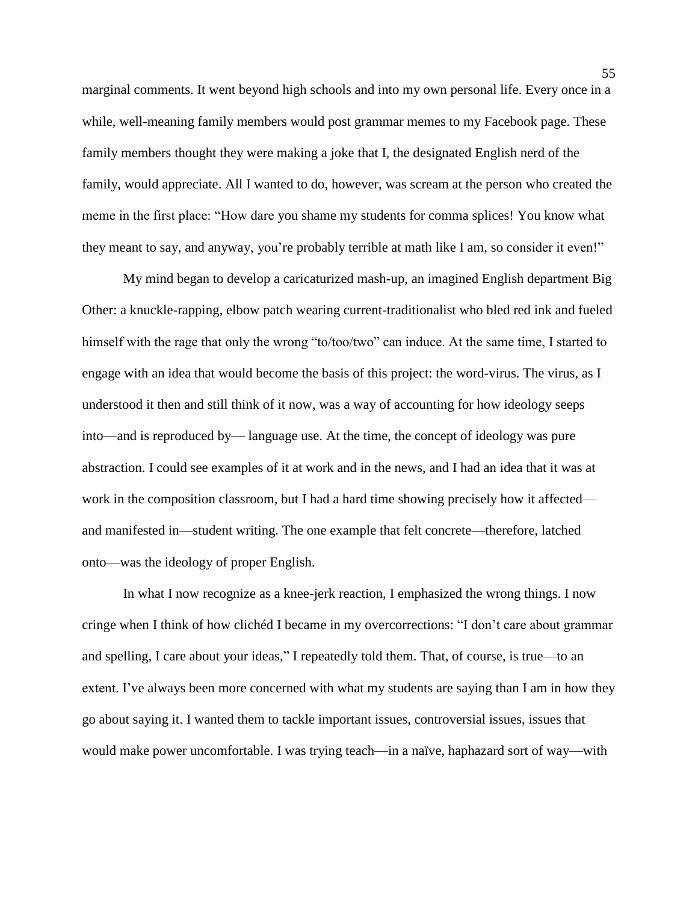marginal comments. It went beyond high schools and into my own personal life. Every once in a while, well-meaning family members would post grammar memes to my Facebook page. These family members thought they were making a joke that I, the designated English nerd of the family, would appreciate. All I wanted to do, however, was scream at the person who created the meme in the first place: "How dare you shame my students for comma splices! You know what they meant to say, and anyway, you're probably terrible at math like I am, so consider it even!"

My mind began to develop a caricaturized mash-up, an imagined English department Big Other: a knuckle-rapping, elbow patch wearing current-traditionalist who bled red ink and fueled himself with the rage that only the wrong "to/too/two" can induce. At the same time, I started to engage with an idea that would become the basis of this project: the word-virus. The virus, as I understood it then and still think of it now, was a way of accounting for how ideology seeps into—and is reproduced by— language use. At the time, the concept of ideology was pure abstraction. I could see examples of it at work and in the news, and I had an idea that it was at work in the composition classroom, but I had a hard time showing precisely how it affected—and manifested in—student writing. The one example that felt concrete—therefore, latched onto—was the ideology of proper English.

In what I now recognize as a knee-jerk reaction, I emphasized the wrong things. I now cringe when I think of how clichéd I became in my overcorrections: "I don't care about grammar and spelling, I care about your ideas," I repeatedly told them. That, of course, is true—to an extent. I've always been more concerned with what my students are saying than I am in how they go about saying it. I wanted them to tackle important issues, controversial issues, issues that would make power uncomfortable. I was trying teach—in a naïve, haphazard sort of way—with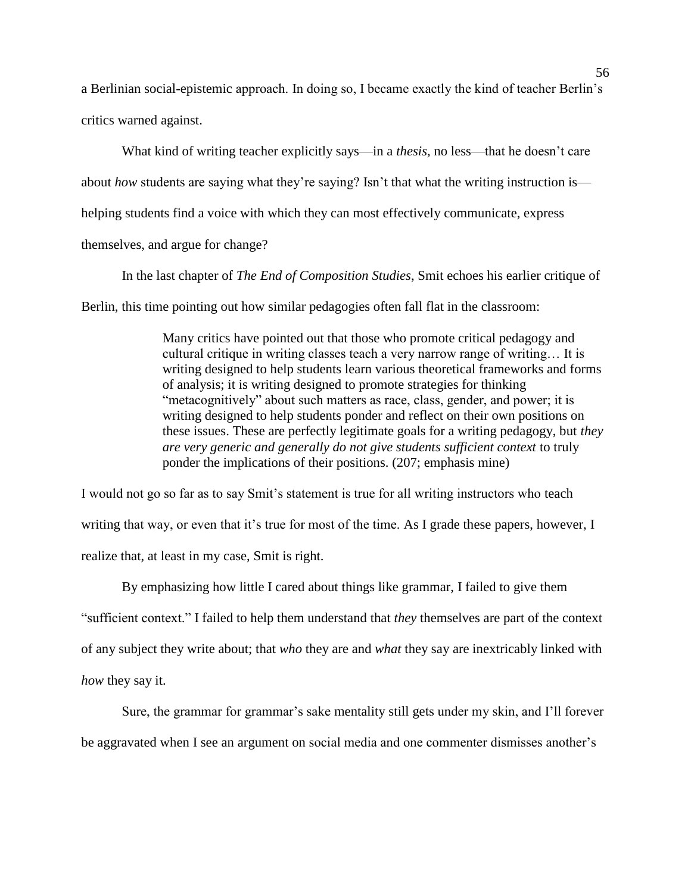a Berlinian social-epistemic approach. In doing so, I became exactly the kind of teacher Berlin's critics warned against.

What kind of writing teacher explicitly says—in a *thesis*, no less—that he doesn't care about *how* students are saying what they're saying? Isn't that what the writing instruction is—helping students find a voice with which they can most effectively communicate, express themselves, and argue for change?

In the last chapter of *The End of Composition Studies*, Smit echoes his earlier critique of Berlin, this time pointing out how similar pedagogies often fall flat in the classroom:

> Many critics have pointed out that those who promote critical pedagogy and cultural critique in writing classes teach a very narrow range of writing… It is writing designed to help students learn various theoretical frameworks and forms of analysis; it is writing designed to promote strategies for thinking "metacognitively" about such matters as race, class, gender, and power; it is writing designed to help students ponder and reflect on their own positions on these issues. These are perfectly legitimate goals for a writing pedagogy, but *they are very generic and generally do not give students sufficient context* to truly ponder the implications of their positions. (207; emphasis mine)

I would not go so far as to say Smit's statement is true for all writing instructors who teach writing that way, or even that it's true for most of the time. As I grade these papers, however, I realize that, at least in my case, Smit is right.

By emphasizing how little I cared about things like grammar, I failed to give them "sufficient context." I failed to help them understand that *they* themselves are part of the context of any subject they write about; that *who* they are and *what* they say are inextricably linked with *how* they say it.

Sure, the grammar for grammar's sake mentality still gets under my skin, and I'll forever be aggravated when I see an argument on social media and one commenter dismisses another's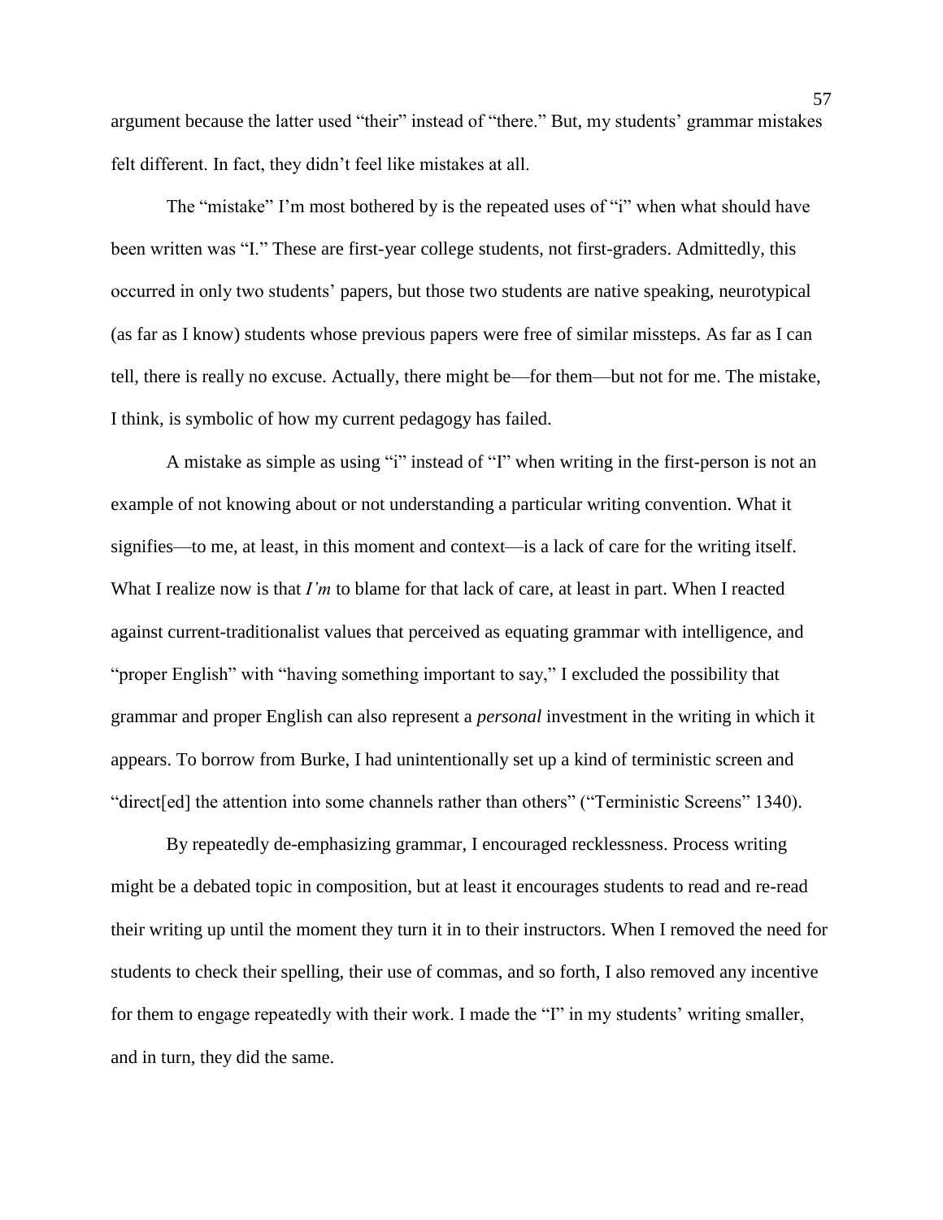argument because the latter used "their" instead of "there." But, my students' grammar mistakes felt different. In fact, they didn't feel like mistakes at all.

The "mistake" I'm most bothered by is the repeated uses of "i" when what should have been written was "I." These are first-year college students, not first-graders. Admittedly, this occurred in only two students' papers, but those two students are native speaking, neurotypical (as far as I know) students whose previous papers were free of similar missteps. As far as I can tell, there is really no excuse. Actually, there might be—for them—but not for me. The mistake, I think, is symbolic of how my current pedagogy has failed.

A mistake as simple as using "i" instead of "I" when writing in the first-person is not an example of not knowing about or not understanding a particular writing convention. What it signifies—to me, at least, in this moment and context—is a lack of care for the writing itself. What I realize now is that *I'm* to blame for that lack of care, at least in part. When I reacted against current-traditionalist values that perceived as equating grammar with intelligence, and "proper English" with "having something important to say," I excluded the possibility that grammar and proper English can also represent a *personal* investment in the writing in which it appears. To borrow from Burke, I had unintentionally set up a kind of terministic screen and "direct[ed] the attention into some channels rather than others" ("Terministic Screens" 1340).

By repeatedly de-emphasizing grammar, I encouraged recklessness. Process writing might be a debated topic in composition, but at least it encourages students to read and re-read their writing up until the moment they turn it in to their instructors. When I removed the need for students to check their spelling, their use of commas, and so forth, I also removed any incentive for them to engage repeatedly with their work. I made the "I" in my students' writing smaller, and in turn, they did the same.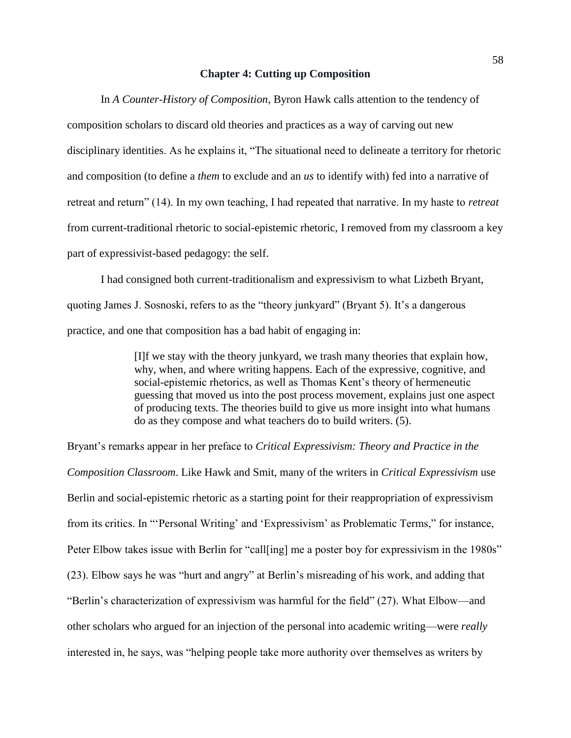## Chapter 4: Cutting up Composition

In *A Counter-History of Composition*, Byron Hawk calls attention to the tendency of composition scholars to discard old theories and practices as a way of carving out new disciplinary identities. As he explains it, "The situational need to delineate a territory for rhetoric and composition (to define a *them* to exclude and an *us* to identify with) fed into a narrative of retreat and return" (14). In my own teaching, I had repeated that narrative. In my haste to *retreat* from current-traditional rhetoric to social-epistemic rhetoric, I removed from my classroom a key part of expressivist-based pedagogy: the self.

I had consigned both current-traditionalism and expressivism to what Lizbeth Bryant, quoting James J. Sosnoski, refers to as the "theory junkyard" (Bryant 5). It's a dangerous practice, and one that composition has a bad habit of engaging in:

> [I]f we stay with the theory junkyard, we trash many theories that explain how, why, when, and where writing happens. Each of the expressive, cognitive, and social-epistemic rhetorics, as well as Thomas Kent's theory of hermeneutic guessing that moved us into the post process movement, explains just one aspect of producing texts. The theories build to give us more insight into what humans do as they compose and what teachers do to build writers. (5).

Bryant's remarks appear in her preface to *Critical Expressivism: Theory and Practice in the Composition Classroom*. Like Hawk and Smit, many of the writers in *Critical Expressivism* use Berlin and social-epistemic rhetoric as a starting point for their reappropriation of expressivism from its critics. In "'Personal Writing' and 'Expressivism' as Problematic Terms," for instance, Peter Elbow takes issue with Berlin for "call[ing] me a poster boy for expressivism in the 1980s" (23). Elbow says he was "hurt and angry" at Berlin's misreading of his work, and adding that "Berlin's characterization of expressivism was harmful for the field" (27). What Elbow—and other scholars who argued for an injection of the personal into academic writing—were *really* interested in, he says, was "helping people take more authority over themselves as writers by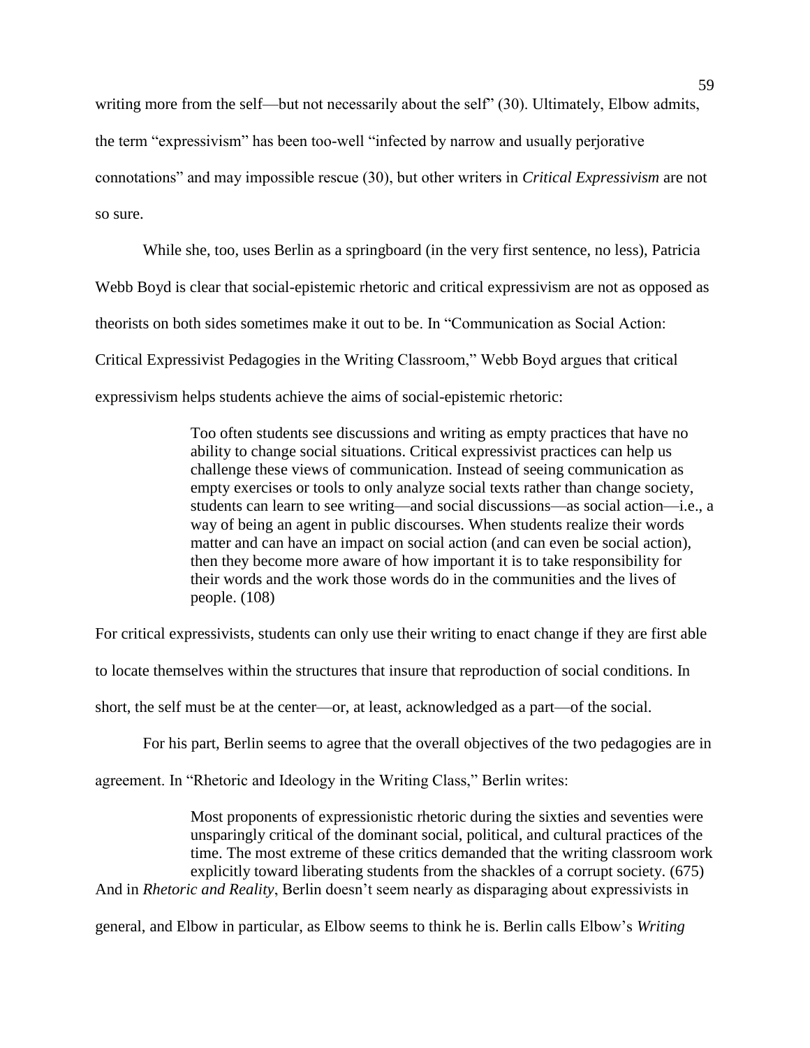writing more from the self—but not necessarily about the self" (30). Ultimately, Elbow admits, the term "expressivism" has been too-well "infected by narrow and usually perjorative connotations" and may impossible rescue (30), but other writers in *Critical Expressivism* are not so sure.

While she, too, uses Berlin as a springboard (in the very first sentence, no less), Patricia Webb Boyd is clear that social-epistemic rhetoric and critical expressivism are not as opposed as theorists on both sides sometimes make it out to be. In "Communication as Social Action: Critical Expressivist Pedagogies in the Writing Classroom," Webb Boyd argues that critical expressivism helps students achieve the aims of social-epistemic rhetoric:

> Too often students see discussions and writing as empty practices that have no ability to change social situations. Critical expressivist practices can help us challenge these views of communication. Instead of seeing communication as empty exercises or tools to only analyze social texts rather than change society, students can learn to see writing—and social discussions—as social action—i.e., a way of being an agent in public discourses. When students realize their words matter and can have an impact on social action (and can even be social action), then they become more aware of how important it is to take responsibility for their words and the work those words do in the communities and the lives of people. (108)

For critical expressivists, students can only use their writing to enact change if they are first able to locate themselves within the structures that insure that reproduction of social conditions. In short, the self must be at the center—or, at least, acknowledged as a part—of the social.

For his part, Berlin seems to agree that the overall objectives of the two pedagogies are in agreement. In "Rhetoric and Ideology in the Writing Class," Berlin writes:

> Most proponents of expressionistic rhetoric during the sixties and seventies were unsparingly critical of the dominant social, political, and cultural practices of the time. The most extreme of these critics demanded that the writing classroom work explicitly toward liberating students from the shackles of a corrupt society. (675)

And in *Rhetoric and Reality*, Berlin doesn't seem nearly as disparaging about expressivists in general, and Elbow in particular, as Elbow seems to think he is. Berlin calls Elbow's *Writing*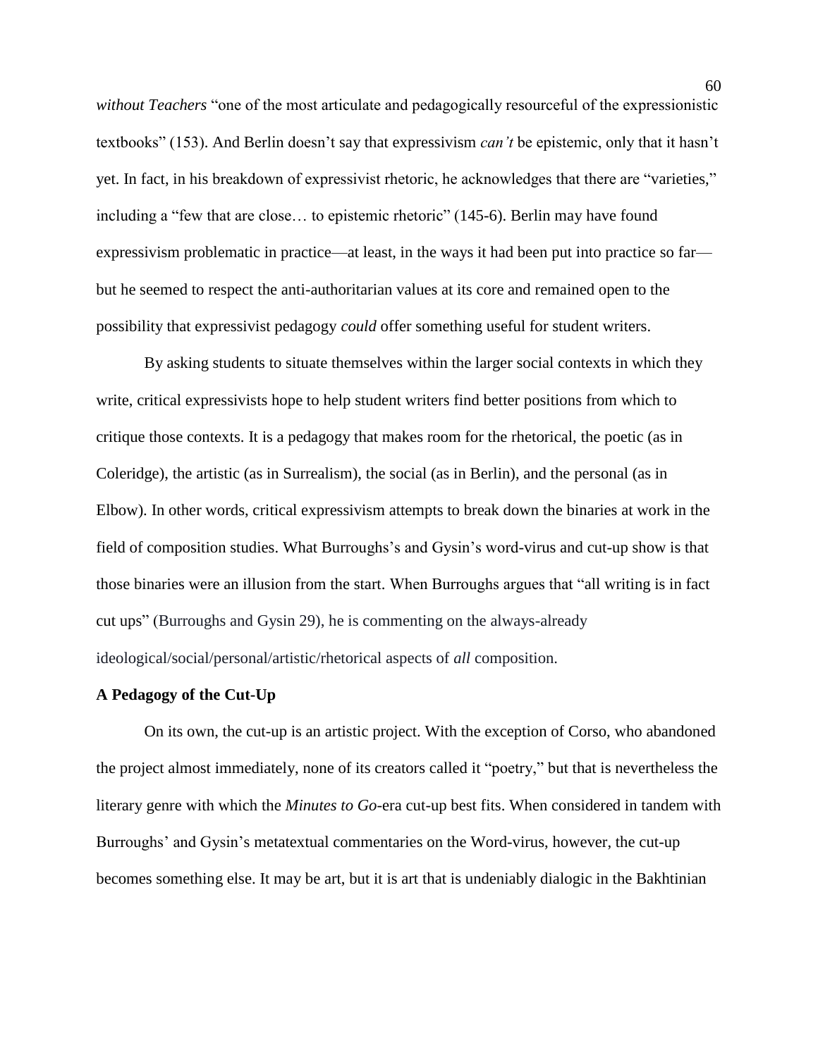*without Teachers* "one of the most articulate and pedagogically resourceful of the expressionistic textbooks" (153). And Berlin doesn't say that expressivism *can't* be epistemic, only that it hasn't yet. In fact, in his breakdown of expressivist rhetoric, he acknowledges that there are "varieties," including a "few that are close… to epistemic rhetoric" (145-6). Berlin may have found expressivism problematic in practice—at least, in the ways it had been put into practice so far—but he seemed to respect the anti-authoritarian values at its core and remained open to the possibility that expressivist pedagogy *could* offer something useful for student writers.

By asking students to situate themselves within the larger social contexts in which they write, critical expressivists hope to help student writers find better positions from which to critique those contexts. It is a pedagogy that makes room for the rhetorical, the poetic (as in Coleridge), the artistic (as in Surrealism), the social (as in Berlin), and the personal (as in Elbow). In other words, critical expressivism attempts to break down the binaries at work in the field of composition studies. What Burroughs's and Gysin's word-virus and cut-up show is that those binaries were an illusion from the start. When Burroughs argues that "all writing is in fact cut ups" (Burroughs and Gysin 29), he is commenting on the always-already ideological/social/personal/artistic/rhetorical aspects of *all* composition.

**A Pedagogy of the Cut-Up**

On its own, the cut-up is an artistic project. With the exception of Corso, who abandoned the project almost immediately, none of its creators called it "poetry," but that is nevertheless the literary genre with which the *Minutes to Go*-era cut-up best fits. When considered in tandem with Burroughs' and Gysin's metatextual commentaries on the Word-virus, however, the cut-up becomes something else. It may be art, but it is art that is undeniably dialogic in the Bakhtinian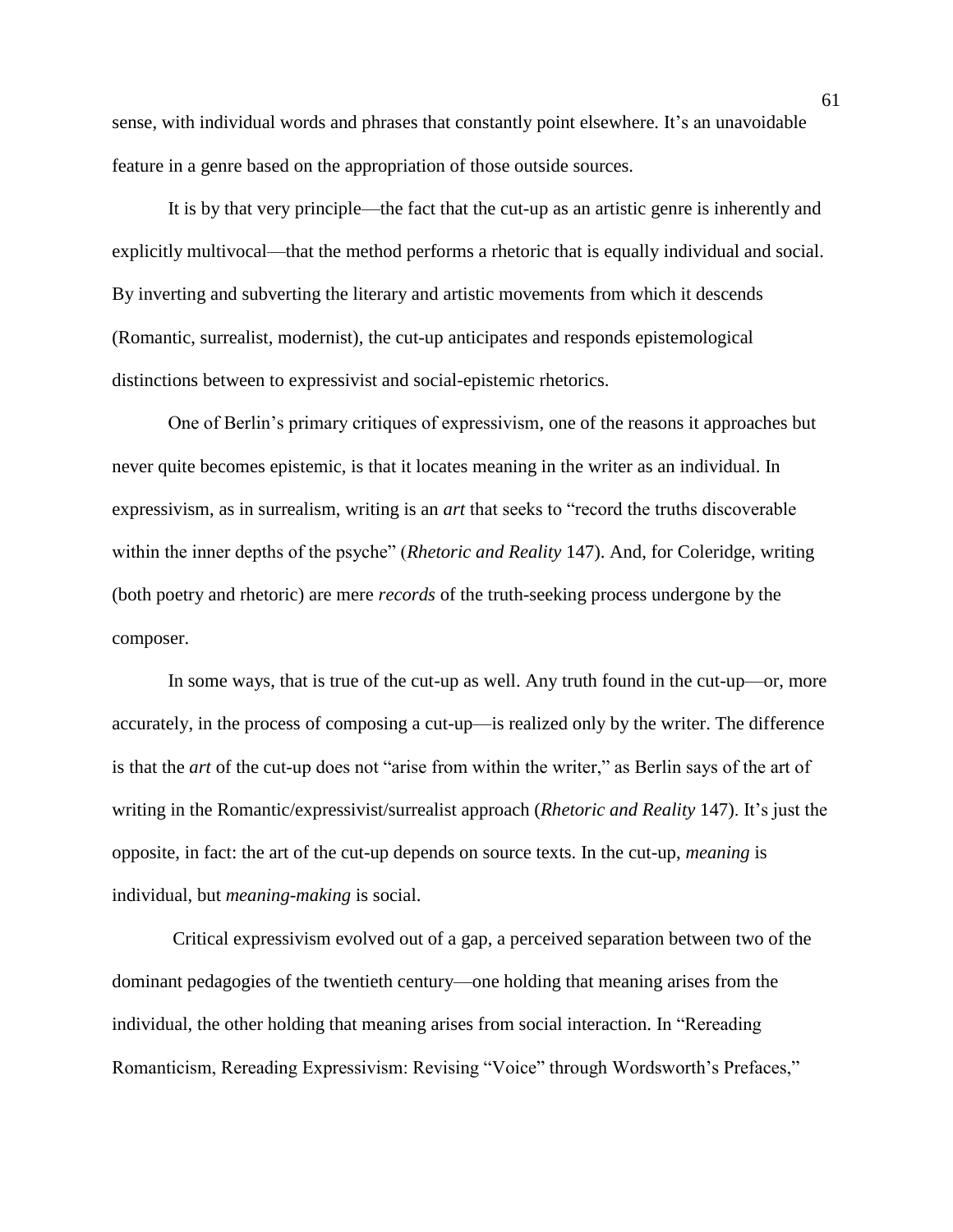sense, with individual words and phrases that constantly point elsewhere. It's an unavoidable feature in a genre based on the appropriation of those outside sources.

It is by that very principle—the fact that the cut-up as an artistic genre is inherently and explicitly multivocal—that the method performs a rhetoric that is equally individual and social. By inverting and subverting the literary and artistic movements from which it descends (Romantic, surrealist, modernist), the cut-up anticipates and responds epistemological distinctions between to expressivist and social-epistemic rhetorics.

One of Berlin's primary critiques of expressivism, one of the reasons it approaches but never quite becomes epistemic, is that it locates meaning in the writer as an individual. In expressivism, as in surrealism, writing is an *art* that seeks to "record the truths discoverable within the inner depths of the psyche" (*Rhetoric and Reality* 147). And, for Coleridge, writing (both poetry and rhetoric) are mere *records* of the truth-seeking process undergone by the composer.

In some ways, that is true of the cut-up as well. Any truth found in the cut-up—or, more accurately, in the process of composing a cut-up—is realized only by the writer. The difference is that the *art* of the cut-up does not "arise from within the writer," as Berlin says of the art of writing in the Romantic/expressivist/surrealist approach (*Rhetoric and Reality* 147). It's just the opposite, in fact: the art of the cut-up depends on source texts. In the cut-up, *meaning* is individual, but *meaning-making* is social.

Critical expressivism evolved out of a gap, a perceived separation between two of the dominant pedagogies of the twentieth century—one holding that meaning arises from the individual, the other holding that meaning arises from social interaction. In "Rereading Romanticism, Rereading Expressivism: Revising "Voice" through Wordsworth's Prefaces,"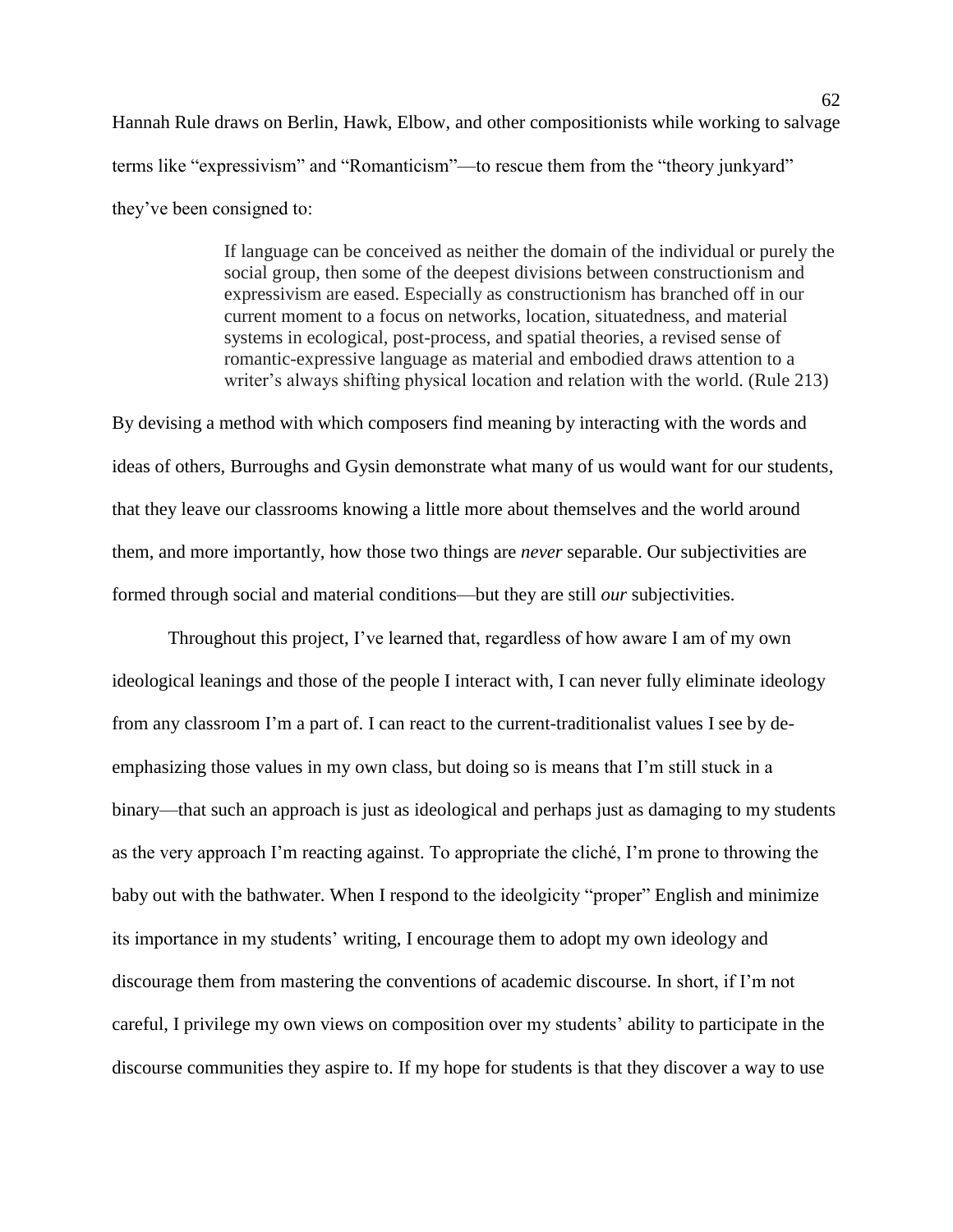Hannah Rule draws on Berlin, Hawk, Elbow, and other compositionists while working to salvage terms like "expressivism" and "Romanticism"—to rescue them from the "theory junkyard" they've been consigned to:

> If language can be conceived as neither the domain of the individual or purely the social group, then some of the deepest divisions between constructionism and expressivism are eased. Especially as constructionism has branched off in our current moment to a focus on networks, location, situatedness, and material systems in ecological, post-process, and spatial theories, a revised sense of romantic-expressive language as material and embodied draws attention to a writer's always shifting physical location and relation with the world. (Rule 213)

By devising a method with which composers find meaning by interacting with the words and ideas of others, Burroughs and Gysin demonstrate what many of us would want for our students, that they leave our classrooms knowing a little more about themselves and the world around them, and more importantly, how those two things are *never* separable. Our subjectivities are formed through social and material conditions—but they are still *our* subjectivities.

Throughout this project, I've learned that, regardless of how aware I am of my own ideological leanings and those of the people I interact with, I can never fully eliminate ideology from any classroom I'm a part of. I can react to the current-traditionalist values I see by de-emphasizing those values in my own class, but doing so is means that I'm still stuck in a binary—that such an approach is just as ideological and perhaps just as damaging to my students as the very approach I'm reacting against. To appropriate the cliché, I'm prone to throwing the baby out with the bathwater. When I respond to the ideolgicity "proper" English and minimize its importance in my students' writing, I encourage them to adopt my own ideology and discourage them from mastering the conventions of academic discourse. In short, if I'm not careful, I privilege my own views on composition over my students' ability to participate in the discourse communities they aspire to. If my hope for students is that they discover a way to use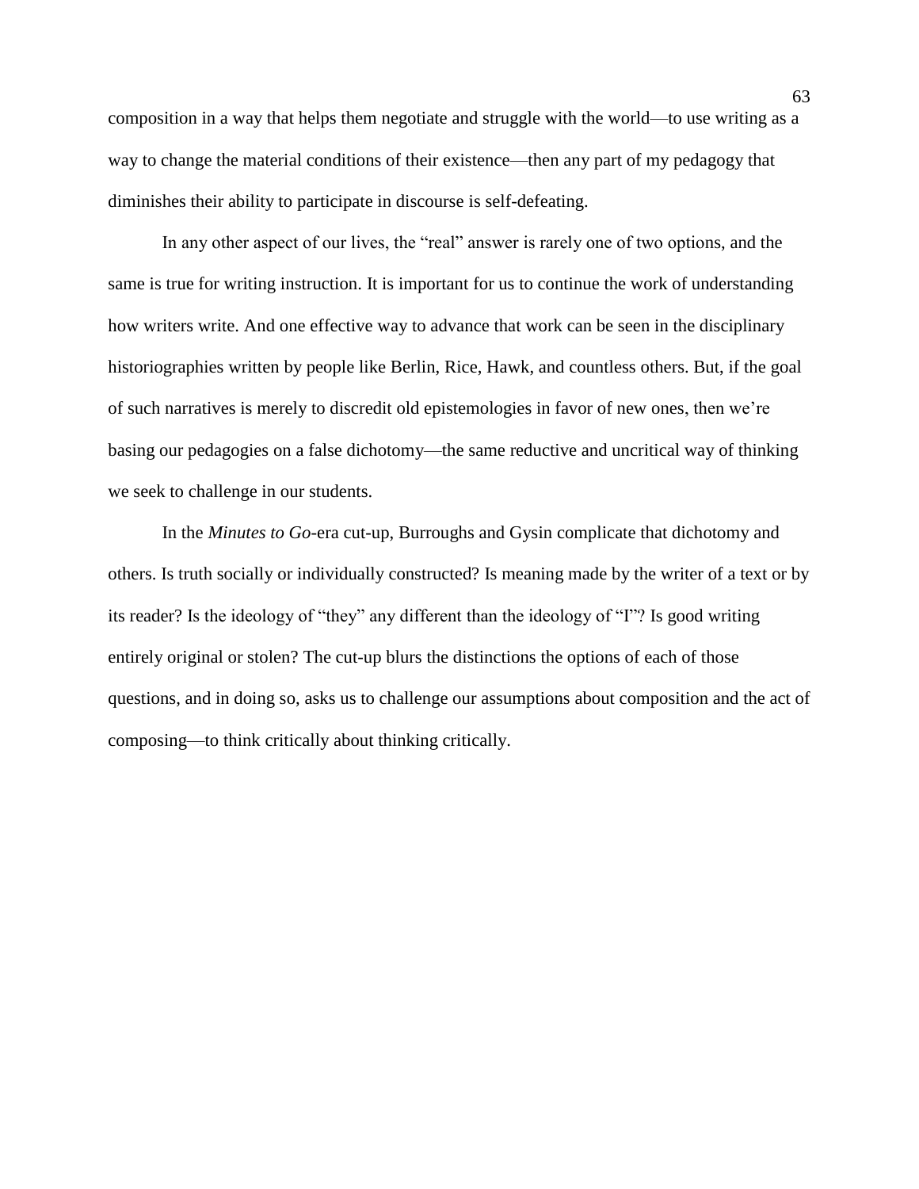composition in a way that helps them negotiate and struggle with the world—to use writing as a way to change the material conditions of their existence—then any part of my pedagogy that diminishes their ability to participate in discourse is self-defeating.

In any other aspect of our lives, the "real" answer is rarely one of two options, and the same is true for writing instruction. It is important for us to continue the work of understanding how writers write. And one effective way to advance that work can be seen in the disciplinary historiographies written by people like Berlin, Rice, Hawk, and countless others. But, if the goal of such narratives is merely to discredit old epistemologies in favor of new ones, then we're basing our pedagogies on a false dichotomy—the same reductive and uncritical way of thinking we seek to challenge in our students.

In the *Minutes to Go*-era cut-up, Burroughs and Gysin complicate that dichotomy and others. Is truth socially or individually constructed? Is meaning made by the writer of a text or by its reader? Is the ideology of "they" any different than the ideology of "I"? Is good writing entirely original or stolen? The cut-up blurs the distinctions the options of each of those questions, and in doing so, asks us to challenge our assumptions about composition and the act of composing—to think critically about thinking critically.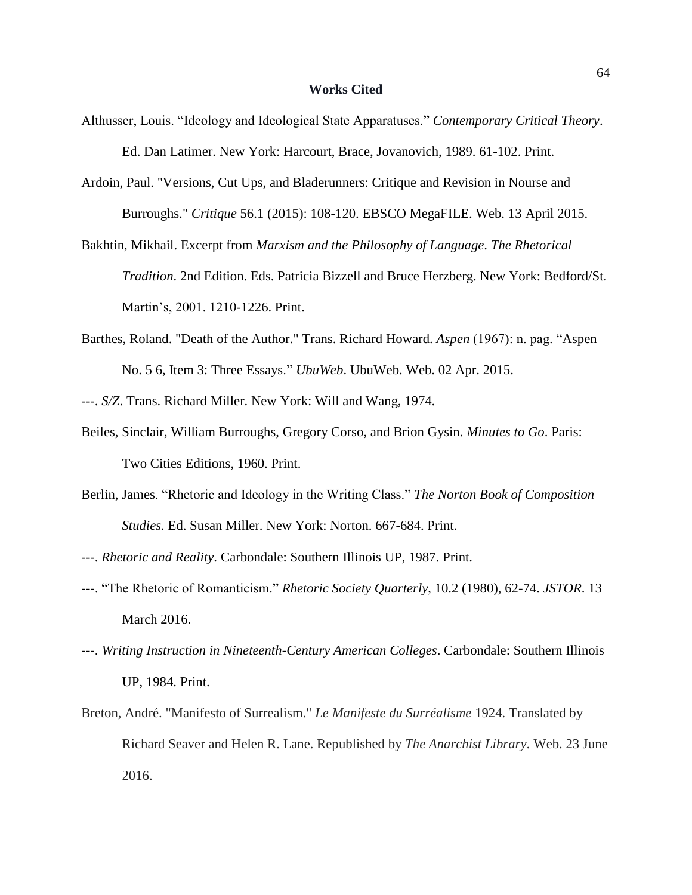# Works Cited

Althusser, Louis. "Ideology and Ideological State Apparatuses." *Contemporary Critical Theory*. Ed. Dan Latimer. New York: Harcourt, Brace, Jovanovich, 1989. 61-102. Print.

Ardoin, Paul. "Versions, Cut Ups, and Bladerunners: Critique and Revision in Nourse and Burroughs." *Critique* 56.1 (2015): 108-120. EBSCO MegaFILE. Web. 13 April 2015.

Bakhtin, Mikhail. Excerpt from *Marxism and the Philosophy of Language*. *The Rhetorical Tradition*. 2nd Edition. Eds. Patricia Bizzell and Bruce Herzberg. New York: Bedford/St. Martin's, 2001. 1210-1226. Print.

Barthes, Roland. "Death of the Author." Trans. Richard Howard. *Aspen* (1967): n. pag. "Aspen No. 5 6, Item 3: Three Essays." *UbuWeb*. UbuWeb. Web. 02 Apr. 2015.

---. *S/Z*. Trans. Richard Miller. New York: Will and Wang, 1974.

Beiles, Sinclair, William Burroughs, Gregory Corso, and Brion Gysin. *Minutes to Go*. Paris: Two Cities Editions, 1960. Print.

Berlin, James. "Rhetoric and Ideology in the Writing Class." *The Norton Book of Composition Studies.* Ed. Susan Miller. New York: Norton. 667-684. Print.

---. *Rhetoric and Reality*. Carbondale: Southern Illinois UP, 1987. Print.

---. "The Rhetoric of Romanticism." *Rhetoric Society Quarterly*, 10.2 (1980), 62-74. *JSTOR*. 13 March 2016.

---. *Writing Instruction in Nineteenth-Century American Colleges*. Carbondale: Southern Illinois UP, 1984. Print.

Breton, André. "Manifesto of Surrealism." *Le Manifeste du Surréalisme* 1924. Translated by Richard Seaver and Helen R. Lane. Republished by *The Anarchist Library*. Web. 23 June 2016.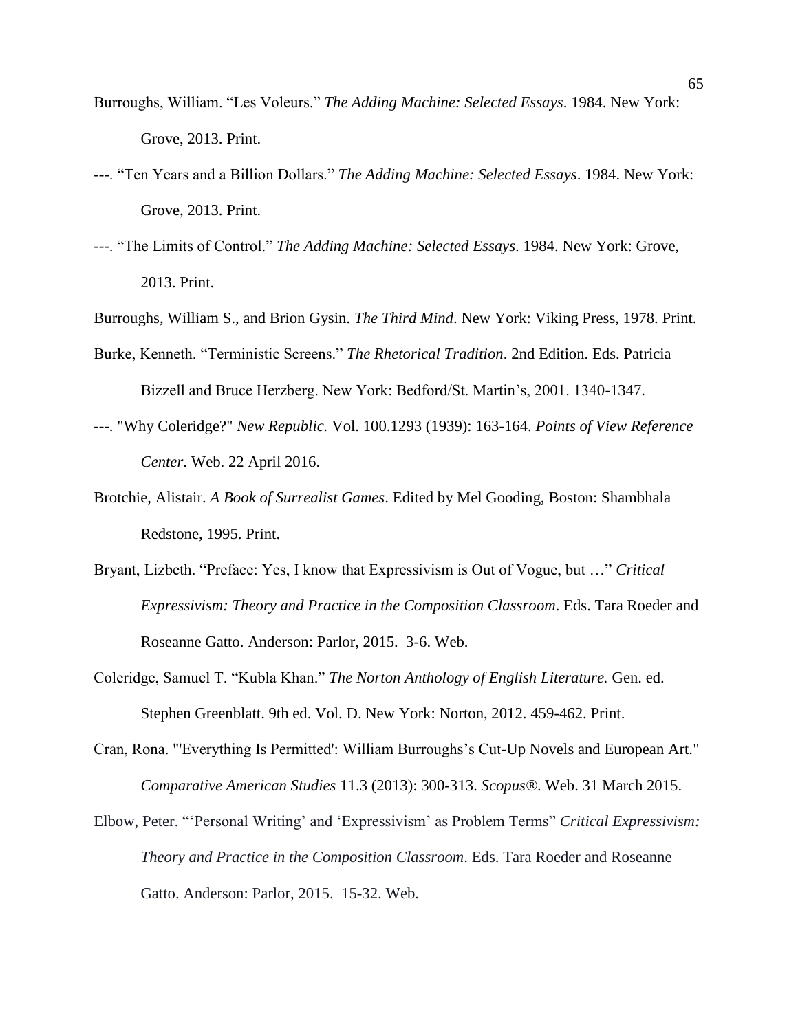Burroughs, William. “Les Voleurs.” *The Adding Machine: Selected Essays*. 1984. New York: Grove, 2013. Print.

---. “Ten Years and a Billion Dollars.” *The Adding Machine: Selected Essays*. 1984. New York: Grove, 2013. Print.

---. “The Limits of Control.” *The Adding Machine: Selected Essays*. 1984. New York: Grove, 2013. Print.

Burroughs, William S., and Brion Gysin. *The Third Mind*. New York: Viking Press, 1978. Print.

Burke, Kenneth. “Terministic Screens.” *The Rhetorical Tradition*. 2nd Edition. Eds. Patricia Bizzell and Bruce Herzberg. New York: Bedford/St. Martin’s, 2001. 1340-1347.

---. "Why Coleridge?" *New Republic.* Vol. 100.1293 (1939): 163-164. *Points of View Reference Center*. Web. 22 April 2016.

Brotchie, Alistair. *A Book of Surrealist Games*. Edited by Mel Gooding, Boston: Shambhala Redstone, 1995. Print.

Bryant, Lizbeth. “Preface: Yes, I know that Expressivism is Out of Vogue, but …” *Critical Expressivism: Theory and Practice in the Composition Classroom*. Eds. Tara Roeder and Roseanne Gatto. Anderson: Parlor, 2015. 3-6. Web.

Coleridge, Samuel T. “Kubla Khan.” *The Norton Anthology of English Literature.* Gen. ed. Stephen Greenblatt. 9th ed. Vol. D. New York: Norton, 2012. 459-462. Print.

Cran, Rona. "'Everything Is Permitted': William Burroughs’s Cut-Up Novels and European Art." *Comparative American Studies* 11.3 (2013): 300-313. *Scopus®*. Web. 31 March 2015.

Elbow, Peter. “‘Personal Writing’ and ‘Expressivism’ as Problem Terms” *Critical Expressivism: Theory and Practice in the Composition Classroom*. Eds. Tara Roeder and Roseanne Gatto. Anderson: Parlor, 2015. 15-32. Web.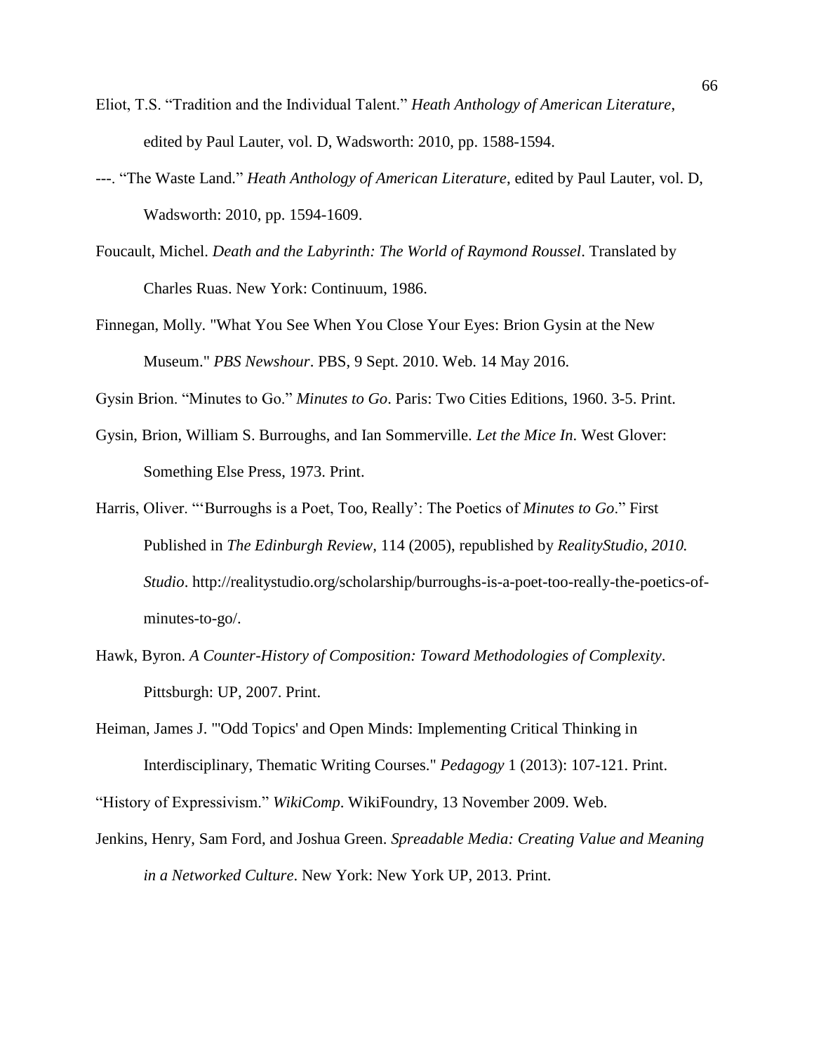Eliot, T.S. “Tradition and the Individual Talent.” *Heath Anthology of American Literature*, edited by Paul Lauter, vol. D, Wadsworth: 2010, pp. 1588-1594.

---. “The Waste Land.” *Heath Anthology of American Literature*, edited by Paul Lauter, vol. D, Wadsworth: 2010, pp. 1594-1609.

Foucault, Michel. *Death and the Labyrinth: The World of Raymond Roussel*. Translated by Charles Ruas. New York: Continuum, 1986.

Finnegan, Molly. "What You See When You Close Your Eyes: Brion Gysin at the New Museum." *PBS Newshour*. PBS, 9 Sept. 2010. Web. 14 May 2016.

Gysin Brion. “Minutes to Go.” *Minutes to Go*. Paris: Two Cities Editions, 1960. 3-5. Print.

Gysin, Brion, William S. Burroughs, and Ian Sommerville. *Let the Mice In*. West Glover: Something Else Press, 1973. Print.

Harris, Oliver. “‘Burroughs is a Poet, Too, Really’: The Poetics of *Minutes to Go*.” First Published in *The Edinburgh Review*, 114 (2005), republished by *RealityStudio, 2010. Studio*. http://realitystudio.org/scholarship/burroughs-is-a-poet-too-really-the-poetics-of-minutes-to-go/.

Hawk, Byron. *A Counter-History of Composition: Toward Methodologies of Complexity*. Pittsburgh: UP, 2007. Print.

Heiman, James J. "'Odd Topics' and Open Minds: Implementing Critical Thinking in Interdisciplinary, Thematic Writing Courses." *Pedagogy* 1 (2013): 107-121. Print.

“History of Expressivism.” *WikiComp*. WikiFoundry, 13 November 2009. Web.

Jenkins, Henry, Sam Ford, and Joshua Green. *Spreadable Media: Creating Value and Meaning in a Networked Culture*. New York: New York UP, 2013. Print.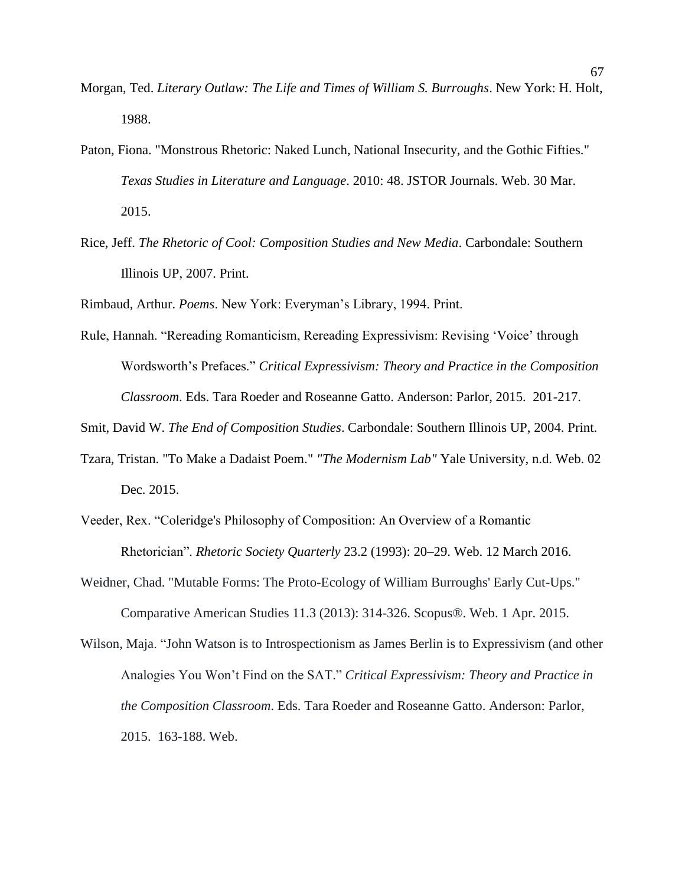Morgan, Ted. *Literary Outlaw: The Life and Times of William S. Burroughs*. New York: H. Holt, 1988.

Paton, Fiona. "Monstrous Rhetoric: Naked Lunch, National Insecurity, and the Gothic Fifties." *Texas Studies in Literature and Language*. 2010: 48. JSTOR Journals. Web. 30 Mar. 2015.

Rice, Jeff. *The Rhetoric of Cool: Composition Studies and New Media*. Carbondale: Southern Illinois UP, 2007. Print.

Rimbaud, Arthur. *Poems*. New York: Everyman's Library, 1994. Print.

Rule, Hannah. "Rereading Romanticism, Rereading Expressivism: Revising 'Voice' through Wordsworth's Prefaces." *Critical Expressivism: Theory and Practice in the Composition Classroom*. Eds. Tara Roeder and Roseanne Gatto. Anderson: Parlor, 2015. 201-217.

Smit, David W. *The End of Composition Studies*. Carbondale: Southern Illinois UP, 2004. Print.

Tzara, Tristan. "To Make a Dadaist Poem." *"The Modernism Lab"* Yale University, n.d. Web. 02 Dec. 2015.

Veeder, Rex. "Coleridge's Philosophy of Composition: An Overview of a Romantic Rhetorician". *Rhetoric Society Quarterly* 23.2 (1993): 20–29. Web. 12 March 2016.

Weidner, Chad. "Mutable Forms: The Proto-Ecology of William Burroughs' Early Cut-Ups." Comparative American Studies 11.3 (2013): 314-326. Scopus®. Web. 1 Apr. 2015.

Wilson, Maja. "John Watson is to Introspectionism as James Berlin is to Expressivism (and other Analogies You Won't Find on the SAT." *Critical Expressivism: Theory and Practice in the Composition Classroom*. Eds. Tara Roeder and Roseanne Gatto. Anderson: Parlor, 2015. 163-188. Web.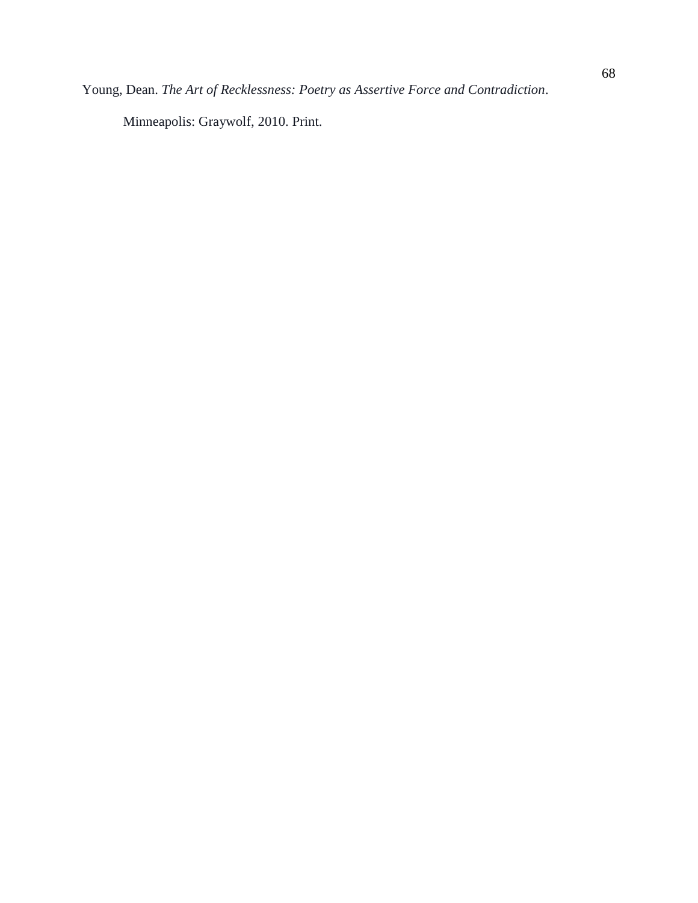Young, Dean. *The Art of Recklessness: Poetry as Assertive Force and Contradiction*. Minneapolis: Graywolf, 2010. Print.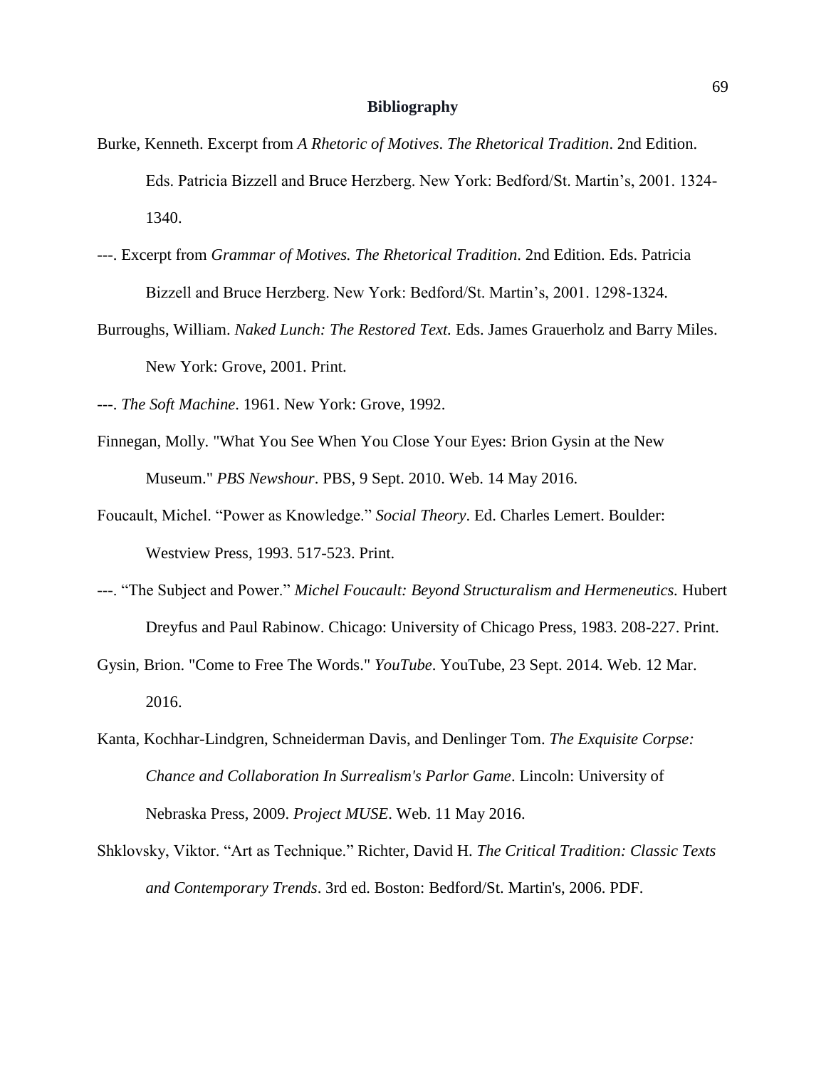## Bibliography

Burke, Kenneth. Excerpt from *A Rhetoric of Motives*. *The Rhetorical Tradition*. 2nd Edition. Eds. Patricia Bizzell and Bruce Herzberg. New York: Bedford/St. Martin's, 2001. 1324-1340.

---. Excerpt from *Grammar of Motives. The Rhetorical Tradition*. 2nd Edition. Eds. Patricia Bizzell and Bruce Herzberg. New York: Bedford/St. Martin's, 2001. 1298-1324.

Burroughs, William. *Naked Lunch: The Restored Text.* Eds. James Grauerholz and Barry Miles. New York: Grove, 2001. Print.

---. *The Soft Machine*. 1961. New York: Grove, 1992.

Finnegan, Molly. "What You See When You Close Your Eyes: Brion Gysin at the New Museum." *PBS Newshour*. PBS, 9 Sept. 2010. Web. 14 May 2016.

Foucault, Michel. "Power as Knowledge." *Social Theory*. Ed. Charles Lemert. Boulder: Westview Press, 1993. 517-523. Print.

---. "The Subject and Power." *Michel Foucault: Beyond Structuralism and Hermeneutics.* Hubert Dreyfus and Paul Rabinow. Chicago: University of Chicago Press, 1983. 208-227. Print.

Gysin, Brion. "Come to Free The Words." *YouTube*. YouTube, 23 Sept. 2014. Web. 12 Mar. 2016.

Kanta, Kochhar-Lindgren, Schneiderman Davis, and Denlinger Tom. *The Exquisite Corpse: Chance and Collaboration In Surrealism's Parlor Game*. Lincoln: University of Nebraska Press, 2009. *Project MUSE*. Web. 11 May 2016.

Shklovsky, Viktor. "Art as Technique." Richter, David H. *The Critical Tradition: Classic Texts and Contemporary Trends*. 3rd ed. Boston: Bedford/St. Martin's, 2006. PDF.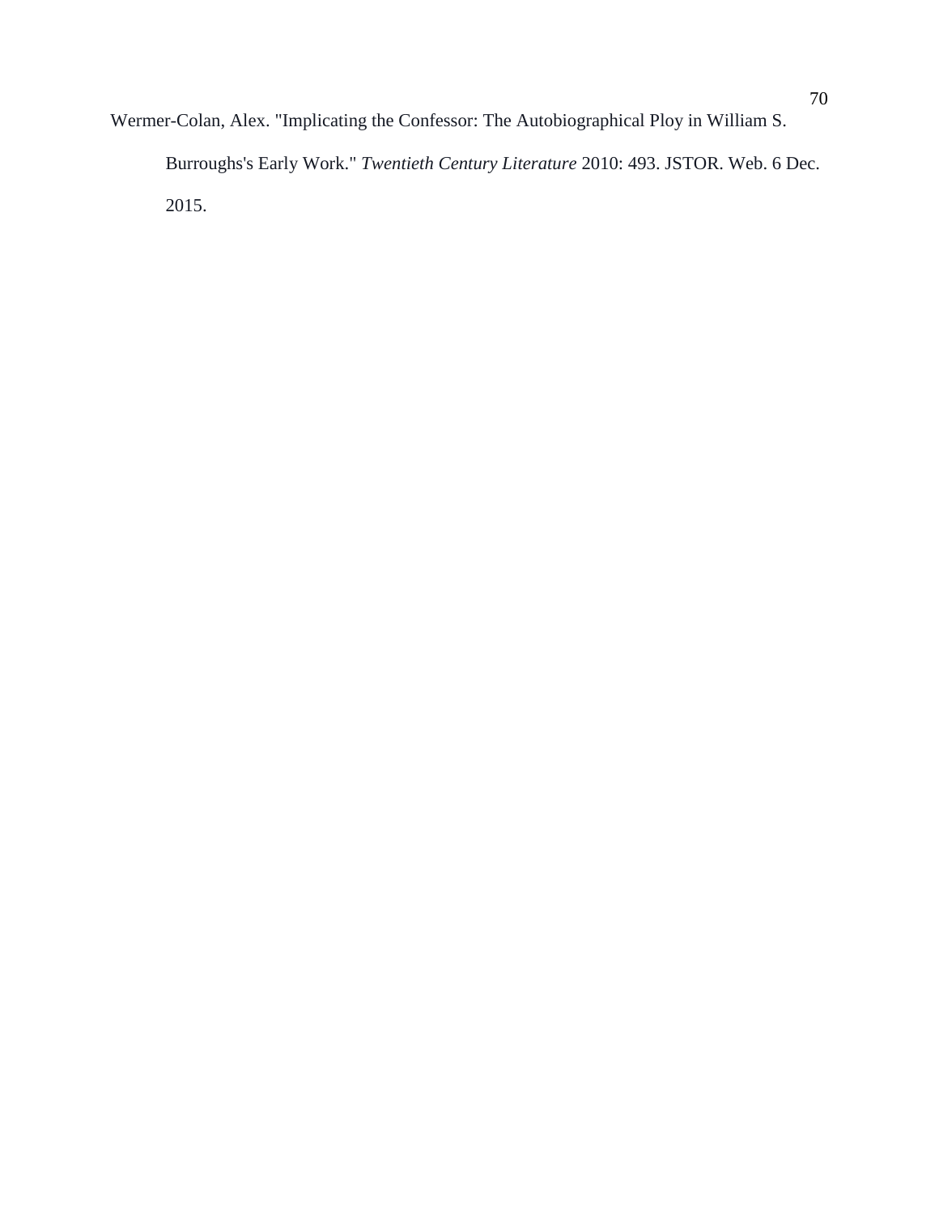Wermer-Colan, Alex. "Implicating the Confessor: The Autobiographical Ploy in William S. Burroughs's Early Work." *Twentieth Century Literature* 2010: 493. JSTOR. Web. 6 Dec. 2015.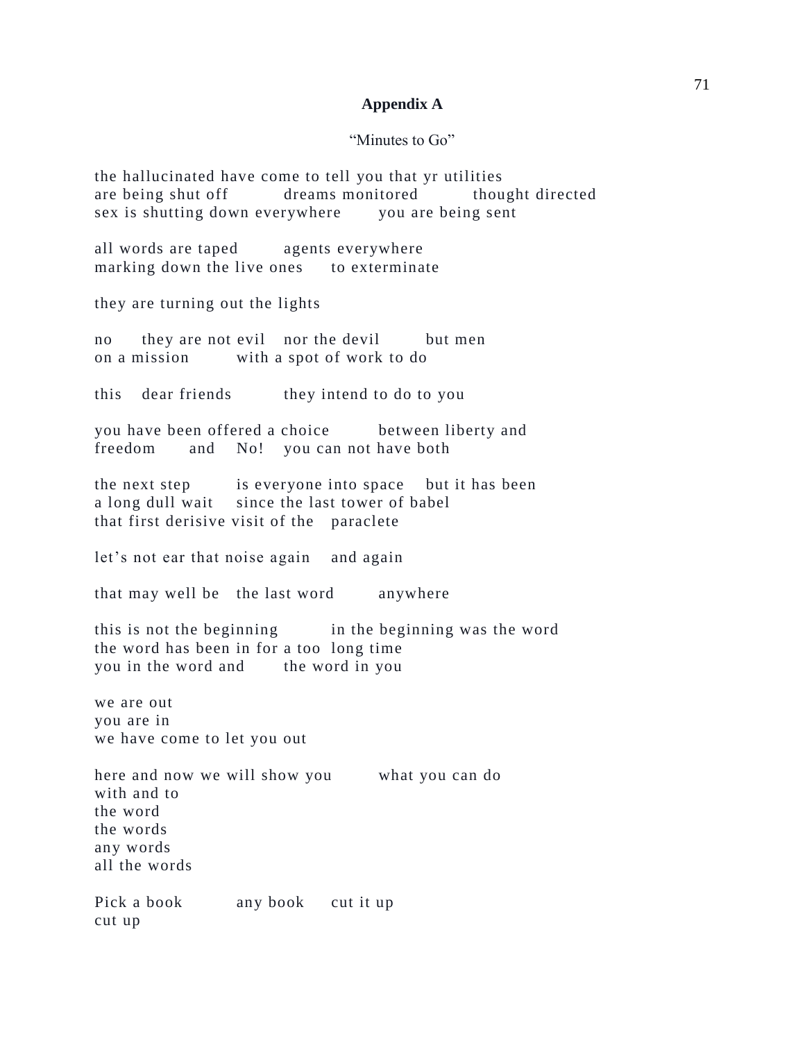## Appendix A

"Minutes to Go"

the hallucinated have come to tell you that yr utilities
are being shut off      dreams monitored      thought directed
sex is shutting down everywhere      you are being sent

all words are taped      agents everywhere
marking down the live ones      to exterminate

they are turning out the lights

no      they are not evil      nor the devil      but men
on a mission      with a spot of work to do

this      dear friends      they intend to do to you

you have been offered a choice      between liberty and
freedom      and      No!      you can not have both

the next step      is everyone into space      but it has been
a long dull wait      since the last tower of babel
that first derisive visit of the      paraclete

let's not ear that noise again      and again

that may well be      the last word      anywhere

this is not the beginning      in the beginning was the word
the word has been in for a too      long time
you in the word and      the word in you

we are out
you are in
we have come to let you out

here and now we will show you      what you can do
with and to
the word
the words
any words
all the words

Pick a book      any book      cut it up
cut up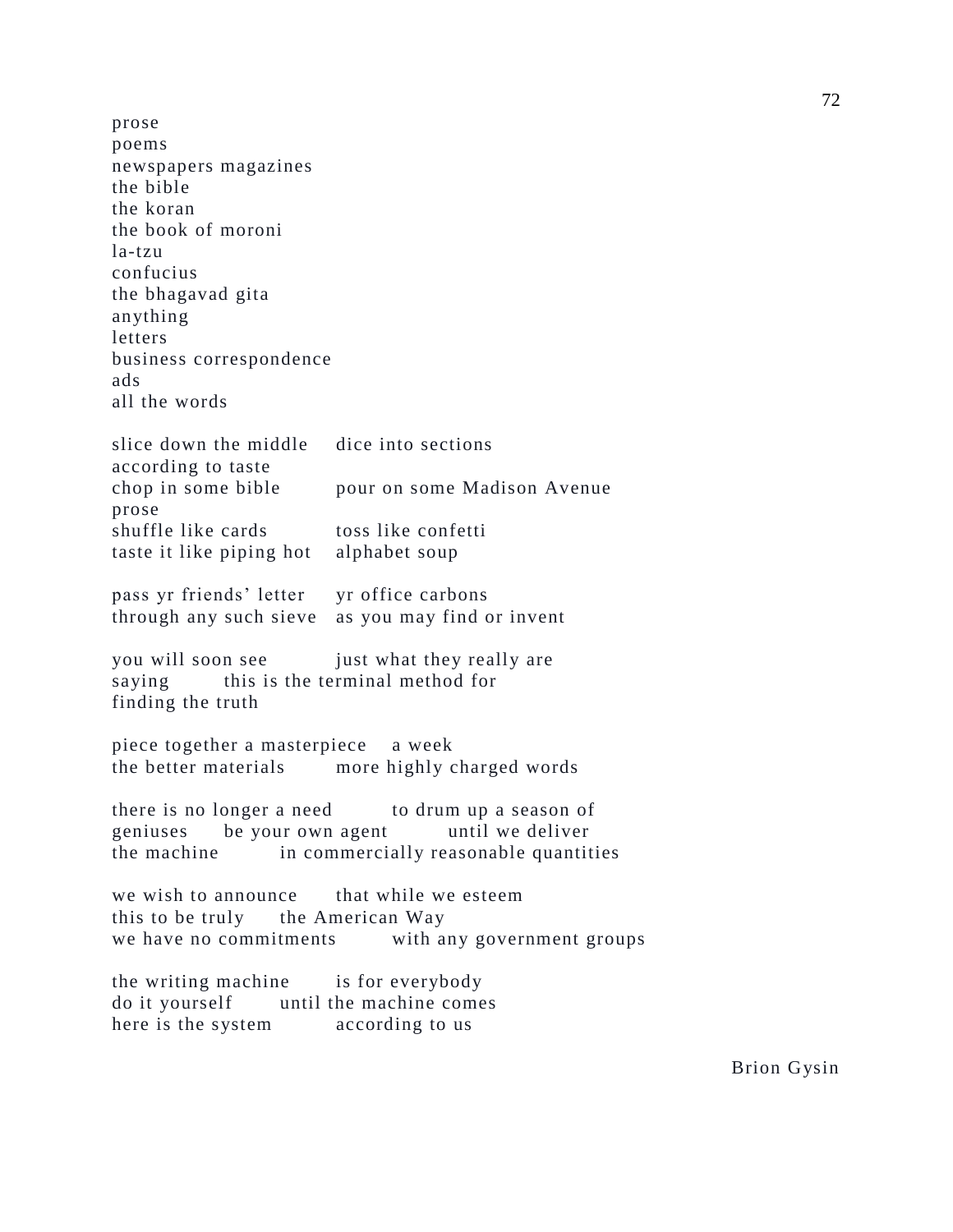prose
poems
newspapers magazines
the bible
the koran
the book of moroni
la-tzu
confucius
the bhagavad gita
anything
letters
business correspondence
ads
all the words

slice down the middle    dice into sections
according to taste
chop in some bible    pour on some Madison Avenue
prose
shuffle like cards    toss like confetti
taste it like piping hot    alphabet soup

pass yr friends' letter    yr office carbons
through any such sieve    as you may find or invent

you will soon see    just what they really are
saying    this is the terminal method for
finding the truth

piece together a masterpiece    a week
the better materials    more highly charged words

there is no longer a need    to drum up a season of
geniuses    be your own agent    until we deliver
the machine    in commercially reasonable quantities

we wish to announce    that while we esteem
this to be truly    the American Way
we have no commitments    with any government groups

the writing machine    is for everybody
do it yourself    until the machine comes
here is the system    according to us

Brion Gysin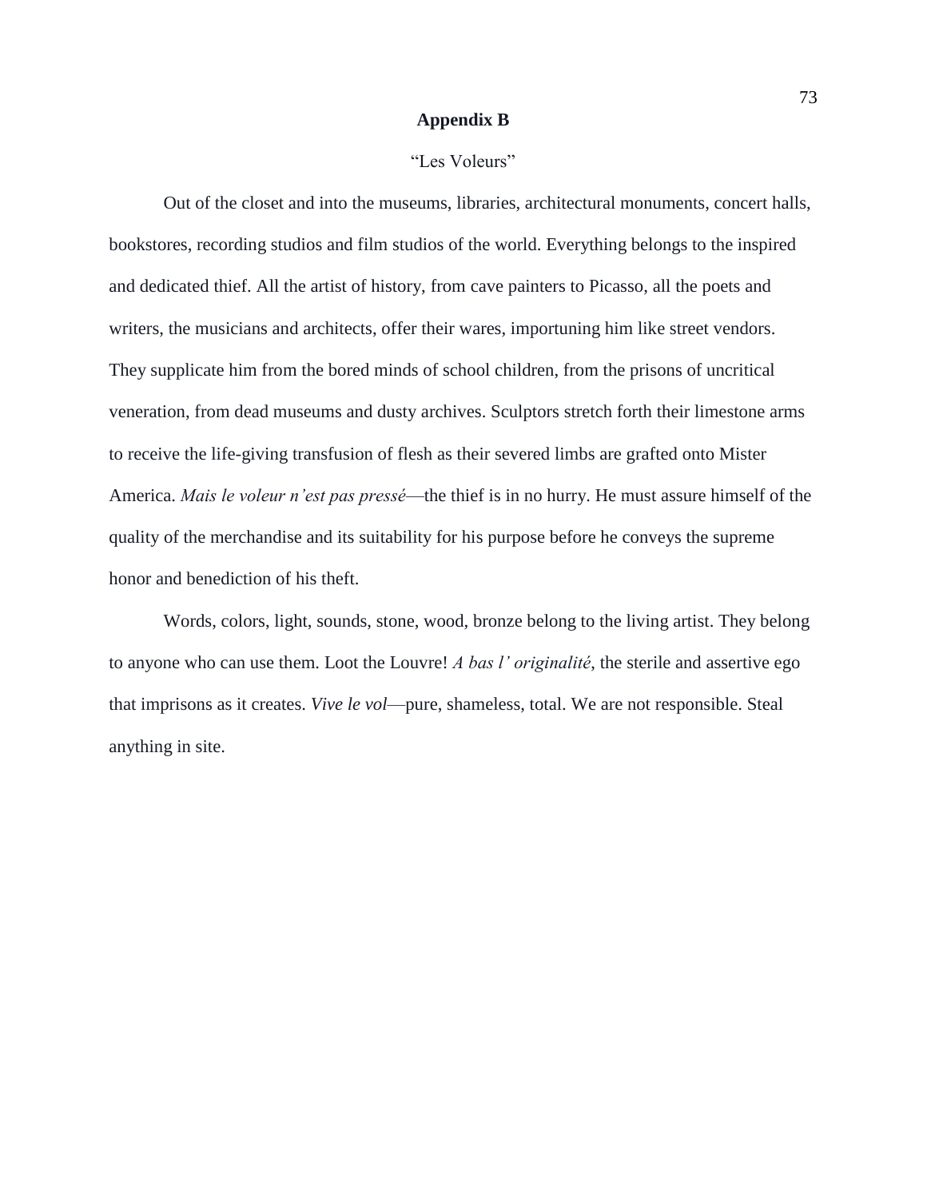# Appendix B

"Les Voleurs"

Out of the closet and into the museums, libraries, architectural monuments, concert halls, bookstores, recording studios and film studios of the world. Everything belongs to the inspired and dedicated thief. All the artist of history, from cave painters to Picasso, all the poets and writers, the musicians and architects, offer their wares, importuning him like street vendors. They supplicate him from the bored minds of school children, from the prisons of uncritical veneration, from dead museums and dusty archives. Sculptors stretch forth their limestone arms to receive the life-giving transfusion of flesh as their severed limbs are grafted onto Mister America. *Mais le voleur n'est pas pressé*—the thief is in no hurry. He must assure himself of the quality of the merchandise and its suitability for his purpose before he conveys the supreme honor and benediction of his theft.

Words, colors, light, sounds, stone, wood, bronze belong to the living artist. They belong to anyone who can use them. Loot the Louvre! *A bas l' originalité*, the sterile and assertive ego that imprisons as it creates. *Vive le vol*—pure, shameless, total. We are not responsible. Steal anything in site.